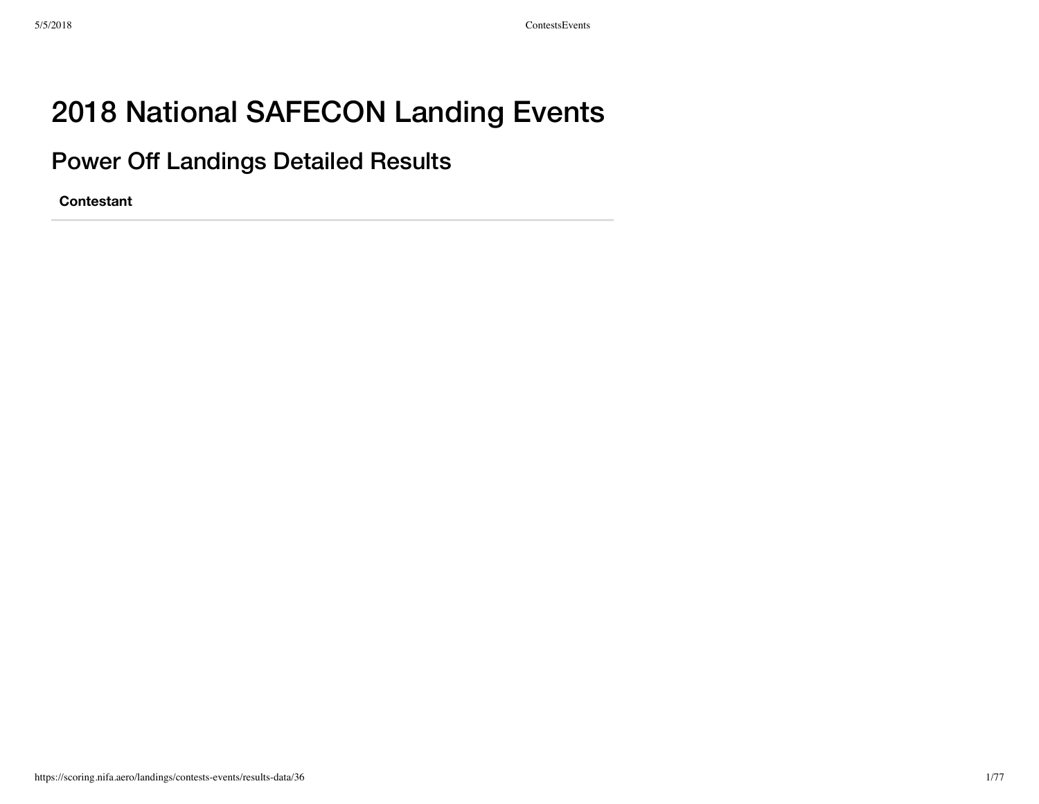# 2018 National SAFECON Landing Events

## Power Off Landings Detailed Results

| Contestant |
| --- |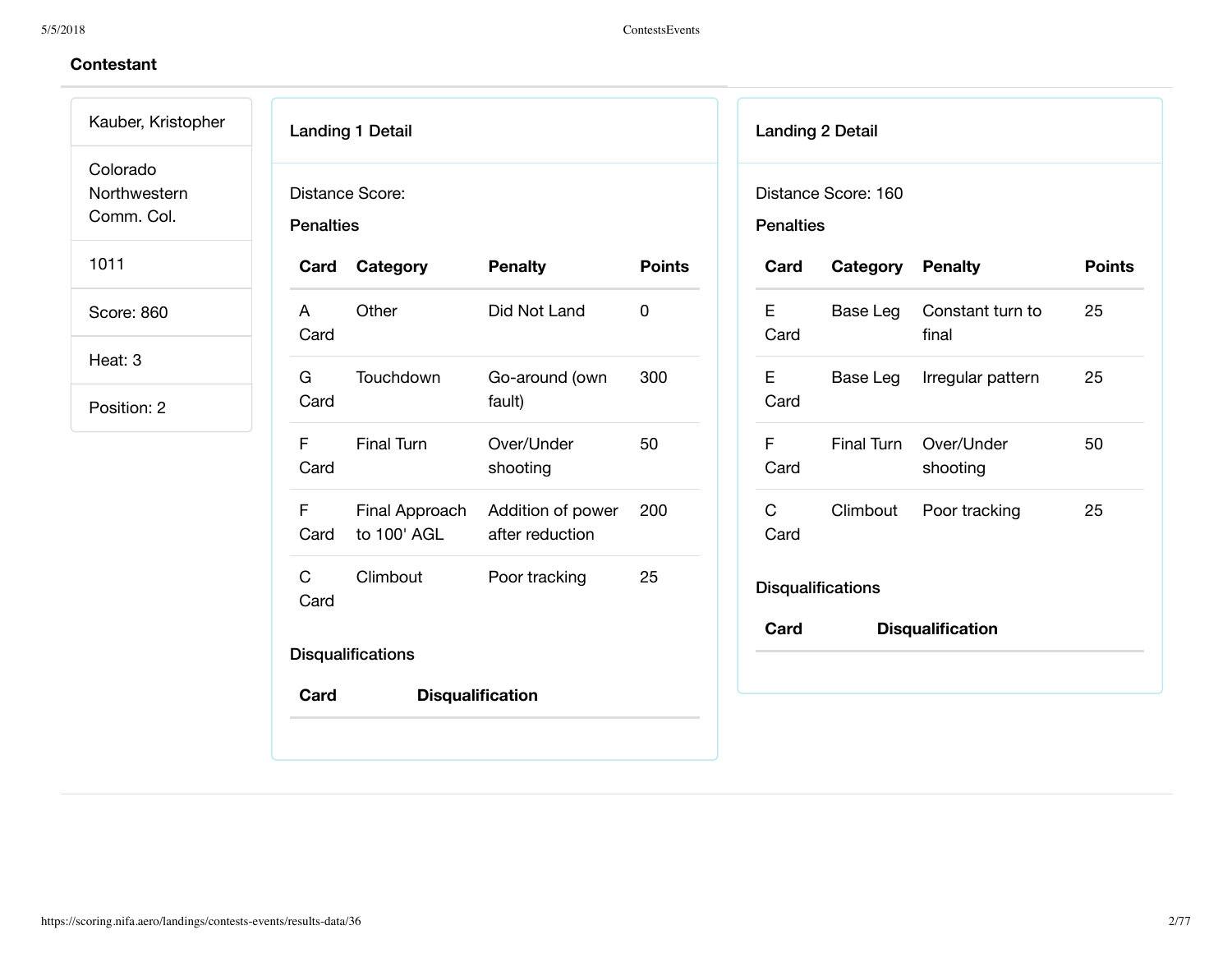## Contestant

Kauber, Kristopher

Colorado Northwestern Comm. Col.

1011

Score: 860

Heat: 3

Position: 2

### Landing 1 Detail

Distance Score:

**Penalties**

| Card | Category | Penalty | Points |
|---|---|---|---|
| A Card | Other | Did Not Land | 0 |
| G Card | Touchdown | Go-around (own fault) | 300 |
| F Card | Final Turn | Over/Under shooting | 50 |
| F Card | Final Approach to 100' AGL | Addition of power after reduction | 200 |
| C Card | Climbout | Poor tracking | 25 |

**Disqualifications**

| Card | Disqualification |
|---|---|

### Landing 2 Detail

Distance Score: 160

**Penalties**

| Card | Category | Penalty | Points |
|---|---|---|---|
| E Card | Base Leg | Constant turn to final | 25 |
| E Card | Base Leg | Irregular pattern | 25 |
| F Card | Final Turn | Over/Under shooting | 50 |
| C Card | Climbout | Poor tracking | 25 |

**Disqualifications**

| Card | Disqualification |
|---|---|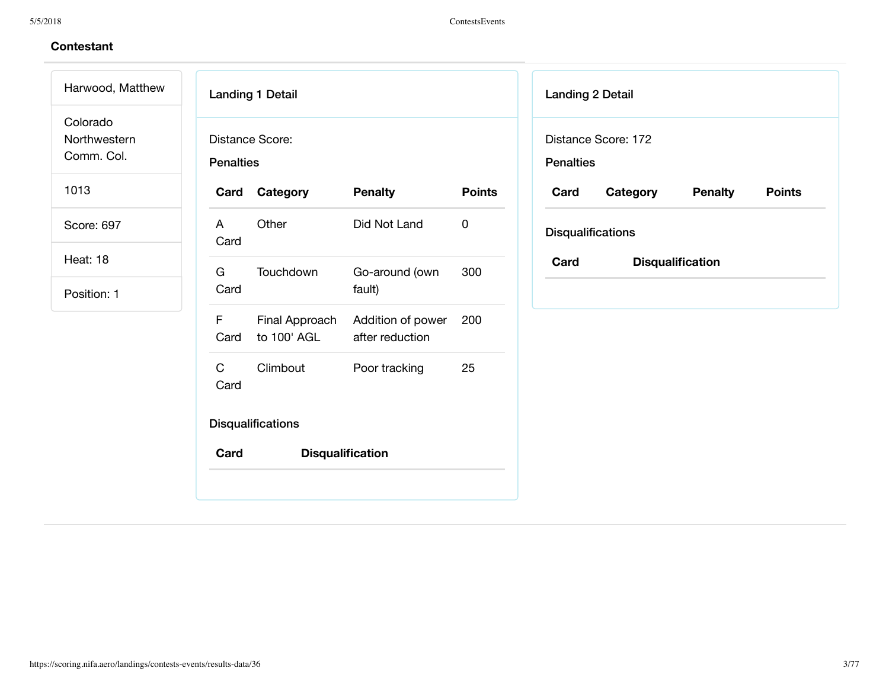## Contestant

| |
|---|
| Harwood, Matthew |
| Colorado Northwestern Comm. Col. |
| 1013 |
| Score: 697 |
| Heat: 18 |
| Position: 1 |

### Landing 1 Detail

Distance Score:

**Penalties**

| Card | Category | Penalty | Points |
|---|---|---|---|
| A Card | Other | Did Not Land | 0 |
| G Card | Touchdown | Go-around (own fault) | 300 |
| F Card | Final Approach to 100' AGL | Addition of power after reduction | 200 |
| C Card | Climbout | Poor tracking | 25 |

**Disqualifications**

| Card | Disqualification |
|---|---|

### Landing 2 Detail

Distance Score: 172

**Penalties**

| Card | Category | Penalty | Points |
|---|---|---|---|

**Disqualifications**

| Card | Disqualification |
|---|---|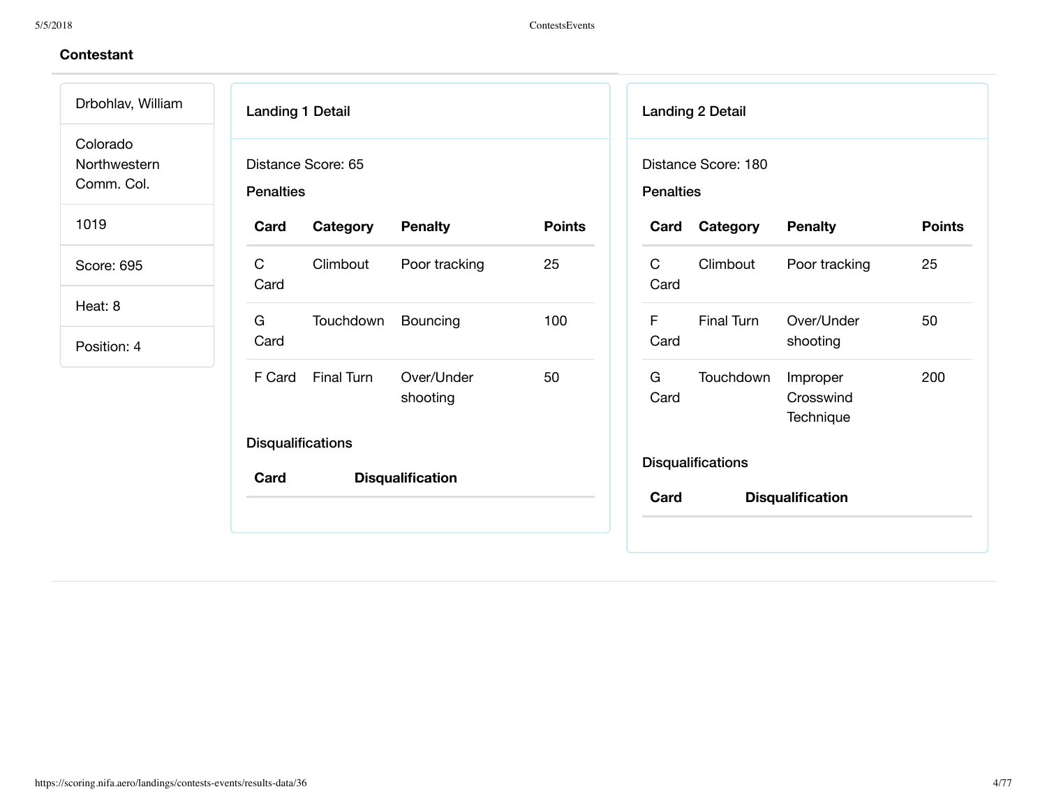## Contestant

Drbohlav, William

Colorado Northwestern Comm. Col.

1019

Score: 695

Heat: 8

Position: 4

### Landing 1 Detail

Distance Score: 65

**Penalties**

| Card | Category | Penalty | Points |
|---|---|---|---|
| C Card | Climbout | Poor tracking | 25 |
| G Card | Touchdown | Bouncing | 100 |
| F Card | Final Turn | Over/Under shooting | 50 |

**Disqualifications**

| Card | Disqualification |
|---|---|

### Landing 2 Detail

Distance Score: 180

**Penalties**

| Card | Category | Penalty | Points |
|---|---|---|---|
| C Card | Climbout | Poor tracking | 25 |
| F Card | Final Turn | Over/Under shooting | 50 |
| G Card | Touchdown | Improper Crosswind Technique | 200 |

**Disqualifications**

| Card | Disqualification |
|---|---|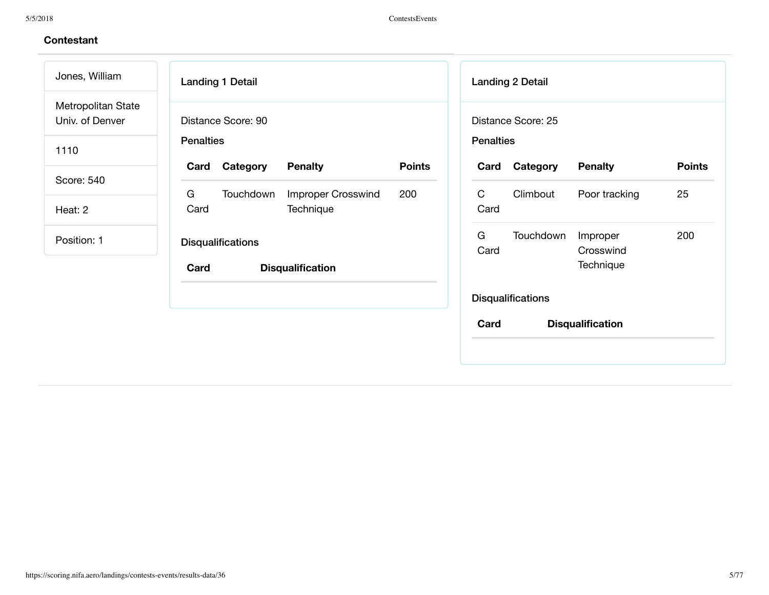## Contestant

Jones, William

Metropolitan State Univ. of Denver

1110

Score: 540

Heat: 2

Position: 1

### Landing 1 Detail

Distance Score: 90

**Penalties**

| Card | Category | Penalty | Points |
|---|---|---|---|
| G Card | Touchdown | Improper Crosswind Technique | 200 |

**Disqualifications**

| Card | Disqualification |
|---|---|

### Landing 2 Detail

Distance Score: 25

**Penalties**

| Card | Category | Penalty | Points |
|---|---|---|---|
| C Card | Climbout | Poor tracking | 25 |
| G Card | Touchdown | Improper Crosswind Technique | 200 |

**Disqualifications**

| Card | Disqualification |
|---|---|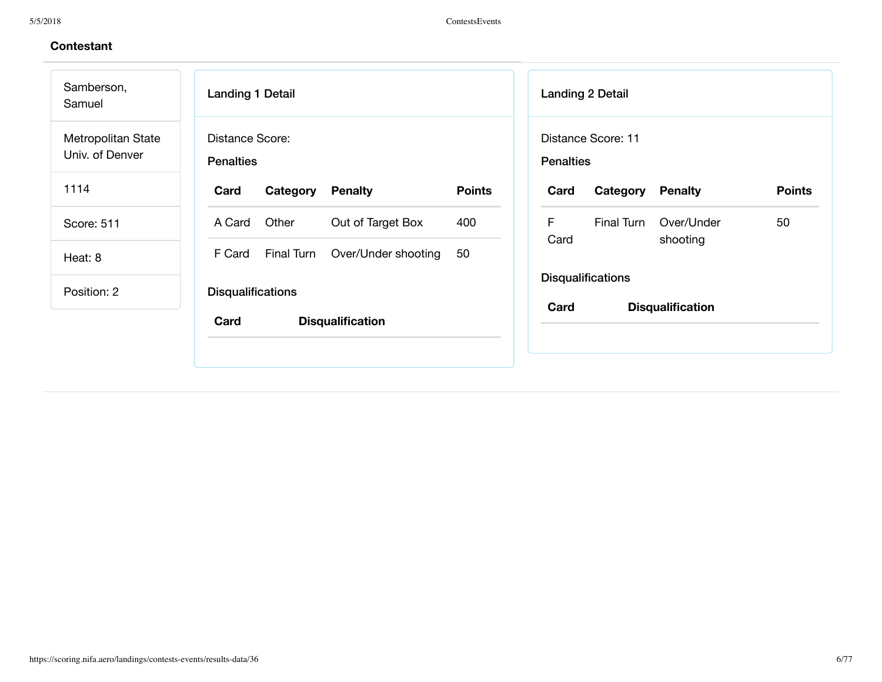**Contestant**

Samberson, Samuel

Metropolitan State Univ. of Denver

1114

Score: 511

Heat: 8

Position: 2

**Landing 1 Detail**

Distance Score:

**Penalties**

| Card | Category | Penalty | Points |
|---|---|---|---|
| A Card | Other | Out of Target Box | 400 |
| F Card | Final Turn | Over/Under shooting | 50 |

**Disqualifications**

| Card | Disqualification |
|---|---|

**Landing 2 Detail**

Distance Score: 11

**Penalties**

| Card | Category | Penalty | Points |
|---|---|---|---|
| F Card | Final Turn | Over/Under shooting | 50 |

**Disqualifications**

| Card | Disqualification |
|---|---|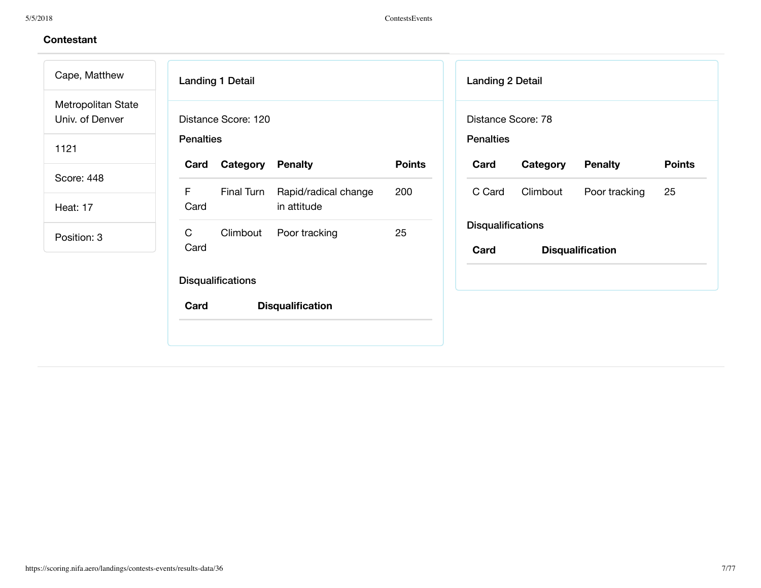## Contestant

Cape, Matthew

Metropolitan State Univ. of Denver

1121

Score: 448

Heat: 17

Position: 3

### Landing 1 Detail

Distance Score: 120

**Penalties**

| Card | Category | Penalty | Points |
|---|---|---|---|
| F Card | Final Turn | Rapid/radical change in attitude | 200 |
| C Card | Climbout | Poor tracking | 25 |

**Disqualifications**

| Card | Disqualification |
|---|---|

### Landing 2 Detail

Distance Score: 78

**Penalties**

| Card | Category | Penalty | Points |
|---|---|---|---|
| C Card | Climbout | Poor tracking | 25 |

**Disqualifications**

| Card | Disqualification |
|---|---|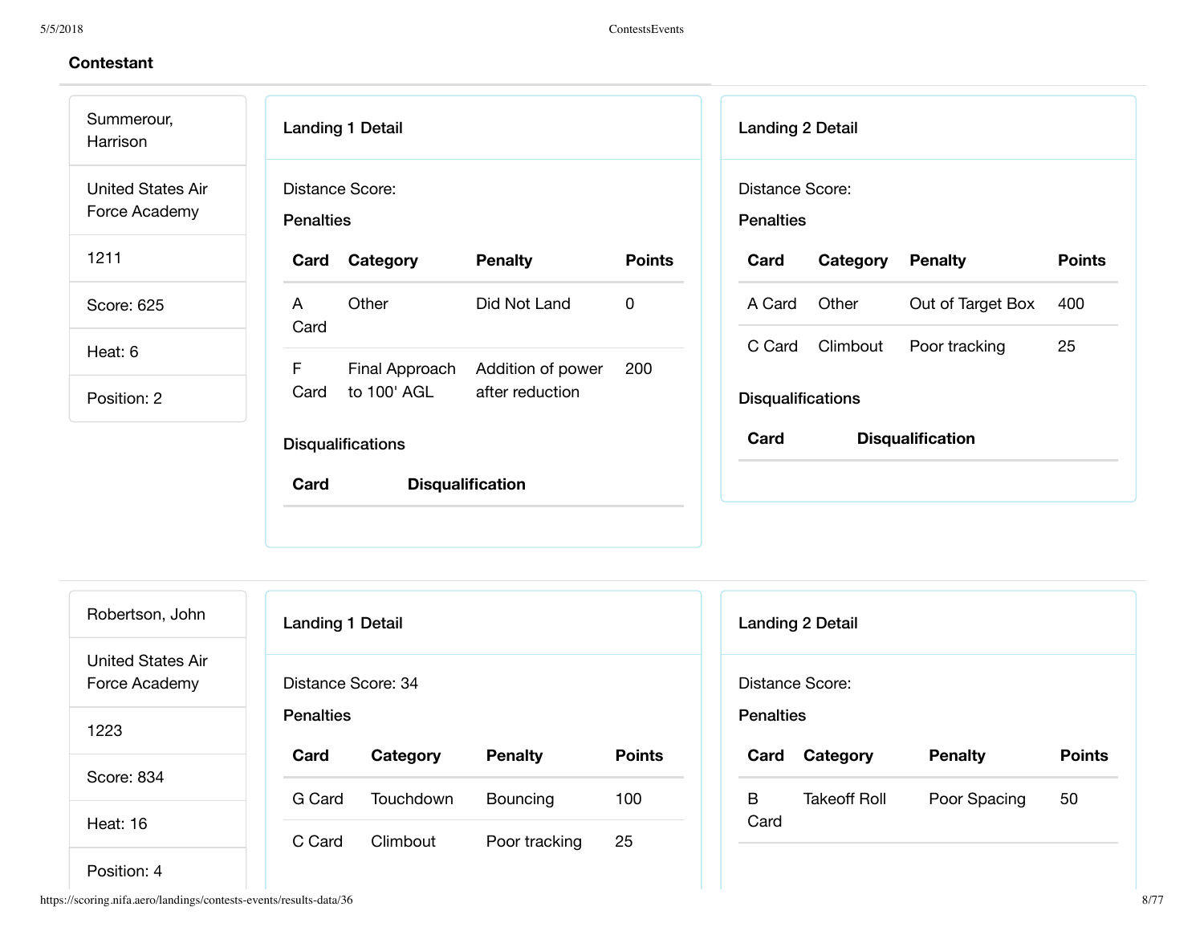## Contestant

Summerour, Harrison

United States Air Force Academy

1211

Score: 625

Heat: 6

Position: 2

### Landing 1 Detail

Distance Score:

**Penalties**

| Card | Category | Penalty | Points |
|---|---|---|---|
| A Card | Other | Did Not Land | 0 |
| F Card | Final Approach to 100' AGL | Addition of power after reduction | 200 |

**Disqualifications**

| Card | Disqualification |
|---|---|

### Landing 2 Detail

Distance Score:

**Penalties**

| Card | Category | Penalty | Points |
|---|---|---|---|
| A Card | Other | Out of Target Box | 400 |
| C Card | Climbout | Poor tracking | 25 |

**Disqualifications**

| Card | Disqualification |
|---|---|

---

Robertson, John

United States Air Force Academy

1223

Score: 834

Heat: 16

Position: 4

### Landing 1 Detail

Distance Score: 34

**Penalties**

| Card | Category | Penalty | Points |
|---|---|---|---|
| G Card | Touchdown | Bouncing | 100 |
| C Card | Climbout | Poor tracking | 25 |

### Landing 2 Detail

Distance Score:

**Penalties**

| Card | Category | Penalty | Points |
|---|---|---|---|
| B Card | Takeoff Roll | Poor Spacing | 50 |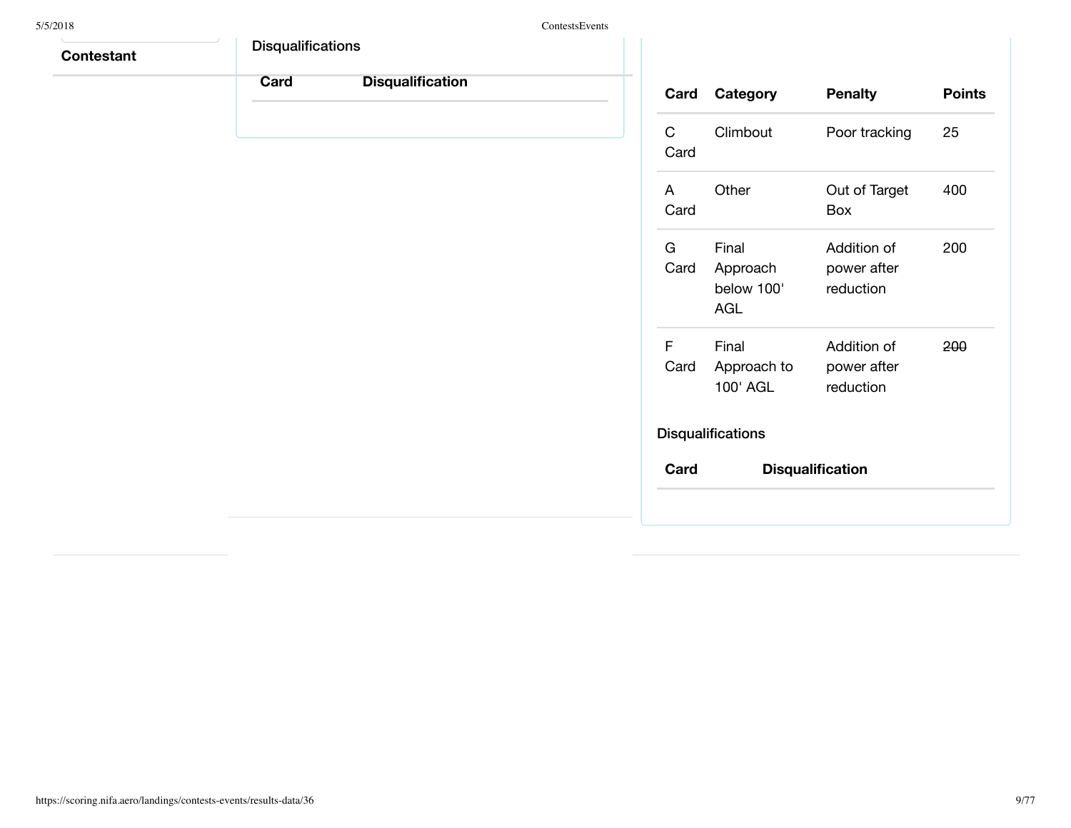**Contestant**

### Disqualifications

| Card | Disqualification |
|---|---|

| Card | Category | Penalty | Points |
|---|---|---|---|
| C Card | Climbout | Poor tracking | 25 |
| A Card | Other | Out of Target Box | 400 |
| G Card | Final Approach below 100' AGL | Addition of power after reduction | 200 |
| F Card | Final Approach to 100' AGL | Addition of power after reduction | ~~200~~ |

### Disqualifications

| Card | Disqualification |
|---|---|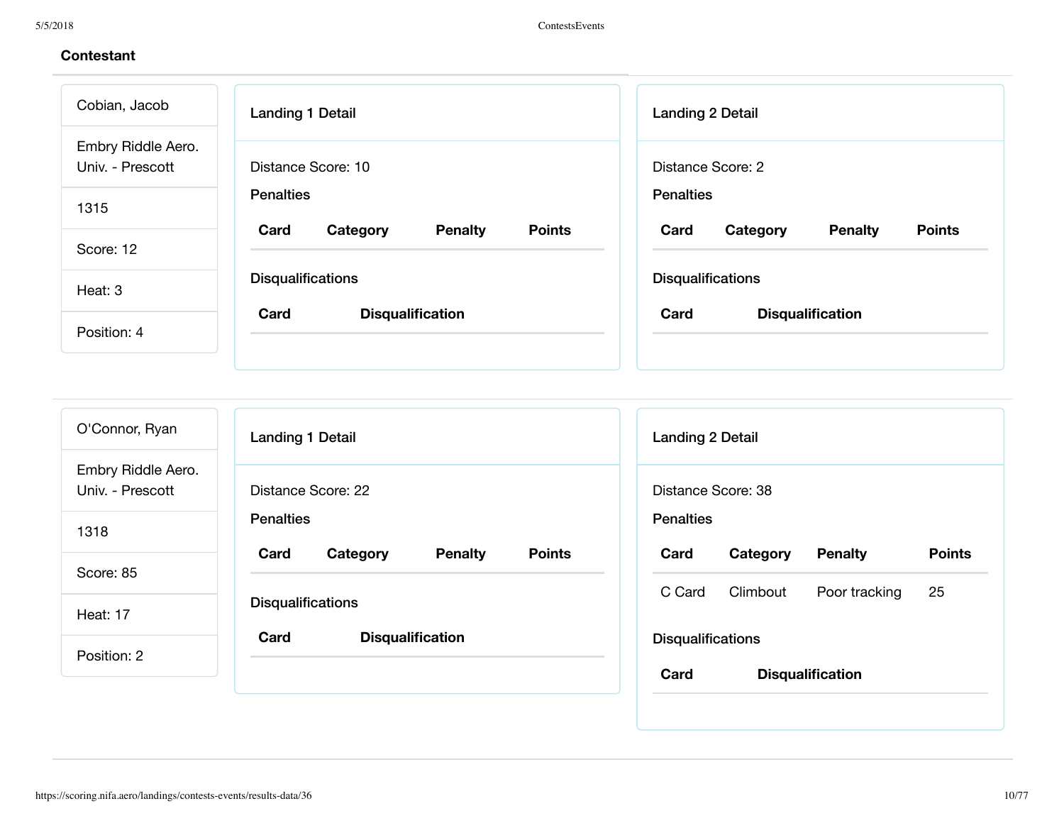## Contestant

Cobian, Jacob

Embry Riddle Aero. Univ. - Prescott

1315

Score: 12

Heat: 3

Position: 4

### Landing 1 Detail

Distance Score: 10

**Penalties**

| Card | Category | Penalty | Points |
| --- | --- | --- | --- |

**Disqualifications**

| Card | Disqualification |
| --- | --- |

### Landing 2 Detail

Distance Score: 2

**Penalties**

| Card | Category | Penalty | Points |
| --- | --- | --- | --- |

**Disqualifications**

| Card | Disqualification |
| --- | --- |

---

O'Connor, Ryan

Embry Riddle Aero. Univ. - Prescott

1318

Score: 85

Heat: 17

Position: 2

### Landing 1 Detail

Distance Score: 22

**Penalties**

| Card | Category | Penalty | Points |
| --- | --- | --- | --- |

**Disqualifications**

| Card | Disqualification |
| --- | --- |

### Landing 2 Detail

Distance Score: 38

**Penalties**

| Card | Category | Penalty | Points |
| --- | --- | --- | --- |
| C Card | Climbout | Poor tracking | 25 |

**Disqualifications**

| Card | Disqualification |
| --- | --- |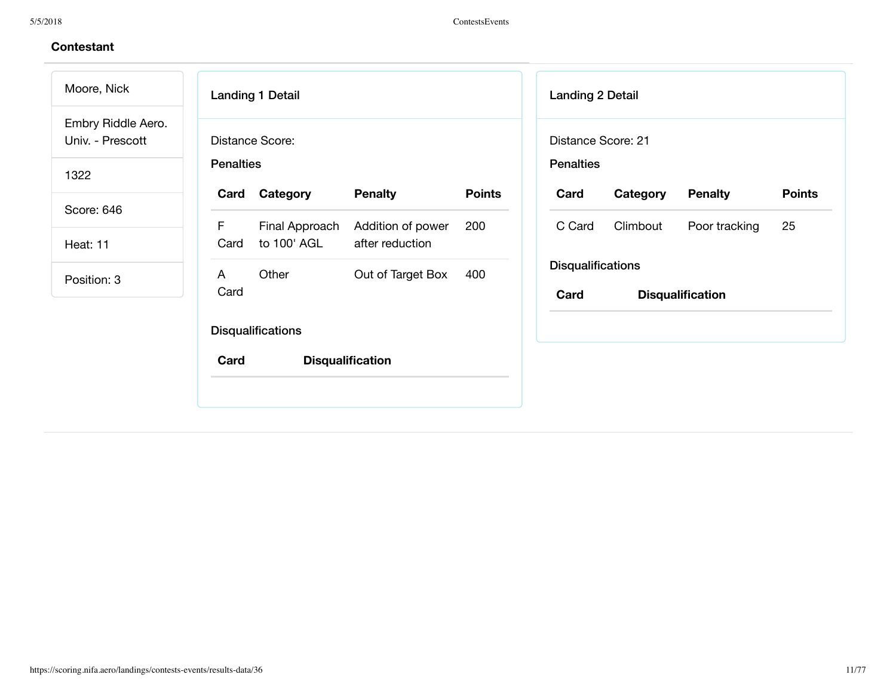## Contestant

Moore, Nick

Embry Riddle Aero. Univ. - Prescott

1322

Score: 646

Heat: 11

Position: 3

### Landing 1 Detail

Distance Score:

**Penalties**

| Card | Category | Penalty | Points |
|---|---|---|---|
| F Card | Final Approach to 100' AGL | Addition of power after reduction | 200 |
| A Card | Other | Out of Target Box | 400 |

**Disqualifications**

| Card | Disqualification |
|---|---|

### Landing 2 Detail

Distance Score: 21

**Penalties**

| Card | Category | Penalty | Points |
|---|---|---|---|
| C Card | Climbout | Poor tracking | 25 |

**Disqualifications**

| Card | Disqualification |
|---|---|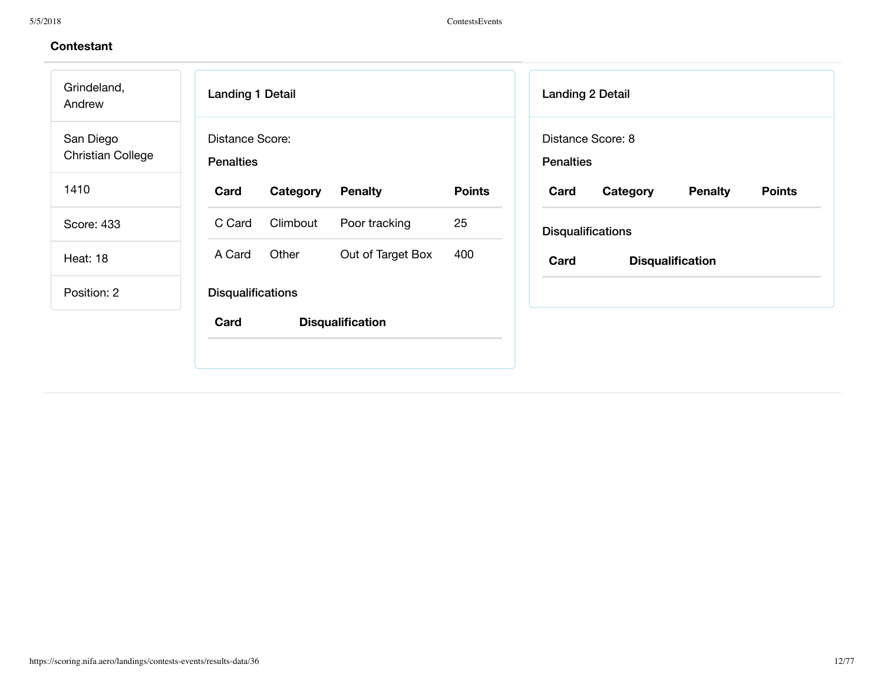## Contestant

Grindeland, Andrew

San Diego Christian College

1410

Score: 433

Heat: 18

Position: 2

### Landing 1 Detail

Distance Score:

**Penalties**

| Card | Category | Penalty | Points |
| --- | --- | --- | --- |
| C Card | Climbout | Poor tracking | 25 |
| A Card | Other | Out of Target Box | 400 |

**Disqualifications**

| Card | Disqualification |
| --- | --- |

### Landing 2 Detail

Distance Score: 8

**Penalties**

| Card | Category | Penalty | Points |
| --- | --- | --- | --- |

**Disqualifications**

| Card | Disqualification |
| --- | --- |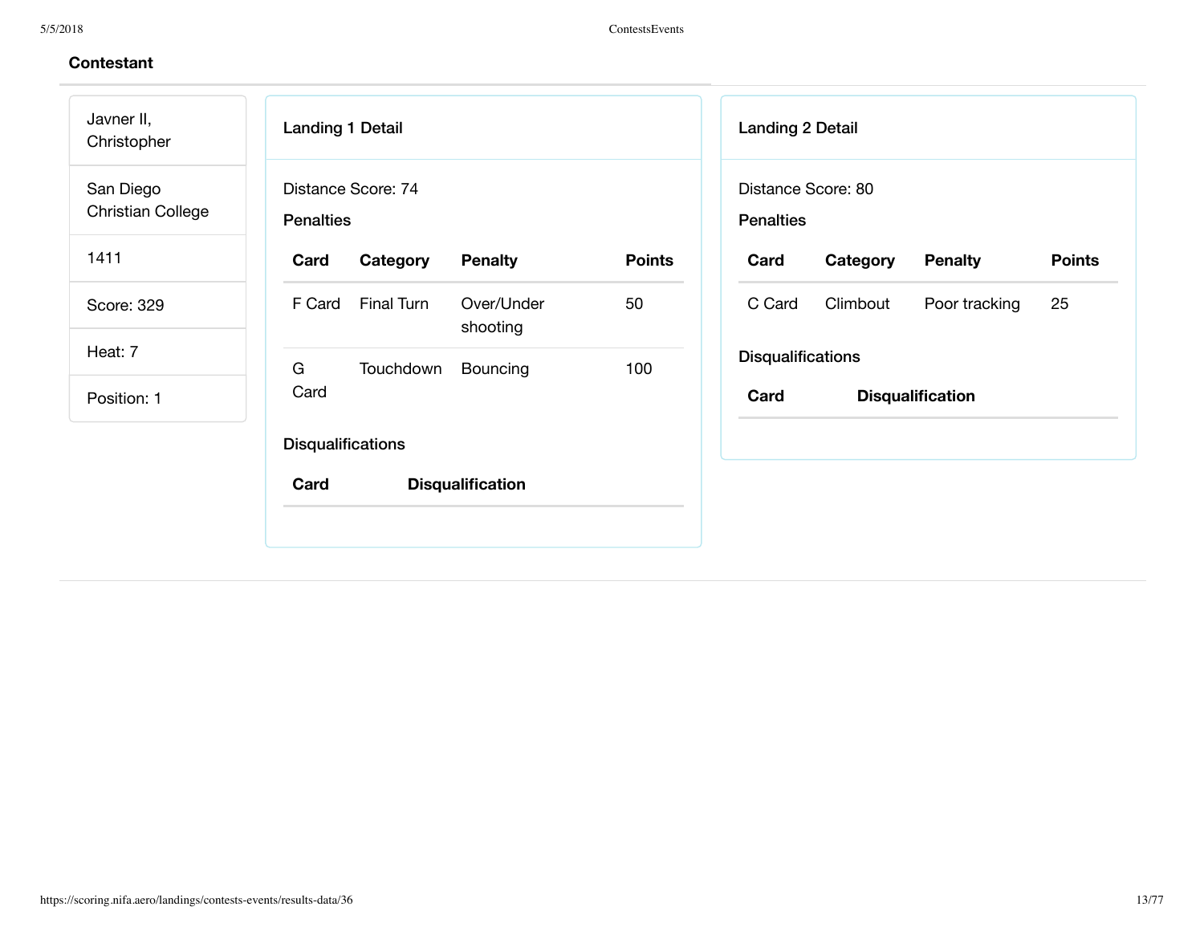## Contestant

Javner II, Christopher

San Diego Christian College

1411

Score: 329

Heat: 7

Position: 1

### Landing 1 Detail

Distance Score: 74

**Penalties**

| Card | Category | Penalty | Points |
|---|---|---|---|
| F Card | Final Turn | Over/Under shooting | 50 |
| G Card | Touchdown | Bouncing | 100 |

**Disqualifications**

| Card | Disqualification |
|---|---|

### Landing 2 Detail

Distance Score: 80

**Penalties**

| Card | Category | Penalty | Points |
|---|---|---|---|
| C Card | Climbout | Poor tracking | 25 |

**Disqualifications**

| Card | Disqualification |
|---|---|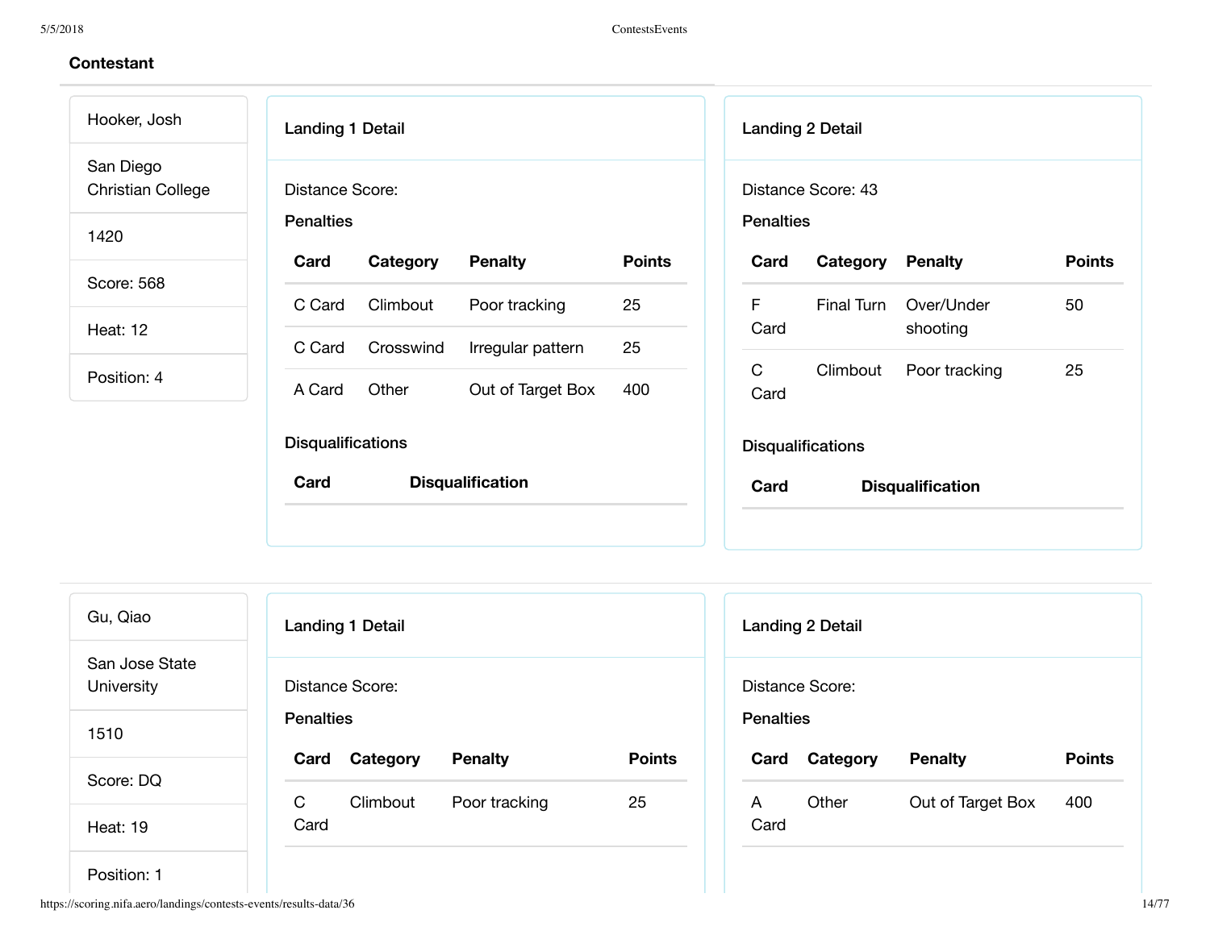## Contestant

Hooker, Josh

San Diego Christian College

1420

Score: 568

Heat: 12

Position: 4

### Landing 1 Detail

Distance Score:

**Penalties**

| Card | Category | Penalty | Points |
|---|---|---|---|
| C Card | Climbout | Poor tracking | 25 |
| C Card | Crosswind | Irregular pattern | 25 |
| A Card | Other | Out of Target Box | 400 |

**Disqualifications**

| Card | Disqualification |
|---|---|

### Landing 2 Detail

Distance Score: 43

**Penalties**

| Card | Category | Penalty | Points |
|---|---|---|---|
| F Card | Final Turn | Over/Under shooting | 50 |
| C Card | Climbout | Poor tracking | 25 |

**Disqualifications**

| Card | Disqualification |
|---|---|

---

Gu, Qiao

San Jose State University

1510

Score: DQ

Heat: 19

Position: 1

### Landing 1 Detail

Distance Score:

**Penalties**

| Card | Category | Penalty | Points |
|---|---|---|---|
| C Card | Climbout | Poor tracking | 25 |

### Landing 2 Detail

Distance Score:

**Penalties**

| Card | Category | Penalty | Points |
|---|---|---|---|
| A Card | Other | Out of Target Box | 400 |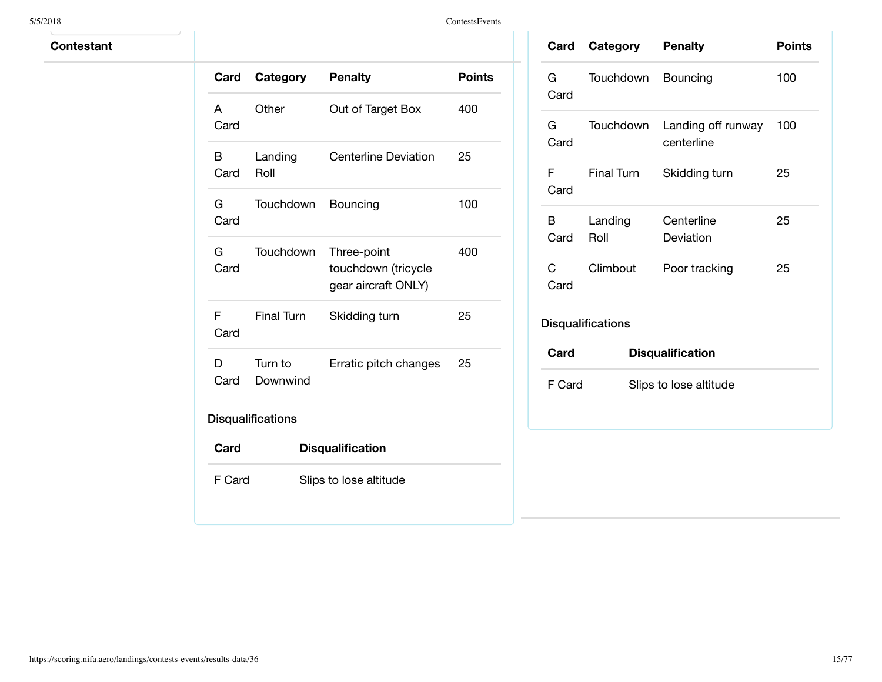**Contestant**

| Card | Category | Penalty | Points |
|---|---|---|---|
| A Card | Other | Out of Target Box | 400 |
| B Card | Landing Roll | Centerline Deviation | 25 |
| G Card | Touchdown | Bouncing | 100 |
| G Card | Touchdown | Three-point touchdown (tricycle gear aircraft ONLY) | 400 |
| F Card | Final Turn | Skidding turn | 25 |
| D Card | Turn to Downwind | Erratic pitch changes | 25 |

Disqualifications

| Card | Disqualification |
|---|---|
| F Card | Slips to lose altitude |

| Card | Category | Penalty | Points |
|---|---|---|---|
| G Card | Touchdown | Bouncing | 100 |
| G Card | Touchdown | Landing off runway centerline | 100 |
| F Card | Final Turn | Skidding turn | 25 |
| B Card | Landing Roll | Centerline Deviation | 25 |
| C Card | Climbout | Poor tracking | 25 |

Disqualifications

| Card | Disqualification |
|---|---|
| F Card | Slips to lose altitude |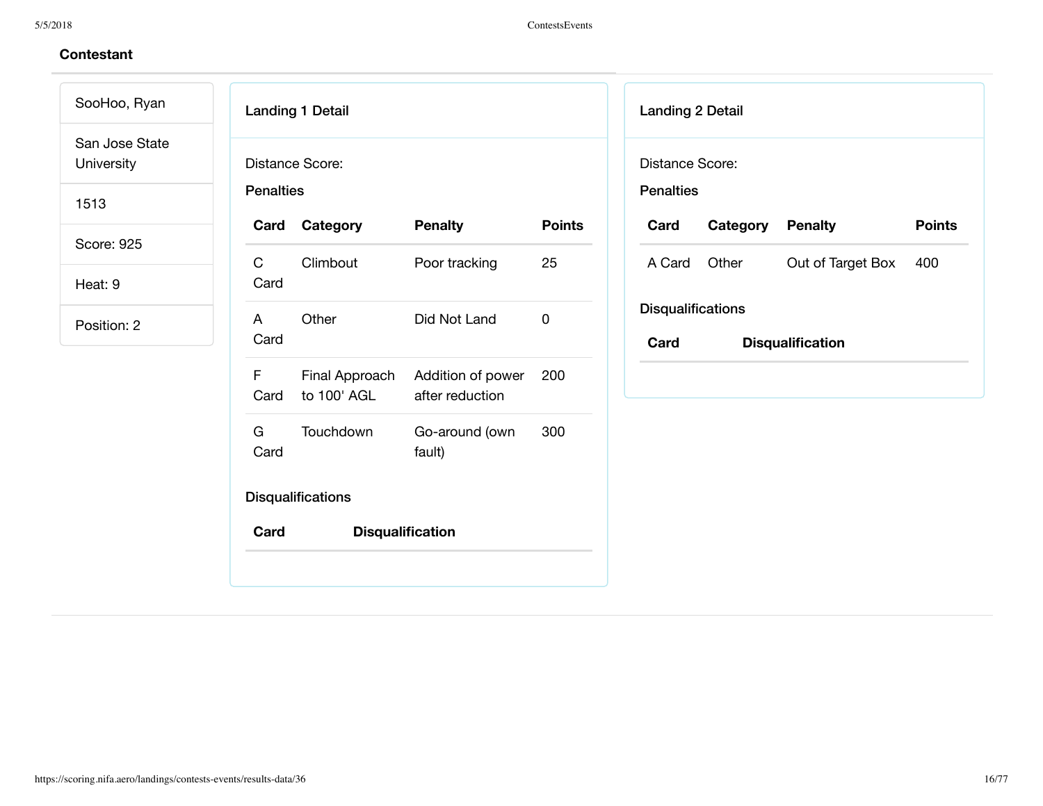## Contestant

SooHoo, Ryan

San Jose State University

1513

Score: 925

Heat: 9

Position: 2

### Landing 1 Detail

Distance Score:

**Penalties**

| Card | Category | Penalty | Points |
|---|---|---|---|
| C Card | Climbout | Poor tracking | 25 |
| A Card | Other | Did Not Land | 0 |
| F Card | Final Approach to 100' AGL | Addition of power after reduction | 200 |
| G Card | Touchdown | Go-around (own fault) | 300 |

**Disqualifications**

| Card | Disqualification |
|---|---|

### Landing 2 Detail

Distance Score:

**Penalties**

| Card | Category | Penalty | Points |
|---|---|---|---|
| A Card | Other | Out of Target Box | 400 |

**Disqualifications**

| Card | Disqualification |
|---|---|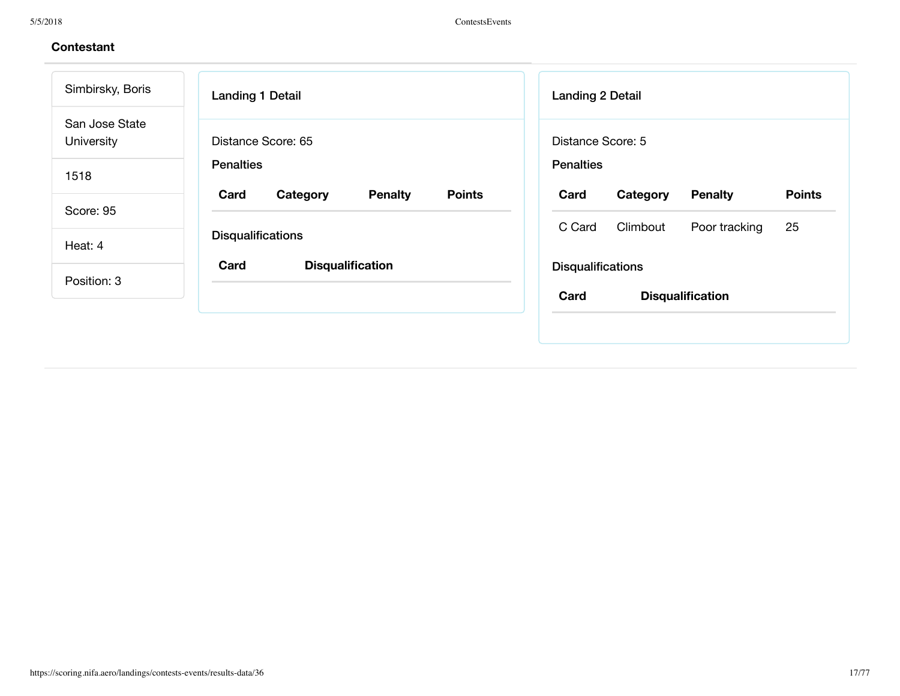## Contestant

Simbirsky, Boris

San Jose State University

1518

Score: 95

Heat: 4

Position: 3

### Landing 1 Detail

Distance Score: 65

**Penalties**

| Card | Category | Penalty | Points |
| --- | --- | --- | --- |

**Disqualifications**

| Card | Disqualification |
| --- | --- |

### Landing 2 Detail

Distance Score: 5

**Penalties**

| Card | Category | Penalty | Points |
| --- | --- | --- | --- |
| C Card | Climbout | Poor tracking | 25 |

**Disqualifications**

| Card | Disqualification |
| --- | --- |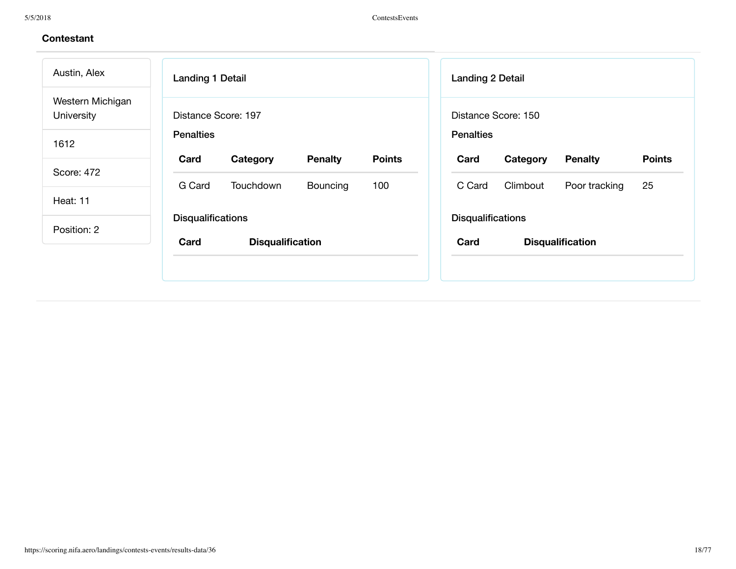## Contestant

Austin, Alex

Western Michigan University

1612

Score: 472

Heat: 11

Position: 2

### Landing 1 Detail

Distance Score: 197

**Penalties**

| Card | Category | Penalty | Points |
|---|---|---|---|
| G Card | Touchdown | Bouncing | 100 |

**Disqualifications**

| Card | Disqualification |
|---|---|

### Landing 2 Detail

Distance Score: 150

**Penalties**

| Card | Category | Penalty | Points |
|---|---|---|---|
| C Card | Climbout | Poor tracking | 25 |

**Disqualifications**

| Card | Disqualification |
|---|---|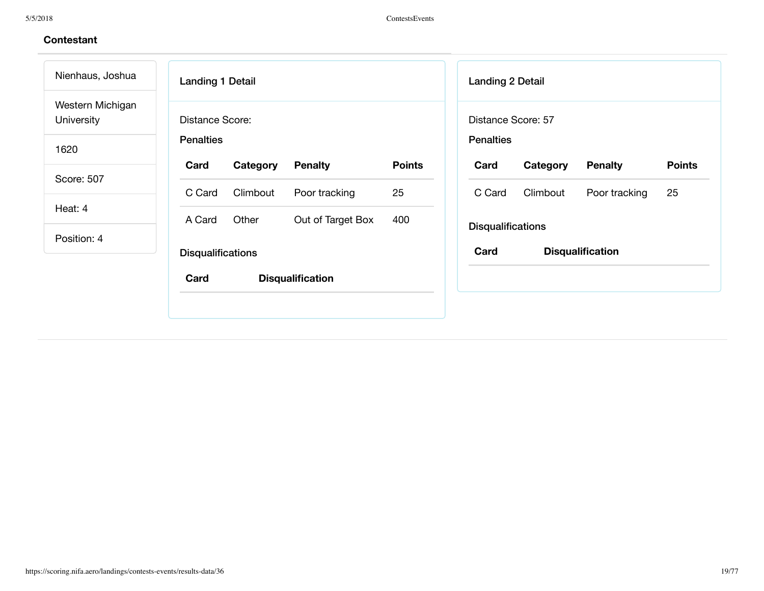### Contestant

Nienhaus, Joshua

Western Michigan University

1620

Score: 507

Heat: 4

Position: 4

#### Landing 1 Detail

Distance Score:

**Penalties**

| Card | Category | Penalty | Points |
|---|---|---|---|
| C Card | Climbout | Poor tracking | 25 |
| A Card | Other | Out of Target Box | 400 |

**Disqualifications**

| Card | Disqualification |
|---|---|

#### Landing 2 Detail

Distance Score: 57

**Penalties**

| Card | Category | Penalty | Points |
|---|---|---|---|
| C Card | Climbout | Poor tracking | 25 |

**Disqualifications**

| Card | Disqualification |
|---|---|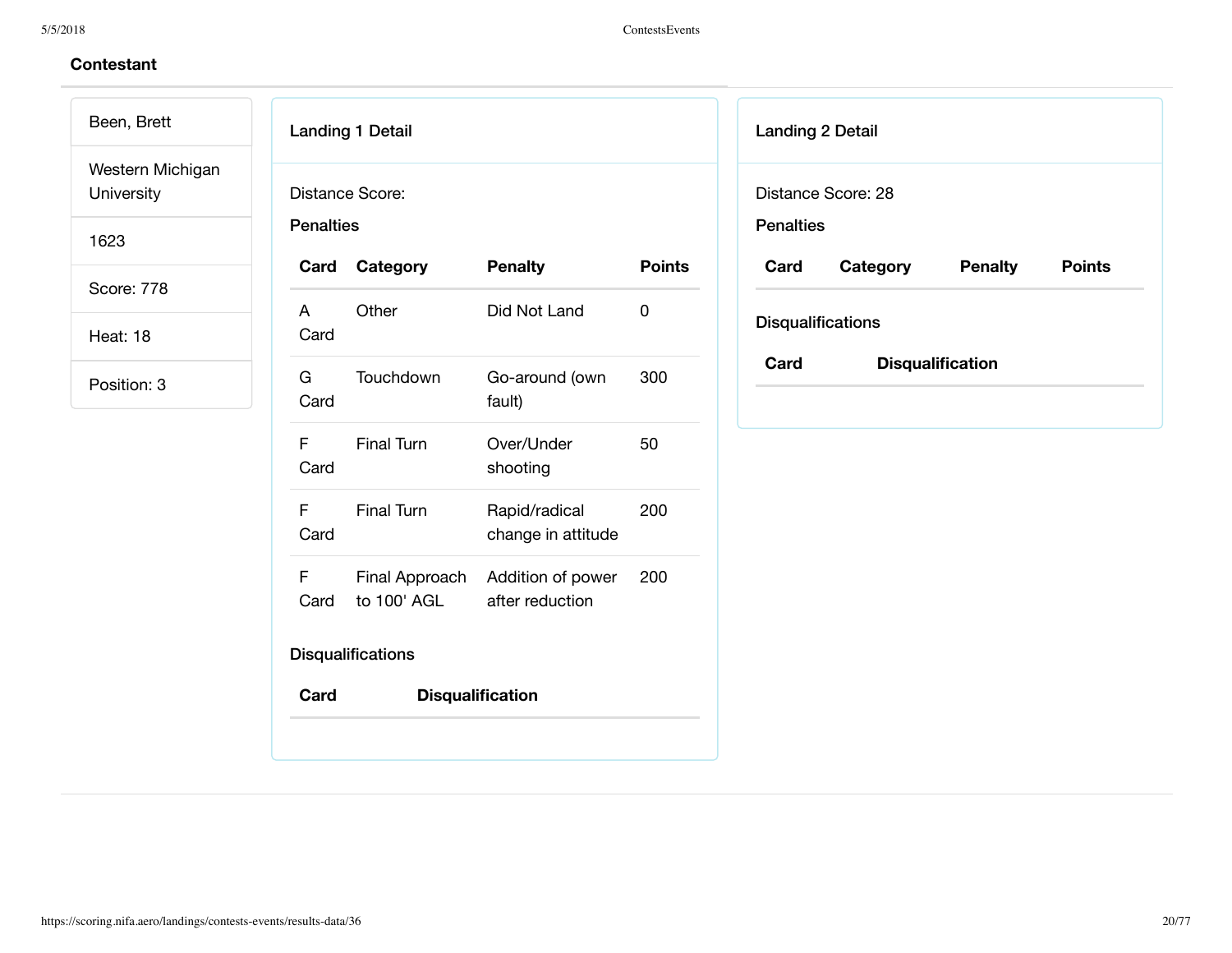## Contestant

Been, Brett

Western Michigan University

1623

Score: 778

Heat: 18

Position: 3

### Landing 1 Detail

Distance Score:

**Penalties**

| Card | Category | Penalty | Points |
|---|---|---|---|
| A Card | Other | Did Not Land | 0 |
| G Card | Touchdown | Go-around (own fault) | 300 |
| F Card | Final Turn | Over/Under shooting | 50 |
| F Card | Final Turn | Rapid/radical change in attitude | 200 |
| F Card | Final Approach to 100' AGL | Addition of power after reduction | 200 |

**Disqualifications**

| Card | Disqualification |
|---|---|

### Landing 2 Detail

Distance Score: 28

**Penalties**

| Card | Category | Penalty | Points |
|---|---|---|---|

**Disqualifications**

| Card | Disqualification |
|---|---|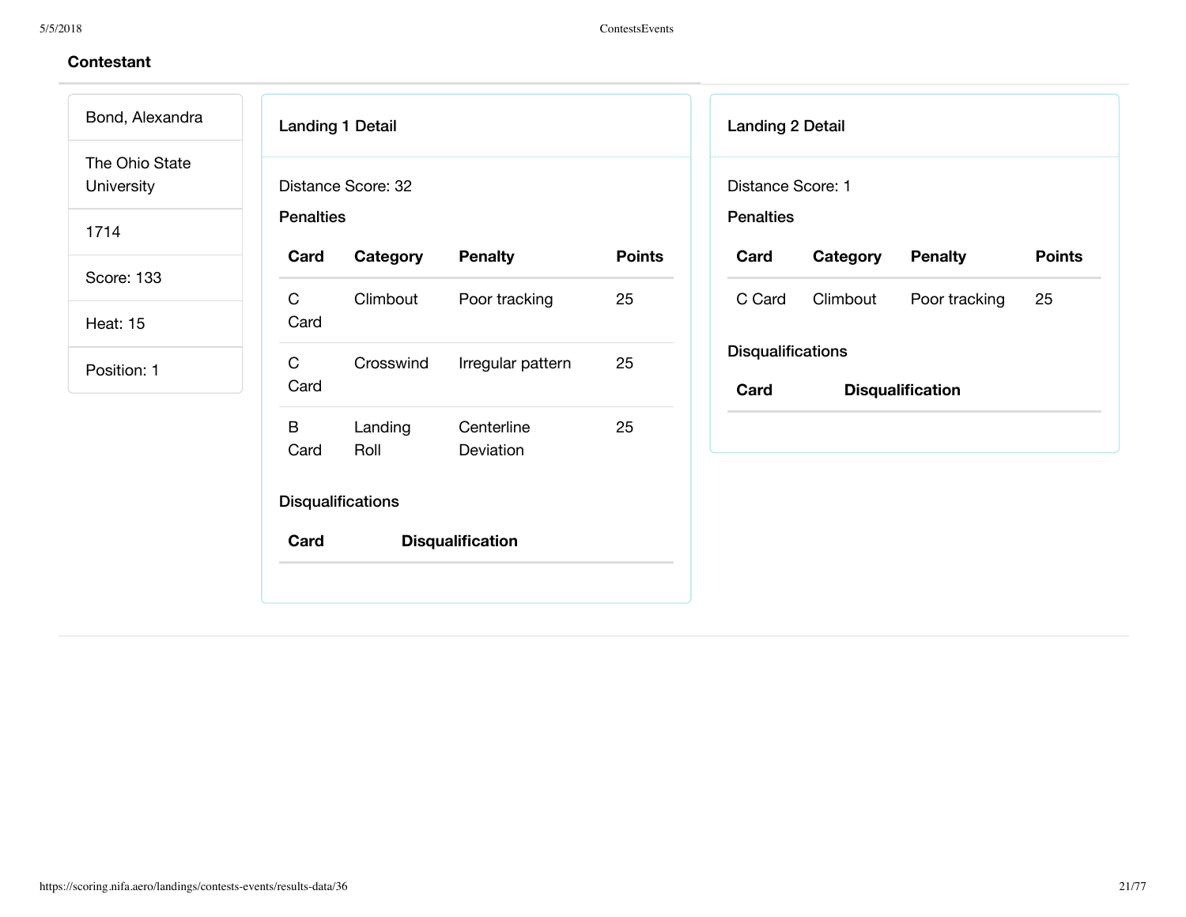**Contestant**

Bond, Alexandra

The Ohio State University

1714

Score: 133

Heat: 15

Position: 1

### Landing 1 Detail

Distance Score: 32

**Penalties**

| Card | Category | Penalty | Points |
|---|---|---|---|
| C Card | Climbout | Poor tracking | 25 |
| C Card | Crosswind | Irregular pattern | 25 |
| B Card | Landing Roll | Centerline Deviation | 25 |

**Disqualifications**

| Card | Disqualification |
|---|---|

### Landing 2 Detail

Distance Score: 1

**Penalties**

| Card | Category | Penalty | Points |
|---|---|---|---|
| C Card | Climbout | Poor tracking | 25 |

**Disqualifications**

| Card | Disqualification |
|---|---|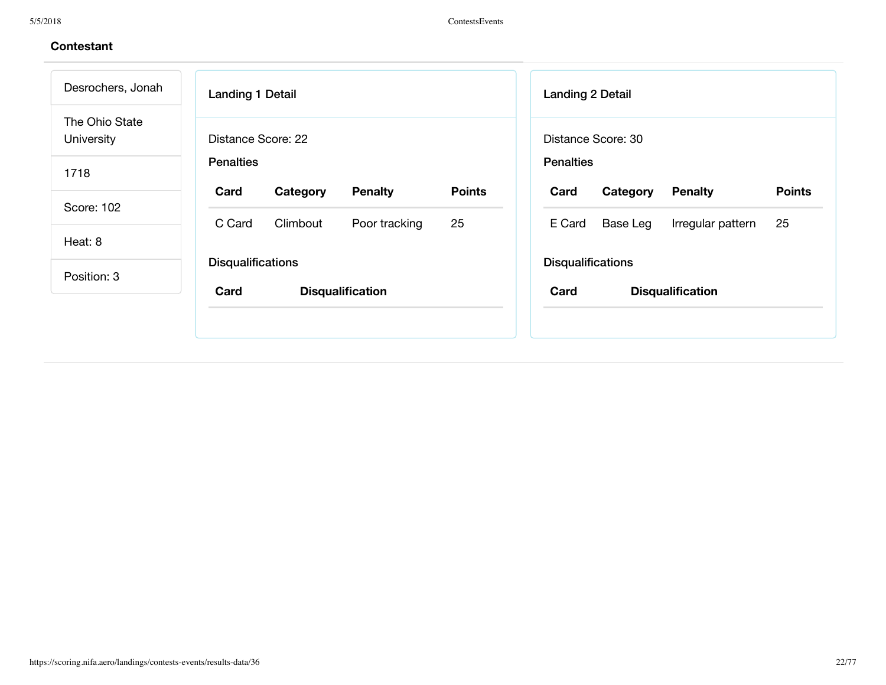## Contestant

Desrochers, Jonah

The Ohio State University

1718

Score: 102

Heat: 8

Position: 3

### Landing 1 Detail

Distance Score: 22

**Penalties**

| Card | Category | Penalty | Points |
|---|---|---|---|
| C Card | Climbout | Poor tracking | 25 |

**Disqualifications**

| Card | Disqualification |
|---|---|

### Landing 2 Detail

Distance Score: 30

**Penalties**

| Card | Category | Penalty | Points |
|---|---|---|---|
| E Card | Base Leg | Irregular pattern | 25 |

**Disqualifications**

| Card | Disqualification |
|---|---|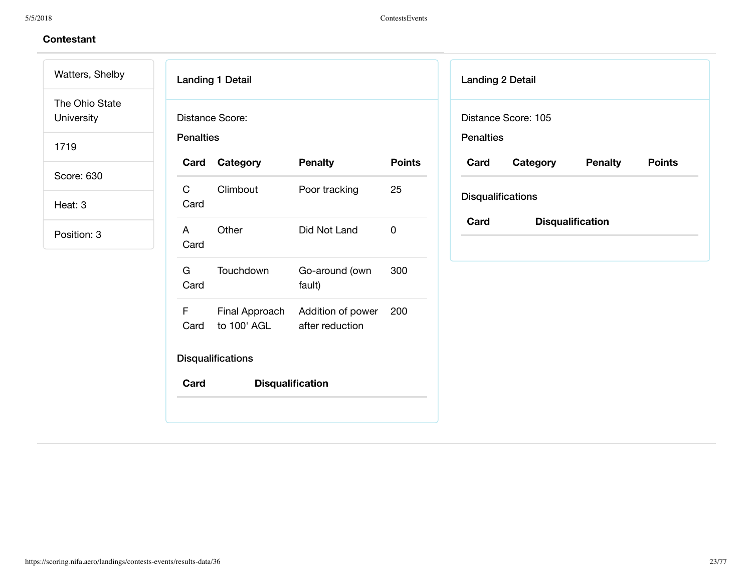## Contestant

Watters, Shelby

The Ohio State University

1719

Score: 630

Heat: 3

Position: 3

### Landing 1 Detail

Distance Score:

**Penalties**

| Card | Category | Penalty | Points |
|---|---|---|---|
| C Card | Climbout | Poor tracking | 25 |
| A Card | Other | Did Not Land | 0 |
| G Card | Touchdown | Go-around (own fault) | 300 |
| F Card | Final Approach to 100' AGL | Addition of power after reduction | 200 |

**Disqualifications**

| Card | Disqualification |
|---|---|

### Landing 2 Detail

Distance Score: 105

**Penalties**

| Card | Category | Penalty | Points |
|---|---|---|---|

**Disqualifications**

| Card | Disqualification |
|---|---|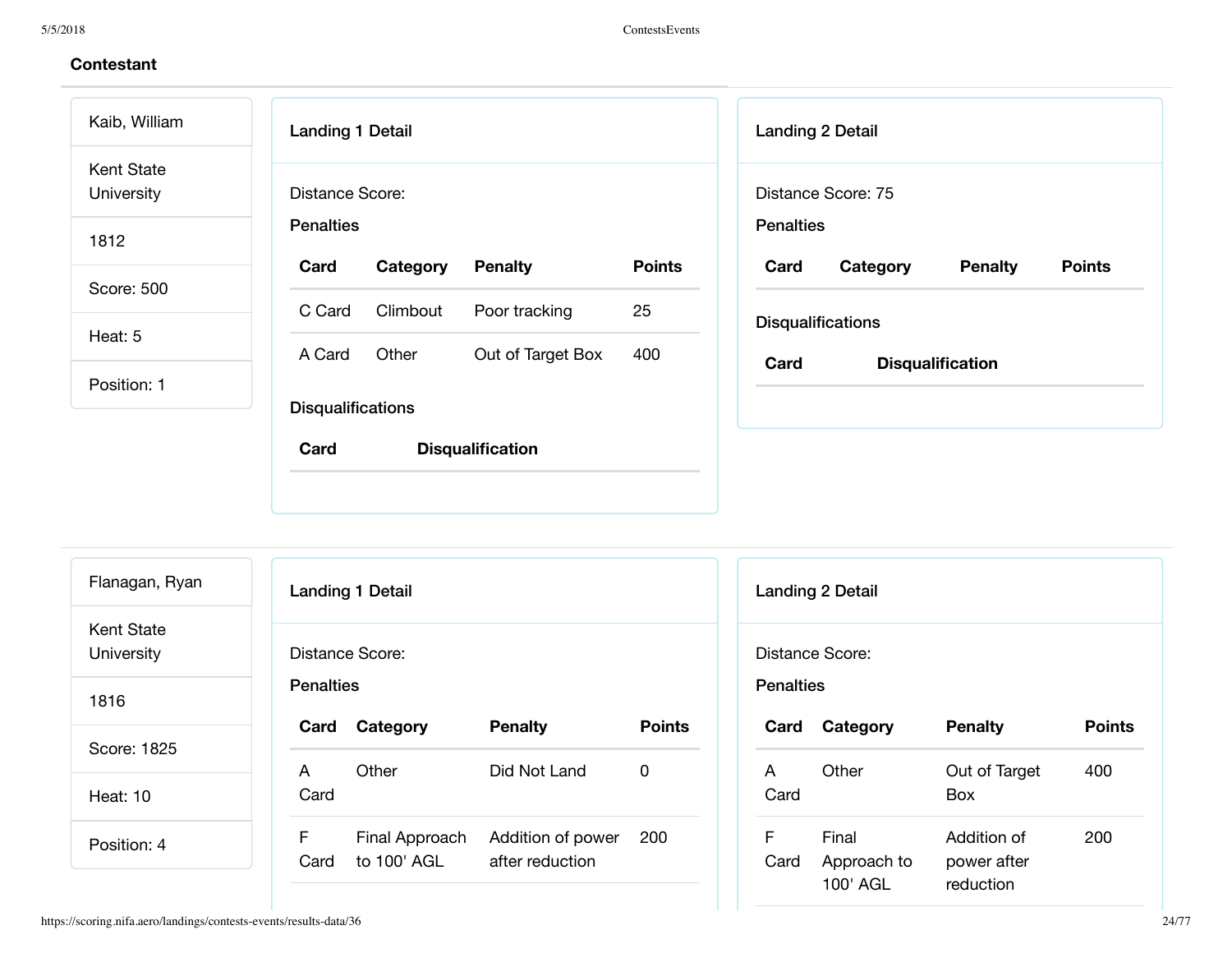**Contestant**

Kaib, William

Kent State University

1812

Score: 500

Heat: 5

Position: 1

**Landing 1 Detail**

Distance Score:

**Penalties**

| Card | Category | Penalty | Points |
|---|---|---|---|
| C Card | Climbout | Poor tracking | 25 |
| A Card | Other | Out of Target Box | 400 |

**Disqualifications**

| Card | Disqualification |
|---|---|

**Landing 2 Detail**

Distance Score: 75

**Penalties**

| Card | Category | Penalty | Points |
|---|---|---|---|

**Disqualifications**

| Card | Disqualification |
|---|---|

---

Flanagan, Ryan

Kent State University

1816

Score: 1825

Heat: 10

Position: 4

**Landing 1 Detail**

Distance Score:

**Penalties**

| Card | Category | Penalty | Points |
|---|---|---|---|
| A Card | Other | Did Not Land | 0 |
| F Card | Final Approach to 100' AGL | Addition of power after reduction | 200 |

**Landing 2 Detail**

Distance Score:

**Penalties**

| Card | Category | Penalty | Points |
|---|---|---|---|
| A Card | Other | Out of Target Box | 400 |
| F Card | Final Approach to 100' AGL | Addition of power after reduction | 200 |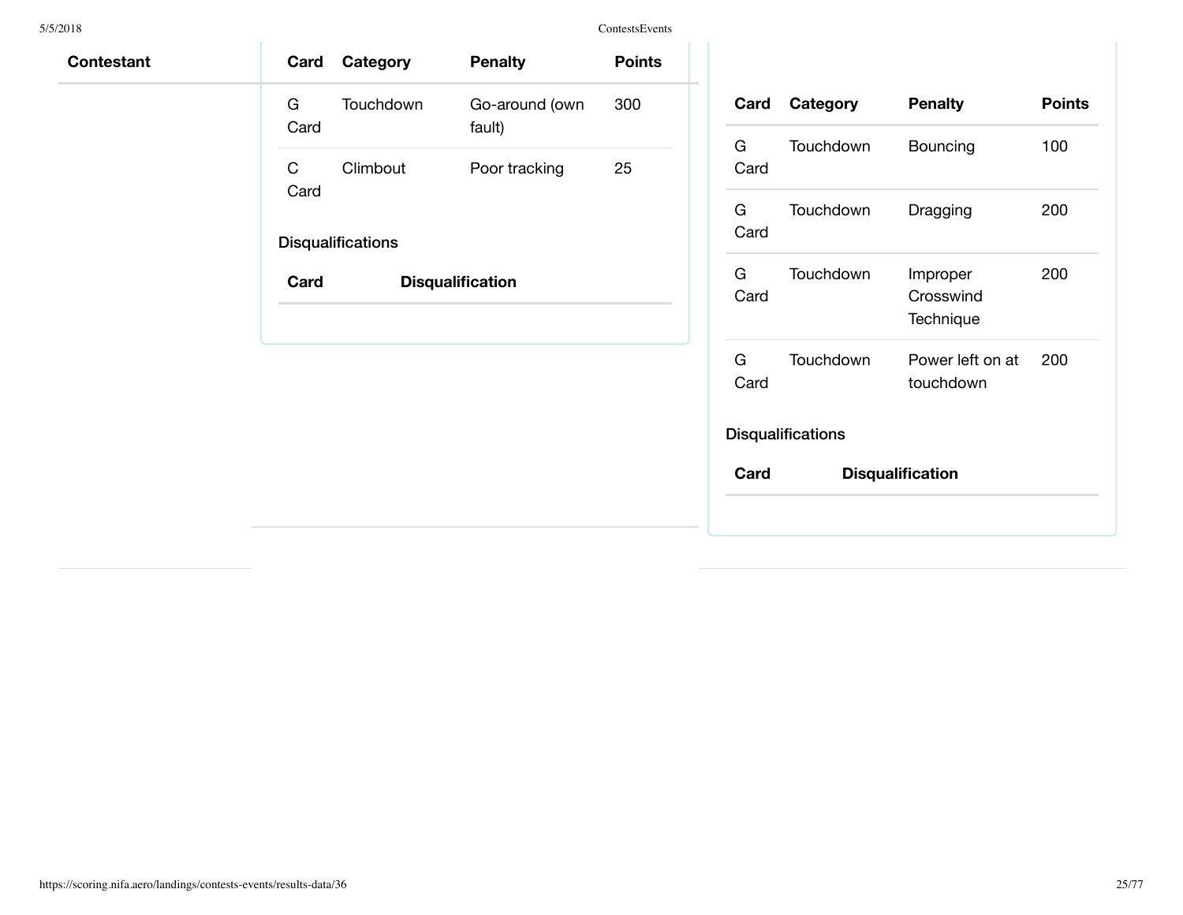| Contestant |
|---|

| Card | Category | Penalty | Points |
|---|---|---|---|
| G Card | Touchdown | Go-around (own fault) | 300 |
| C Card | Climbout | Poor tracking | 25 |

Disqualifications

| Card | Disqualification |
|---|---|

| Card | Category | Penalty | Points |
|---|---|---|---|
| G Card | Touchdown | Bouncing | 100 |
| G Card | Touchdown | Dragging | 200 |
| G Card | Touchdown | Improper Crosswind Technique | 200 |
| G Card | Touchdown | Power left on at touchdown | 200 |

Disqualifications

| Card | Disqualification |
|---|---|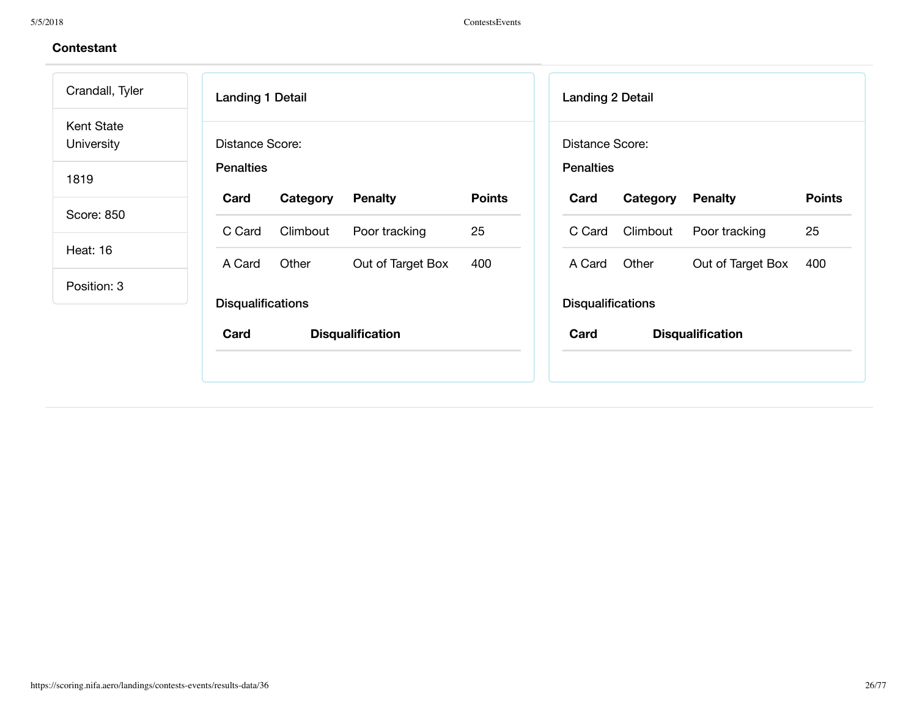**Contestant**

| Crandall, Tyler |
| --- |
| Kent State University |
| 1819 |
| Score: 850 |
| Heat: 16 |
| Position: 3 |

### Landing 1 Detail

Distance Score:

**Penalties**

| Card | Category | Penalty | Points |
| --- | --- | --- | --- |
| C Card | Climbout | Poor tracking | 25 |
| A Card | Other | Out of Target Box | 400 |

**Disqualifications**

| Card | Disqualification |
| --- | --- |

### Landing 2 Detail

Distance Score:

**Penalties**

| Card | Category | Penalty | Points |
| --- | --- | --- | --- |
| C Card | Climbout | Poor tracking | 25 |
| A Card | Other | Out of Target Box | 400 |

**Disqualifications**

| Card | Disqualification |
| --- | --- |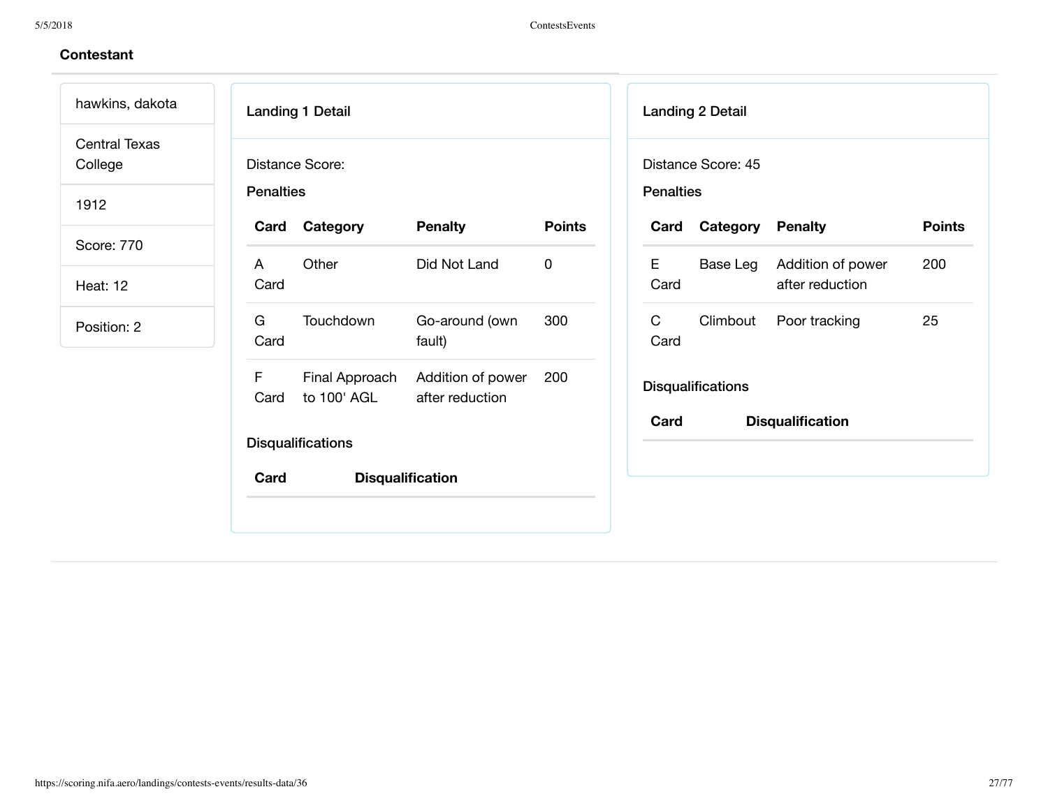**Contestant**

hawkins, dakota

Central Texas College

1912

Score: 770

Heat: 12

Position: 2

### Landing 1 Detail

Distance Score:

**Penalties**

| Card | Category | Penalty | Points |
|---|---|---|---|
| A Card | Other | Did Not Land | 0 |
| G Card | Touchdown | Go-around (own fault) | 300 |
| F Card | Final Approach to 100' AGL | Addition of power after reduction | 200 |

**Disqualifications**

| Card | Disqualification |
|---|---|

### Landing 2 Detail

Distance Score: 45

**Penalties**

| Card | Category | Penalty | Points |
|---|---|---|---|
| E Card | Base Leg | Addition of power after reduction | 200 |
| C Card | Climbout | Poor tracking | 25 |

**Disqualifications**

| Card | Disqualification |
|---|---|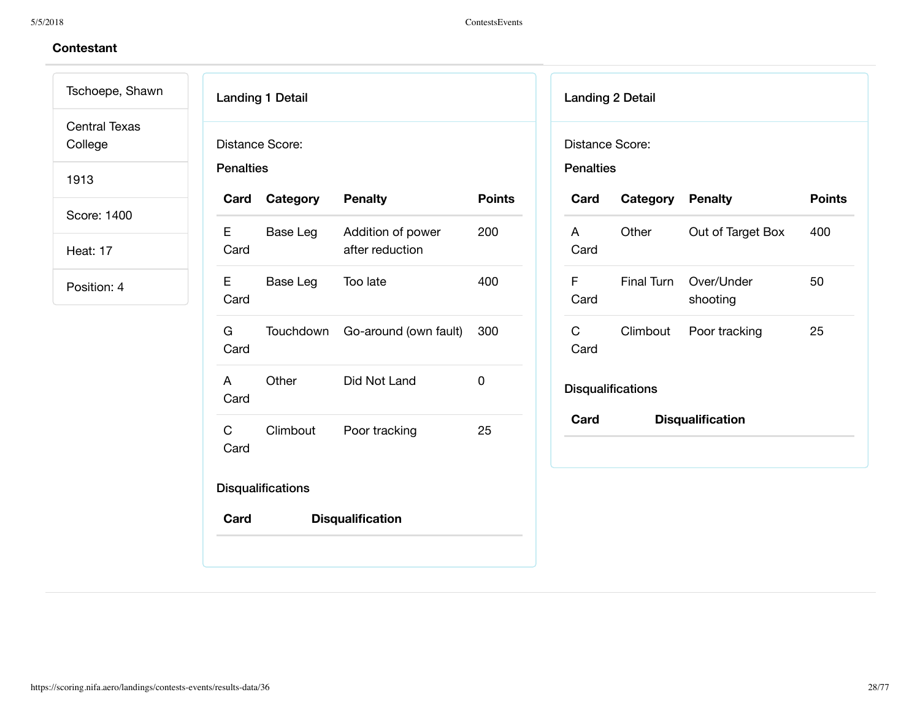**Contestant**

Tschoepe, Shawn

Central Texas College

1913

Score: 1400

Heat: 17

Position: 4

### Landing 1 Detail

Distance Score:

**Penalties**

| Card | Category | Penalty | Points |
|---|---|---|---|
| E Card | Base Leg | Addition of power after reduction | 200 |
| E Card | Base Leg | Too late | 400 |
| G Card | Touchdown | Go-around (own fault) | 300 |
| A Card | Other | Did Not Land | 0 |
| C Card | Climbout | Poor tracking | 25 |

**Disqualifications**

| Card | Disqualification |
|---|---|

### Landing 2 Detail

Distance Score:

**Penalties**

| Card | Category | Penalty | Points |
|---|---|---|---|
| A Card | Other | Out of Target Box | 400 |
| F Card | Final Turn | Over/Under shooting | 50 |
| C Card | Climbout | Poor tracking | 25 |

**Disqualifications**

| Card | Disqualification |
|---|---|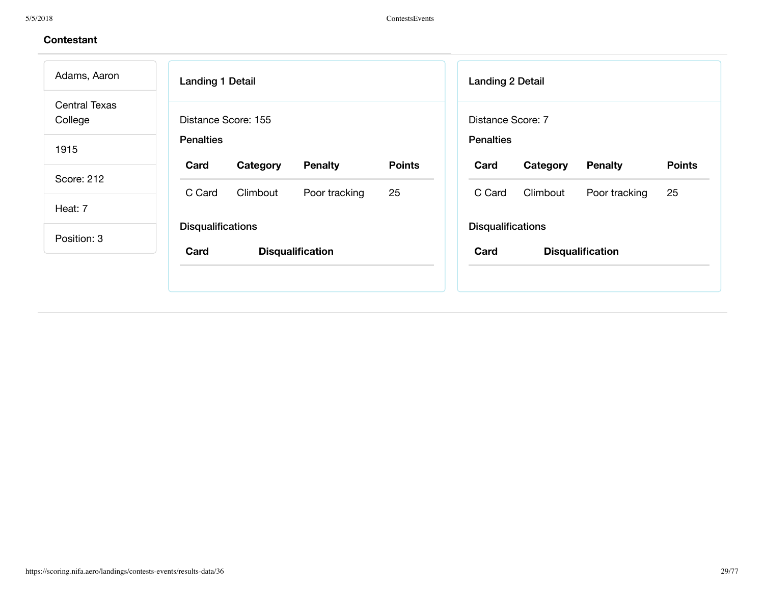**Contestant**

Adams, Aaron

Central Texas College

1915

Score: 212

Heat: 7

Position: 3

### Landing 1 Detail

Distance Score: 155

**Penalties**

| Card | Category | Penalty | Points |
|---|---|---|---|
| C Card | Climbout | Poor tracking | 25 |

**Disqualifications**

| Card | Disqualification |
|---|---|

### Landing 2 Detail

Distance Score: 7

**Penalties**

| Card | Category | Penalty | Points |
|---|---|---|---|
| C Card | Climbout | Poor tracking | 25 |

**Disqualifications**

| Card | Disqualification |
|---|---|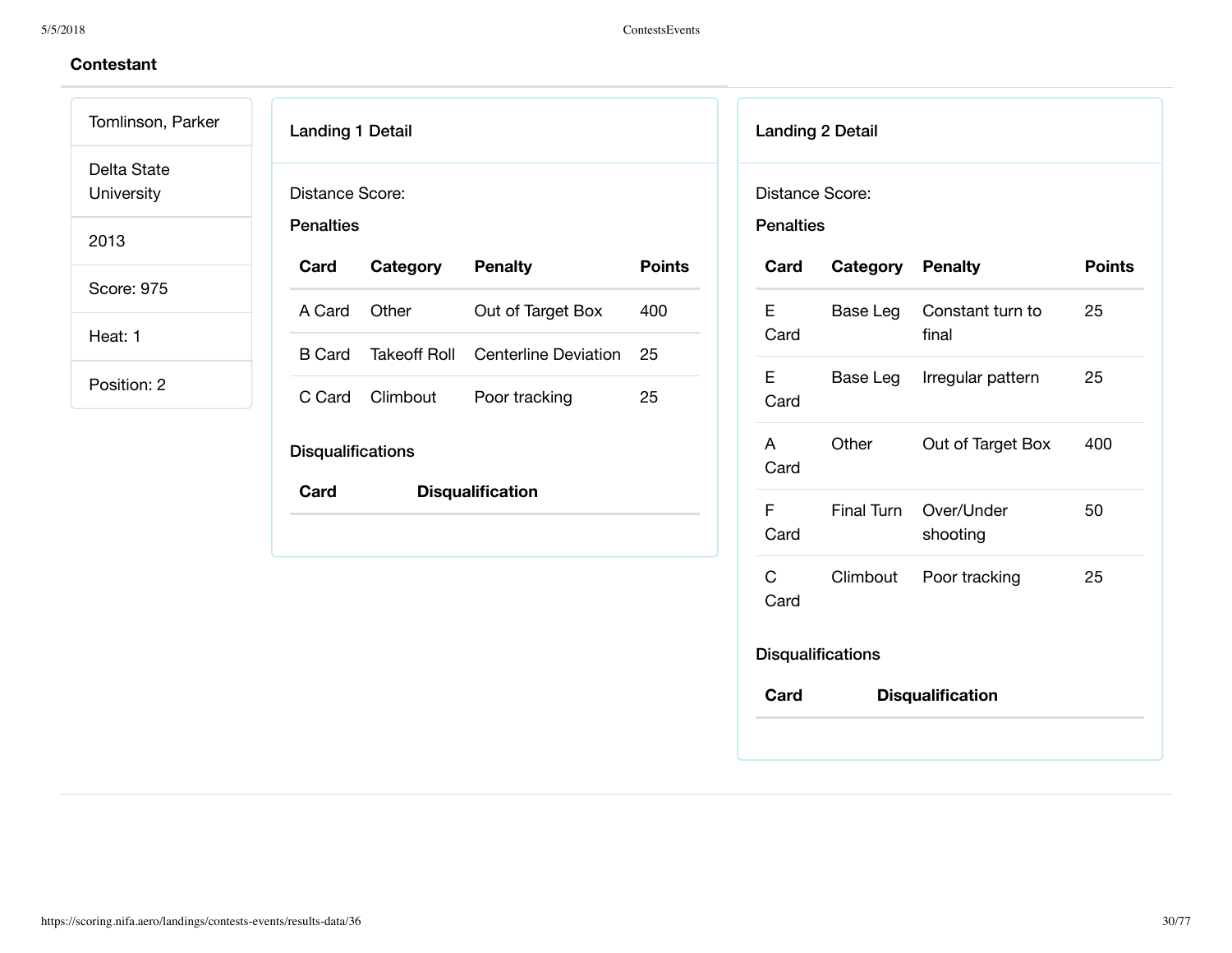## Contestant

Tomlinson, Parker

Delta State University

2013

Score: 975

Heat: 1

Position: 2

### Landing 1 Detail

Distance Score:

**Penalties**

| Card | Category | Penalty | Points |
|---|---|---|---|
| A Card | Other | Out of Target Box | 400 |
| B Card | Takeoff Roll | Centerline Deviation | 25 |
| C Card | Climbout | Poor tracking | 25 |

**Disqualifications**

| Card | Disqualification |
|---|---|

### Landing 2 Detail

Distance Score:

**Penalties**

| Card | Category | Penalty | Points |
|---|---|---|---|
| E Card | Base Leg | Constant turn to final | 25 |
| E Card | Base Leg | Irregular pattern | 25 |
| A Card | Other | Out of Target Box | 400 |
| F Card | Final Turn | Over/Under shooting | 50 |
| C Card | Climbout | Poor tracking | 25 |

**Disqualifications**

| Card | Disqualification |
|---|---|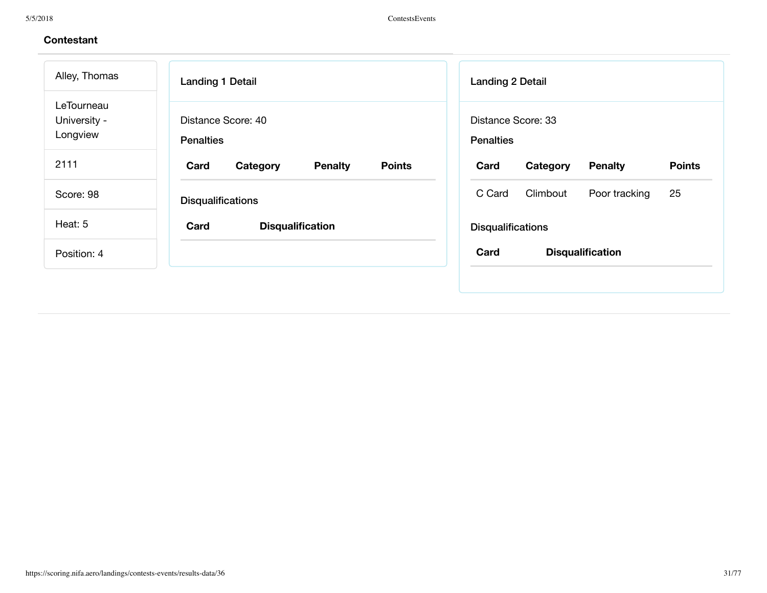## Contestant

Alley, Thomas

LeTourneau University - Longview

2111

Score: 98

Heat: 5

Position: 4

### Landing 1 Detail

Distance Score: 40

**Penalties**

| Card | Category | Penalty | Points |
|---|---|---|---|

**Disqualifications**

| Card | Disqualification |
|---|---|

### Landing 2 Detail

Distance Score: 33

**Penalties**

| Card | Category | Penalty | Points |
|---|---|---|---|
| C Card | Climbout | Poor tracking | 25 |

**Disqualifications**

| Card | Disqualification |
|---|---|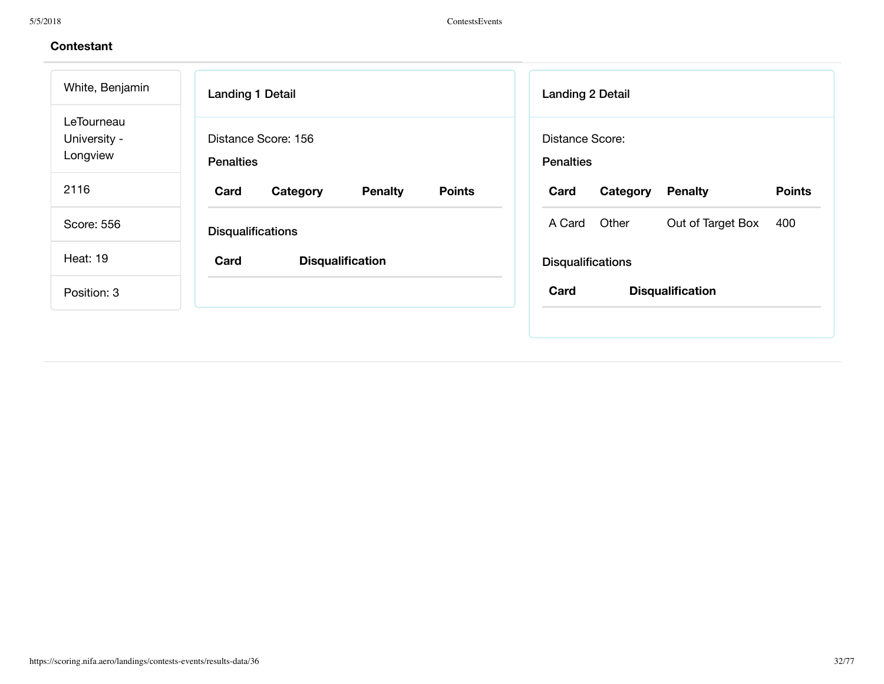## Contestant

White, Benjamin

LeTourneau University - Longview

2116

Score: 556

Heat: 19

Position: 3

### Landing 1 Detail

Distance Score: 156

**Penalties**

| Card | Category | Penalty | Points |
|---|---|---|---|

**Disqualifications**

| Card | Disqualification |
|---|---|

### Landing 2 Detail

Distance Score:

**Penalties**

| Card | Category | Penalty | Points |
|---|---|---|---|
| A Card | Other | Out of Target Box | 400 |

**Disqualifications**

| Card | Disqualification |
|---|---|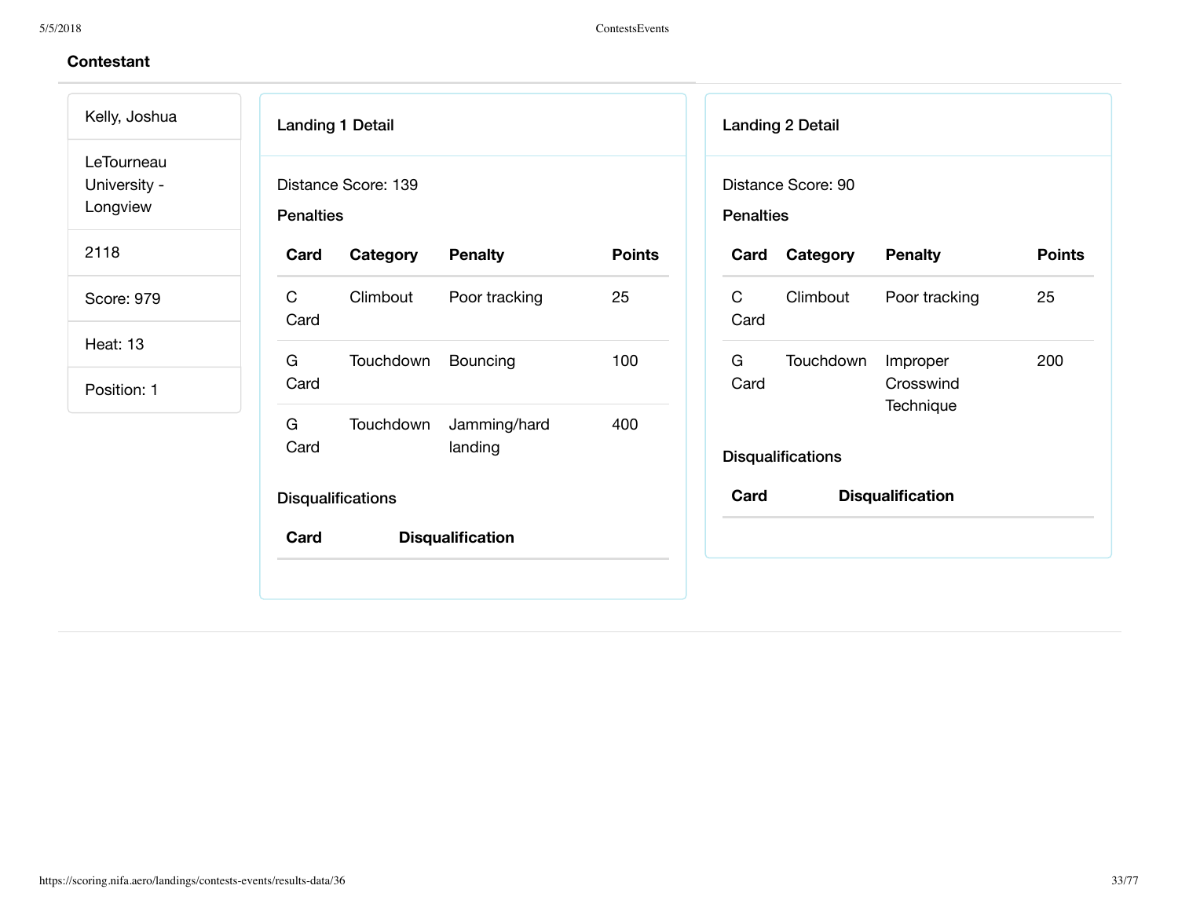## Contestant

Kelly, Joshua

LeTourneau University - Longview

2118

Score: 979

Heat: 13

Position: 1

### Landing 1 Detail

Distance Score: 139

**Penalties**

| Card | Category | Penalty | Points |
|---|---|---|---|
| C Card | Climbout | Poor tracking | 25 |
| G Card | Touchdown | Bouncing | 100 |
| G Card | Touchdown | Jamming/hard landing | 400 |

**Disqualifications**

| Card | Disqualification |
|---|---|

### Landing 2 Detail

Distance Score: 90

**Penalties**

| Card | Category | Penalty | Points |
|---|---|---|---|
| C Card | Climbout | Poor tracking | 25 |
| G Card | Touchdown | Improper Crosswind Technique | 200 |

**Disqualifications**

| Card | Disqualification |
|---|---|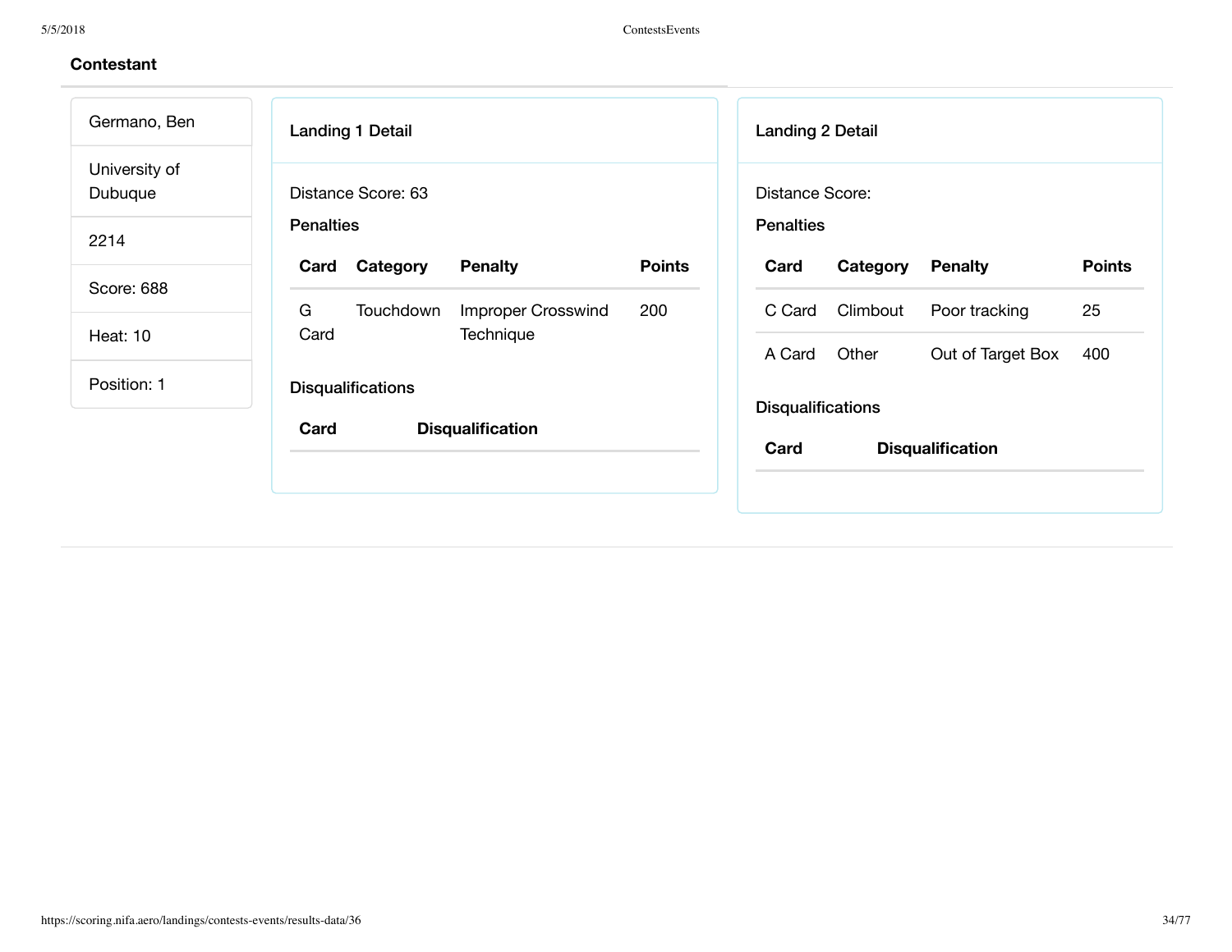## Contestant

Germano, Ben

University of Dubuque

2214

Score: 688

Heat: 10

Position: 1

### Landing 1 Detail

Distance Score: 63

**Penalties**

| Card | Category | Penalty | Points |
|---|---|---|---|
| G Card | Touchdown | Improper Crosswind Technique | 200 |

**Disqualifications**

| Card | Disqualification |
|---|---|

### Landing 2 Detail

Distance Score:

**Penalties**

| Card | Category | Penalty | Points |
|---|---|---|---|
| C Card | Climbout | Poor tracking | 25 |
| A Card | Other | Out of Target Box | 400 |

**Disqualifications**

| Card | Disqualification |
|---|---|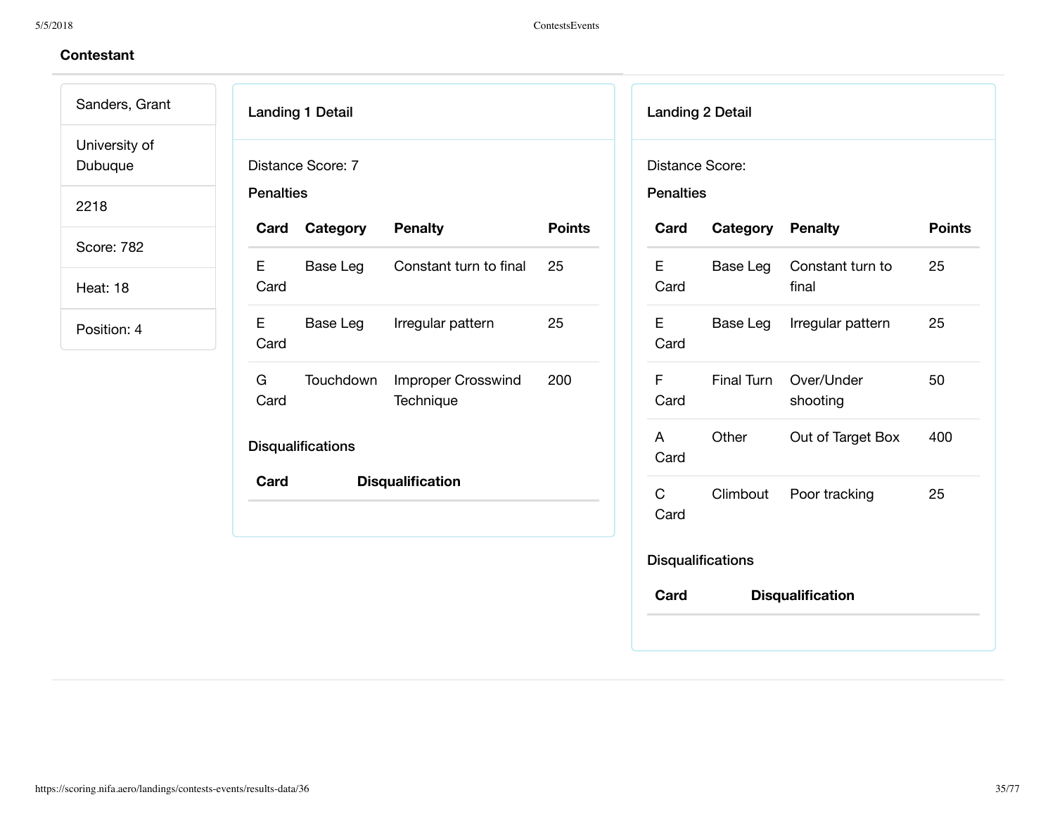## Contestant

Sanders, Grant

University of Dubuque

2218

Score: 782

Heat: 18

Position: 4

### Landing 1 Detail

Distance Score: 7

**Penalties**

| Card | Category | Penalty | Points |
|---|---|---|---|
| E Card | Base Leg | Constant turn to final | 25 |
| E Card | Base Leg | Irregular pattern | 25 |
| G Card | Touchdown | Improper Crosswind Technique | 200 |

**Disqualifications**

| Card | Disqualification |
|---|---|

### Landing 2 Detail

Distance Score:

**Penalties**

| Card | Category | Penalty | Points |
|---|---|---|---|
| E Card | Base Leg | Constant turn to final | 25 |
| E Card | Base Leg | Irregular pattern | 25 |
| F Card | Final Turn | Over/Under shooting | 50 |
| A Card | Other | Out of Target Box | 400 |
| C Card | Climbout | Poor tracking | 25 |

**Disqualifications**

| Card | Disqualification |
|---|---|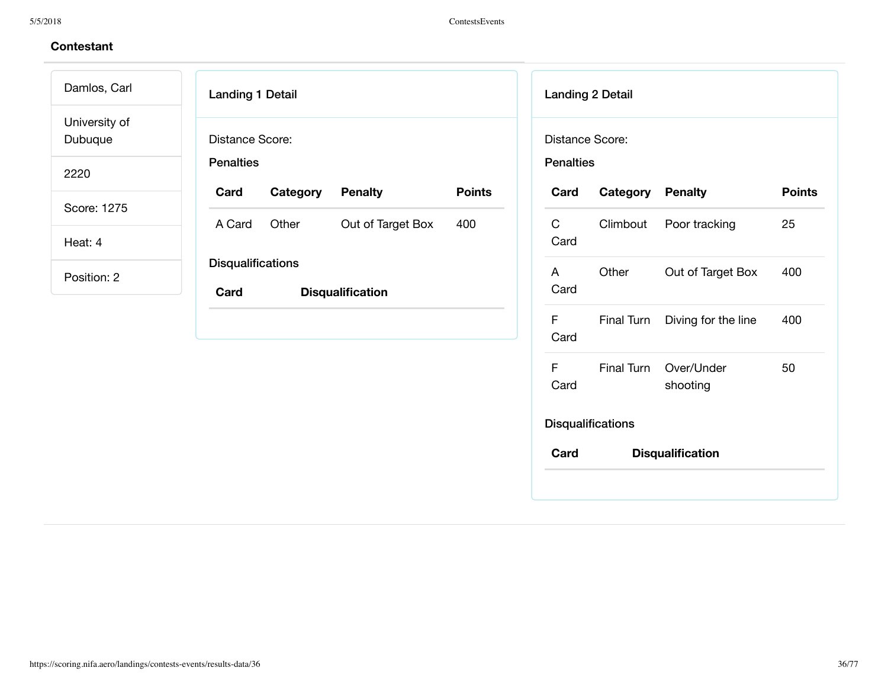**Contestant**

Damlos, Carl

University of Dubuque

2220

Score: 1275

Heat: 4

Position: 2

### Landing 1 Detail

Distance Score:

**Penalties**

| Card | Category | Penalty | Points |
|---|---|---|---|
| A Card | Other | Out of Target Box | 400 |

**Disqualifications**

| Card | Disqualification |
|---|---|

### Landing 2 Detail

Distance Score:

**Penalties**

| Card | Category | Penalty | Points |
|---|---|---|---|
| C Card | Climbout | Poor tracking | 25 |
| A Card | Other | Out of Target Box | 400 |
| F Card | Final Turn | Diving for the line | 400 |
| F Card | Final Turn | Over/Under shooting | 50 |

**Disqualifications**

| Card | Disqualification |
|---|---|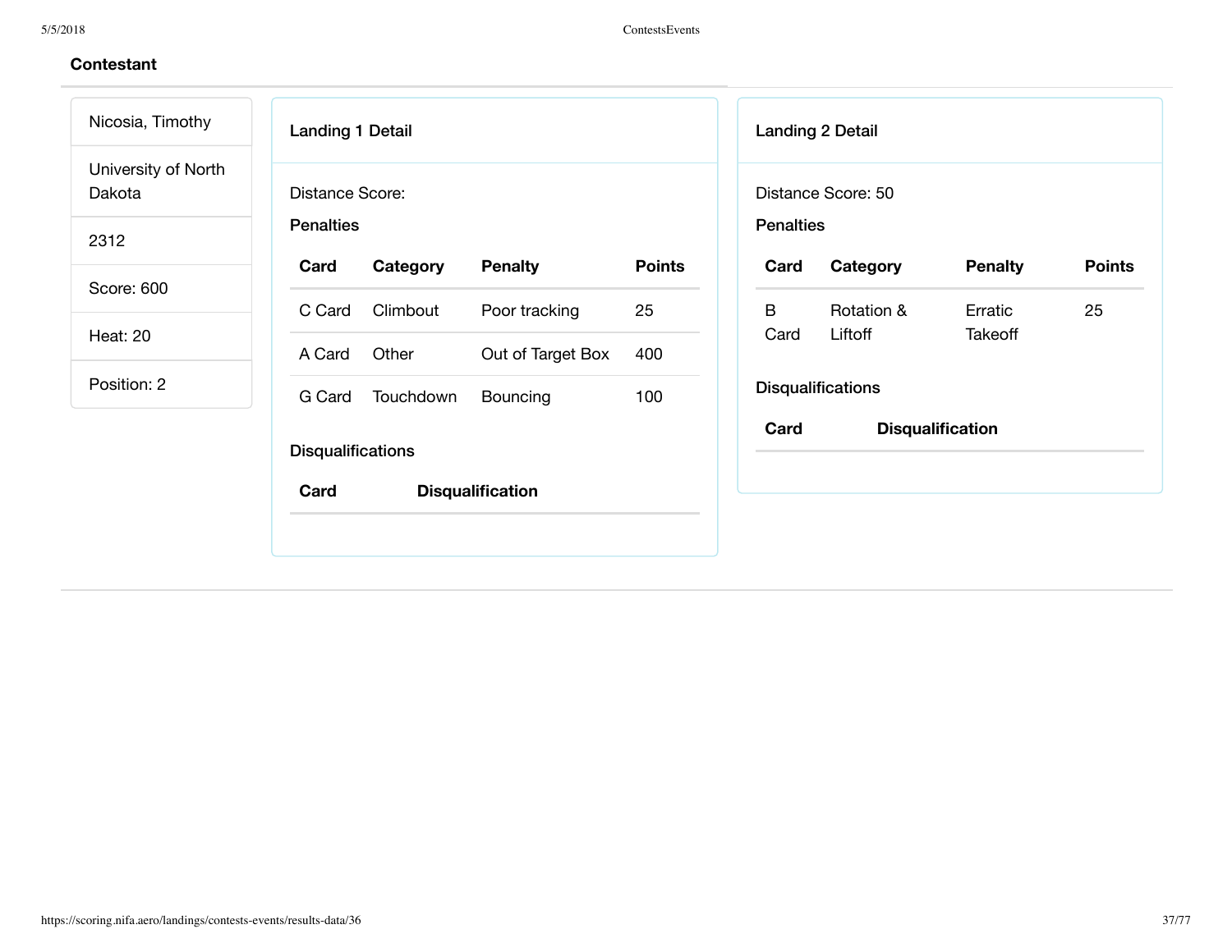## Contestant

Nicosia, Timothy

University of North Dakota

2312

Score: 600

Heat: 20

Position: 2

### Landing 1 Detail

Distance Score:

**Penalties**

| Card | Category | Penalty | Points |
|---|---|---|---|
| C Card | Climbout | Poor tracking | 25 |
| A Card | Other | Out of Target Box | 400 |
| G Card | Touchdown | Bouncing | 100 |

**Disqualifications**

| Card | Disqualification |
|---|---|

### Landing 2 Detail

Distance Score: 50

**Penalties**

| Card | Category | Penalty | Points |
|---|---|---|---|
| B Card | Rotation & Liftoff | Erratic Takeoff | 25 |

**Disqualifications**

| Card | Disqualification |
|---|---|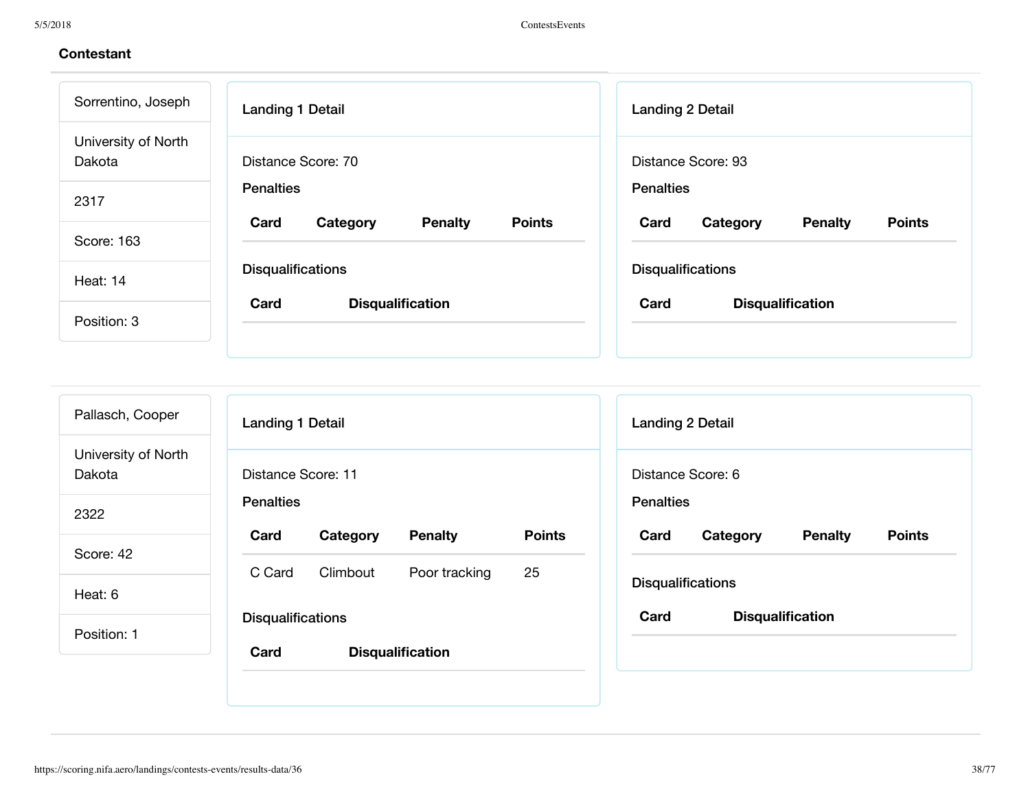## Contestant

Sorrentino, Joseph

University of North Dakota

2317

Score: 163

Heat: 14

Position: 3

### Landing 1 Detail

Distance Score: 70

**Penalties**

| Card | Category | Penalty | Points |
|---|---|---|---|

**Disqualifications**

| Card | Disqualification |
|---|---|

### Landing 2 Detail

Distance Score: 93

**Penalties**

| Card | Category | Penalty | Points |
|---|---|---|---|

**Disqualifications**

| Card | Disqualification |
|---|---|

---

Pallasch, Cooper

University of North Dakota

2322

Score: 42

Heat: 6

Position: 1

### Landing 1 Detail

Distance Score: 11

**Penalties**

| Card | Category | Penalty | Points |
|---|---|---|---|
| C Card | Climbout | Poor tracking | 25 |

**Disqualifications**

| Card | Disqualification |
|---|---|

### Landing 2 Detail

Distance Score: 6

**Penalties**

| Card | Category | Penalty | Points |
|---|---|---|---|

**Disqualifications**

| Card | Disqualification |
|---|---|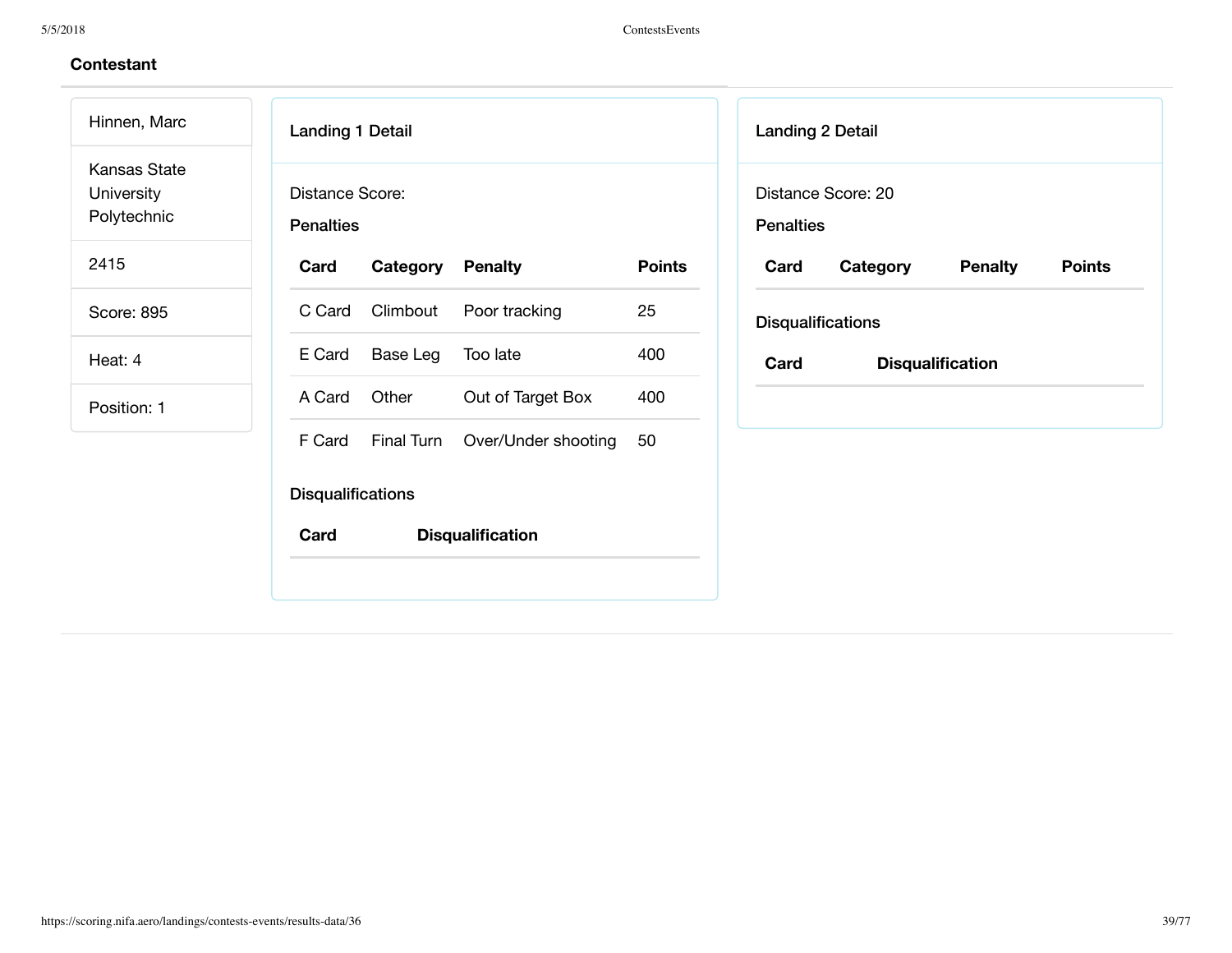### Contestant

Hinnen, Marc

Kansas State University Polytechnic

2415

Score: 895

Heat: 4

Position: 1

#### Landing 1 Detail

Distance Score:

**Penalties**

| Card | Category | Penalty | Points |
|---|---|---|---|
| C Card | Climbout | Poor tracking | 25 |
| E Card | Base Leg | Too late | 400 |
| A Card | Other | Out of Target Box | 400 |
| F Card | Final Turn | Over/Under shooting | 50 |

**Disqualifications**

| Card | Disqualification |
|---|---|

#### Landing 2 Detail

Distance Score: 20

**Penalties**

| Card | Category | Penalty | Points |
|---|---|---|---|

**Disqualifications**

| Card | Disqualification |
|---|---|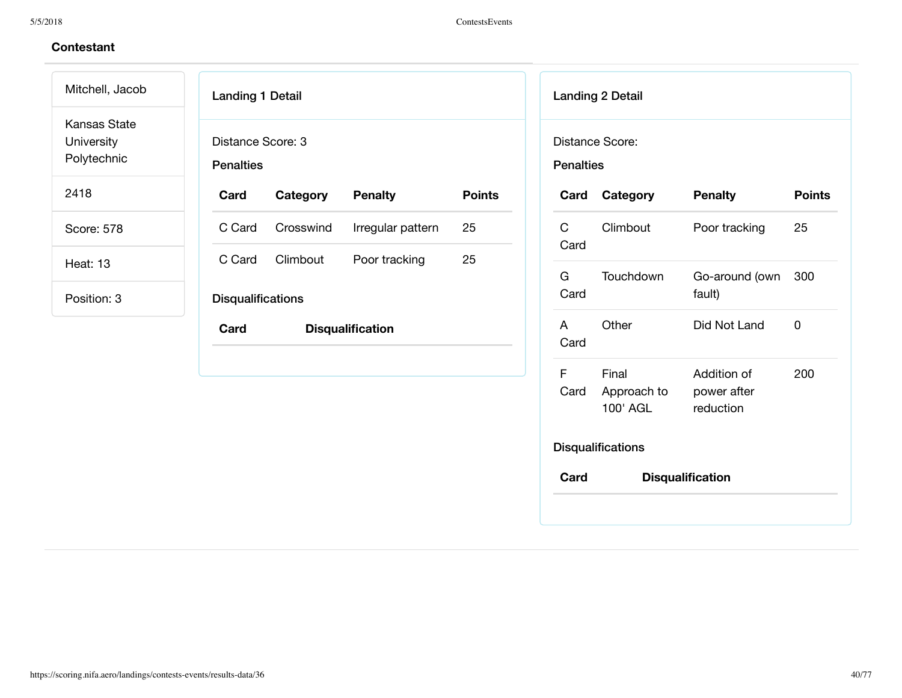## Contestant

Mitchell, Jacob

Kansas State University Polytechnic

2418

Score: 578

Heat: 13

Position: 3

### Landing 1 Detail

Distance Score: 3

**Penalties**

| Card | Category | Penalty | Points |
|---|---|---|---|
| C Card | Crosswind | Irregular pattern | 25 |
| C Card | Climbout | Poor tracking | 25 |

**Disqualifications**

| Card | Disqualification |
|---|---|

### Landing 2 Detail

Distance Score:

**Penalties**

| Card | Category | Penalty | Points |
|---|---|---|---|
| C Card | Climbout | Poor tracking | 25 |
| G Card | Touchdown | Go-around (own fault) | 300 |
| A Card | Other | Did Not Land | 0 |
| F Card | Final Approach to 100' AGL | Addition of power after reduction | 200 |

**Disqualifications**

| Card | Disqualification |
|---|---|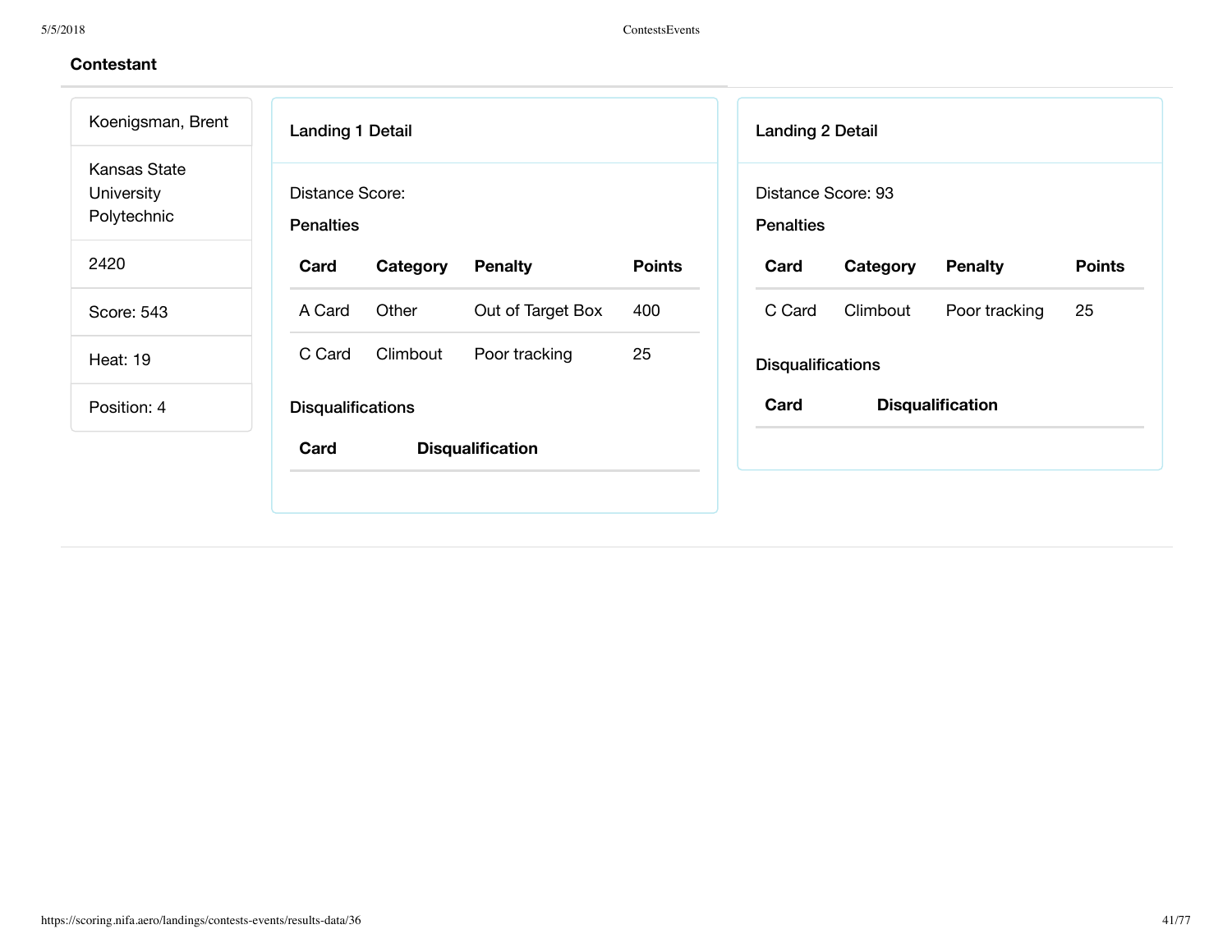## Contestant

Koenigsman, Brent

Kansas State University Polytechnic

2420

Score: 543

Heat: 19

Position: 4

### Landing 1 Detail

Distance Score:

**Penalties**

| Card | Category | Penalty | Points |
|---|---|---|---|
| A Card | Other | Out of Target Box | 400 |
| C Card | Climbout | Poor tracking | 25 |

**Disqualifications**

| Card | Disqualification |
|---|---|

### Landing 2 Detail

Distance Score: 93

**Penalties**

| Card | Category | Penalty | Points |
|---|---|---|---|
| C Card | Climbout | Poor tracking | 25 |

**Disqualifications**

| Card | Disqualification |
|---|---|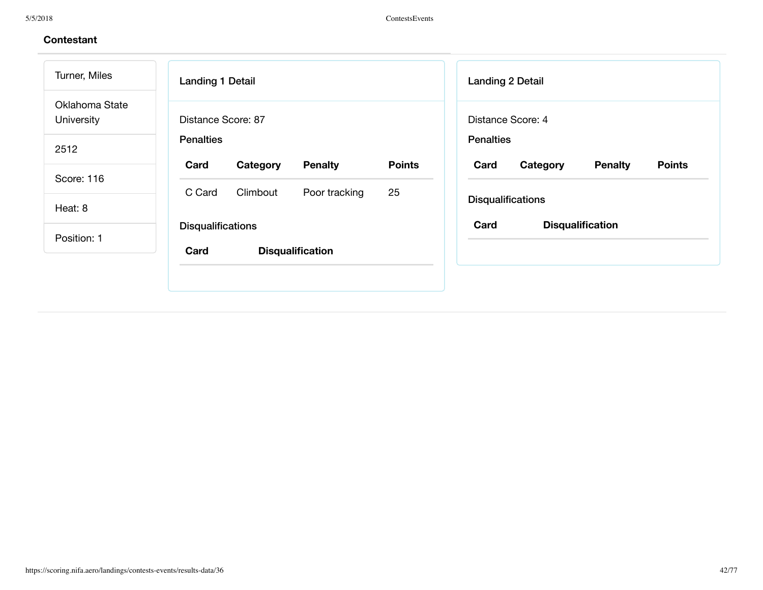### Contestant

Turner, Miles

Oklahoma State University

2512

Score: 116

Heat: 8

Position: 1

#### Landing 1 Detail

Distance Score: 87

**Penalties**

| Card | Category | Penalty | Points |
|---|---|---|---|
| C Card | Climbout | Poor tracking | 25 |

**Disqualifications**

| Card | Disqualification |
|---|---|

#### Landing 2 Detail

Distance Score: 4

**Penalties**

| Card | Category | Penalty | Points |
|---|---|---|---|

**Disqualifications**

| Card | Disqualification |
|---|---|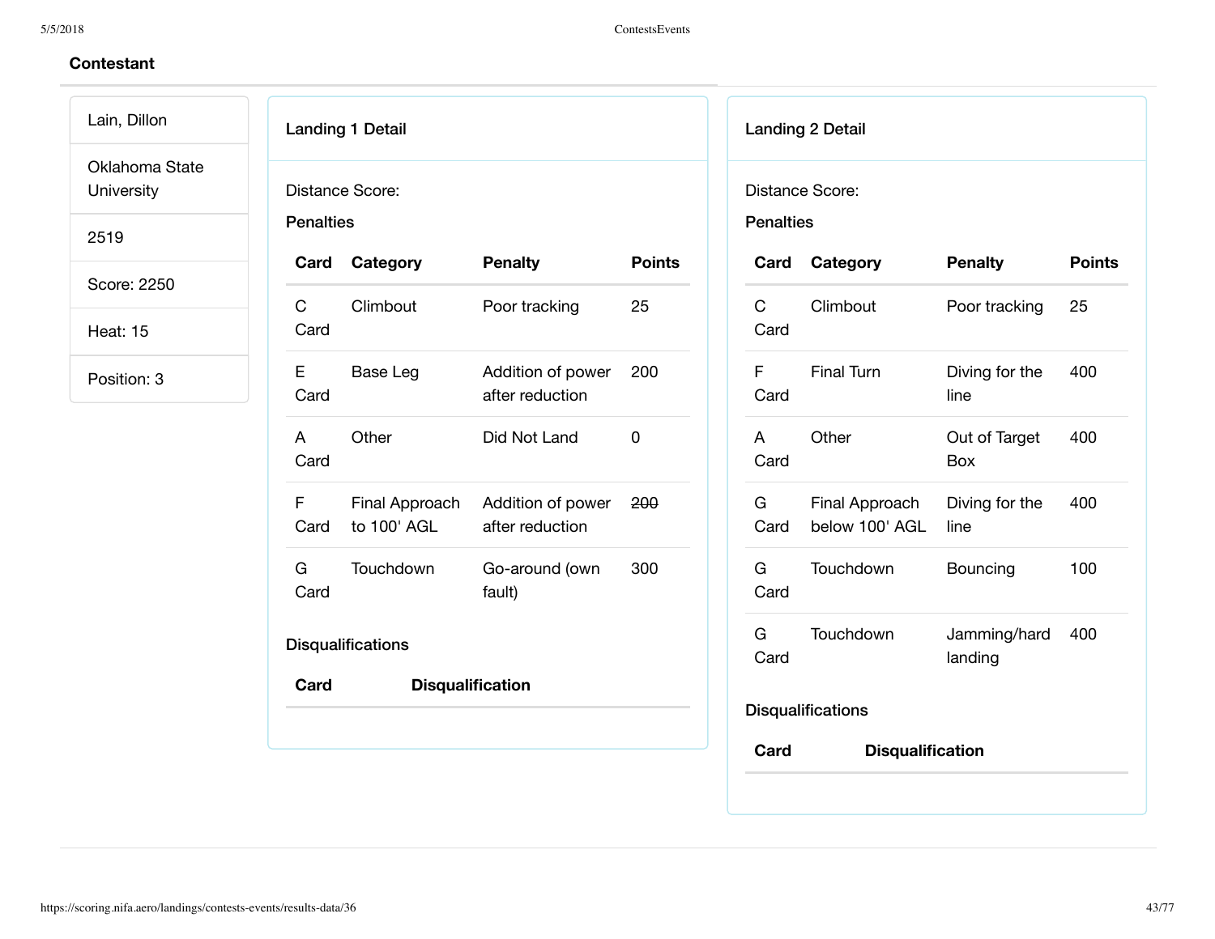## Contestant

Lain, Dillon

Oklahoma State University

2519

Score: 2250

Heat: 15

Position: 3

### Landing 1 Detail

Distance Score:

**Penalties**

| Card | Category | Penalty | Points |
|---|---|---|---|
| C Card | Climbout | Poor tracking | 25 |
| E Card | Base Leg | Addition of power after reduction | 200 |
| A Card | Other | Did Not Land | 0 |
| F Card | Final Approach to 100' AGL | Addition of power after reduction | ~~200~~ |
| G Card | Touchdown | Go-around (own fault) | 300 |

**Disqualifications**

| Card | Disqualification |
|---|---|

### Landing 2 Detail

Distance Score:

**Penalties**

| Card | Category | Penalty | Points |
|---|---|---|---|
| C Card | Climbout | Poor tracking | 25 |
| F Card | Final Turn | Diving for the line | 400 |
| A Card | Other | Out of Target Box | 400 |
| G Card | Final Approach below 100' AGL | Diving for the line | 400 |
| G Card | Touchdown | Bouncing | 100 |
| G Card | Touchdown | Jamming/hard landing | 400 |

**Disqualifications**

| Card | Disqualification |
|---|---|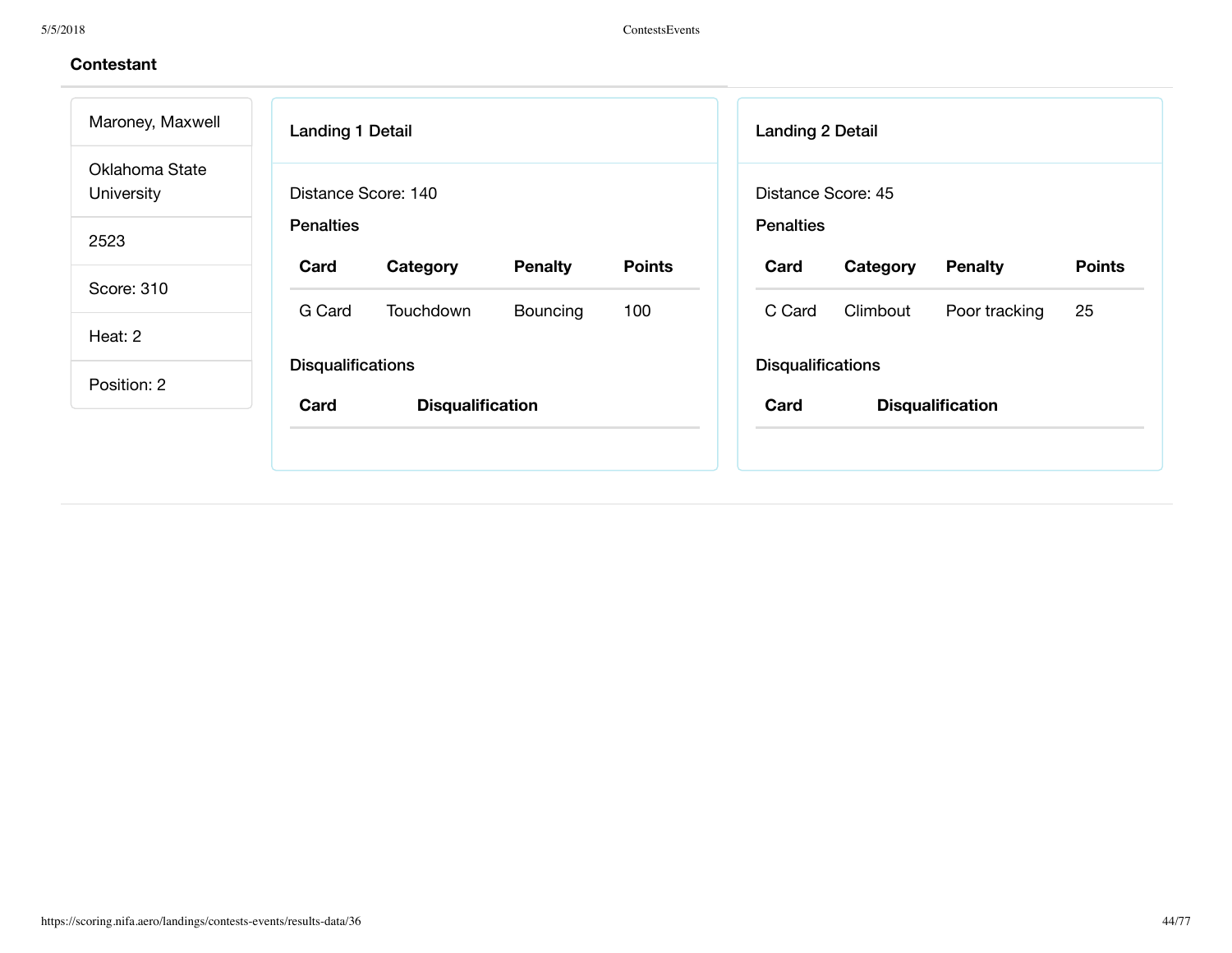**Contestant**

- Maroney, Maxwell
- Oklahoma State University
- 2523
- Score: 310
- Heat: 2
- Position: 2

### Landing 1 Detail

Distance Score: 140

**Penalties**

| Card | Category | Penalty | Points |
|---|---|---|---|
| G Card | Touchdown | Bouncing | 100 |

**Disqualifications**

| Card | Disqualification |
|---|---|

### Landing 2 Detail

Distance Score: 45

**Penalties**

| Card | Category | Penalty | Points |
|---|---|---|---|
| C Card | Climbout | Poor tracking | 25 |

**Disqualifications**

| Card | Disqualification |
|---|---|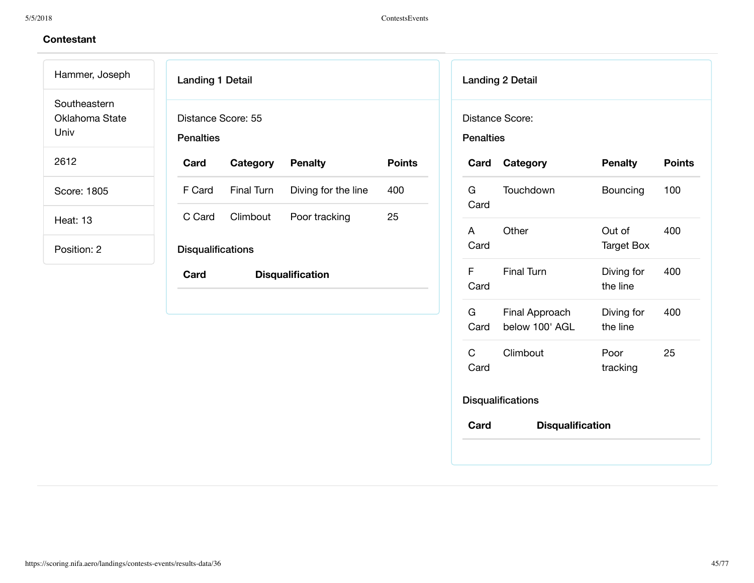## Contestant

Hammer, Joseph

Southeastern Oklahoma State Univ

2612

Score: 1805

Heat: 13

Position: 2

### Landing 1 Detail

Distance Score: 55

**Penalties**

| Card | Category | Penalty | Points |
|---|---|---|---|
| F Card | Final Turn | Diving for the line | 400 |
| C Card | Climbout | Poor tracking | 25 |

**Disqualifications**

| Card | Disqualification |
|---|---|

### Landing 2 Detail

Distance Score:

**Penalties**

| Card | Category | Penalty | Points |
|---|---|---|---|
| G Card | Touchdown | Bouncing | 100 |
| A Card | Other | Out of Target Box | 400 |
| F Card | Final Turn | Diving for the line | 400 |
| G Card | Final Approach below 100' AGL | Diving for the line | 400 |
| C Card | Climbout | Poor tracking | 25 |

**Disqualifications**

| Card | Disqualification |
|---|---|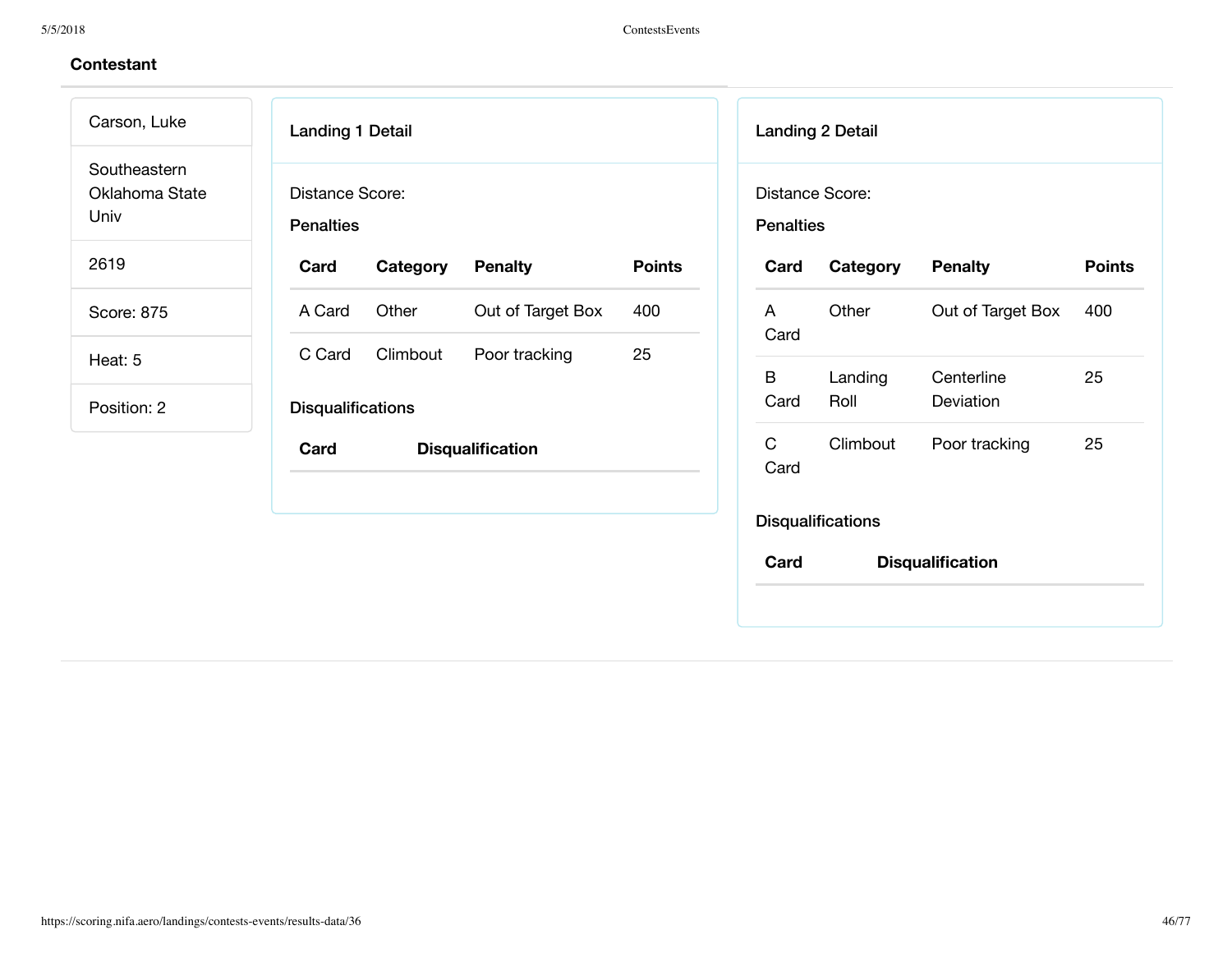## Contestant

Carson, Luke

Southeastern Oklahoma State Univ

2619

Score: 875

Heat: 5

Position: 2

### Landing 1 Detail

Distance Score:

**Penalties**

| Card | Category | Penalty | Points |
|---|---|---|---|
| A Card | Other | Out of Target Box | 400 |
| C Card | Climbout | Poor tracking | 25 |

**Disqualifications**

| Card | Disqualification |
|---|---|

### Landing 2 Detail

Distance Score:

**Penalties**

| Card | Category | Penalty | Points |
|---|---|---|---|
| A Card | Other | Out of Target Box | 400 |
| B Card | Landing Roll | Centerline Deviation | 25 |
| C Card | Climbout | Poor tracking | 25 |

**Disqualifications**

| Card | Disqualification |
|---|---|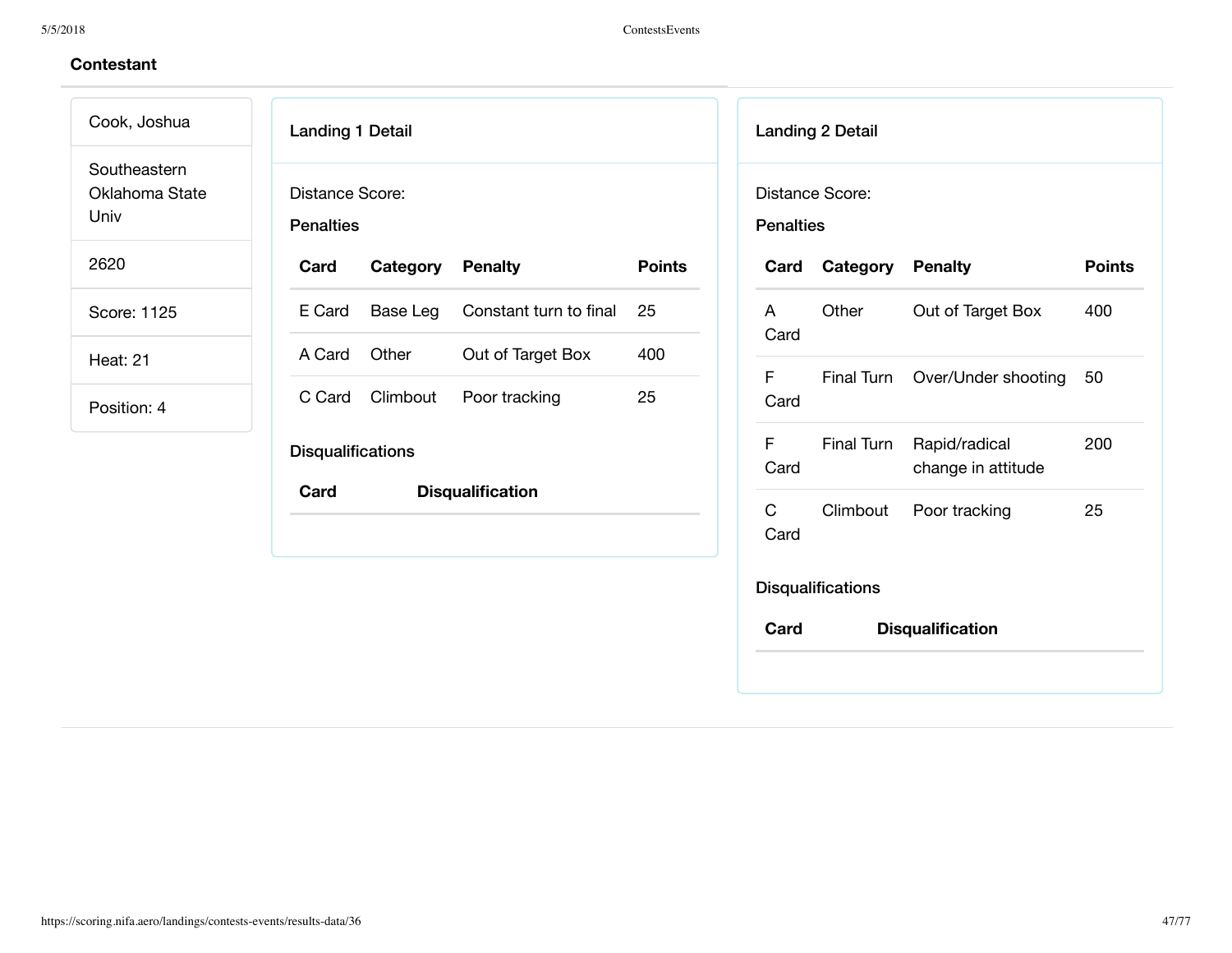## Contestant

Cook, Joshua

Southeastern Oklahoma State Univ

2620

Score: 1125

Heat: 21

Position: 4

### Landing 1 Detail

Distance Score:

**Penalties**

| Card | Category | Penalty | Points |
|---|---|---|---|
| E Card | Base Leg | Constant turn to final | 25 |
| A Card | Other | Out of Target Box | 400 |
| C Card | Climbout | Poor tracking | 25 |

**Disqualifications**

| Card | Disqualification |
|---|---|

### Landing 2 Detail

Distance Score:

**Penalties**

| Card | Category | Penalty | Points |
|---|---|---|---|
| A Card | Other | Out of Target Box | 400 |
| F Card | Final Turn | Over/Under shooting | 50 |
| F Card | Final Turn | Rapid/radical change in attitude | 200 |
| C Card | Climbout | Poor tracking | 25 |

**Disqualifications**

| Card | Disqualification |
|---|---|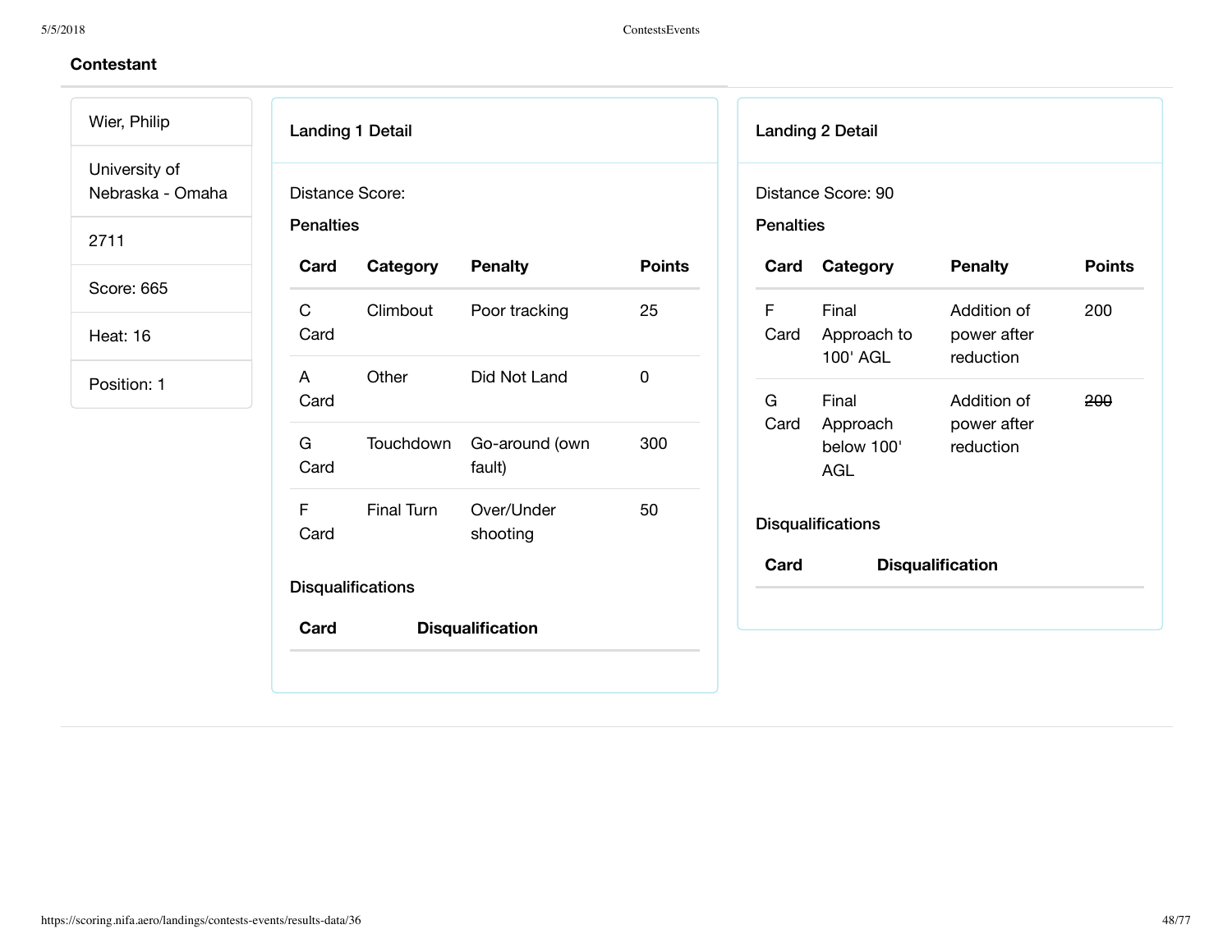## Contestant

| |
|---|
| Wier, Philip |
| University of Nebraska - Omaha |
| 2711 |
| Score: 665 |
| Heat: 16 |
| Position: 1 |

### Landing 1 Detail

Distance Score:

**Penalties**

| Card | Category | Penalty | Points |
|---|---|---|---|
| C Card | Climbout | Poor tracking | 25 |
| A Card | Other | Did Not Land | 0 |
| G Card | Touchdown | Go-around (own fault) | 300 |
| F Card | Final Turn | Over/Under shooting | 50 |

**Disqualifications**

| Card | Disqualification |
|---|---|

### Landing 2 Detail

Distance Score: 90

**Penalties**

| Card | Category | Penalty | Points |
|---|---|---|---|
| F Card | Final Approach to 100' AGL | Addition of power after reduction | 200 |
| G Card | Final Approach below 100' AGL | Addition of power after reduction | ~~200~~ |

**Disqualifications**

| Card | Disqualification |
|---|---|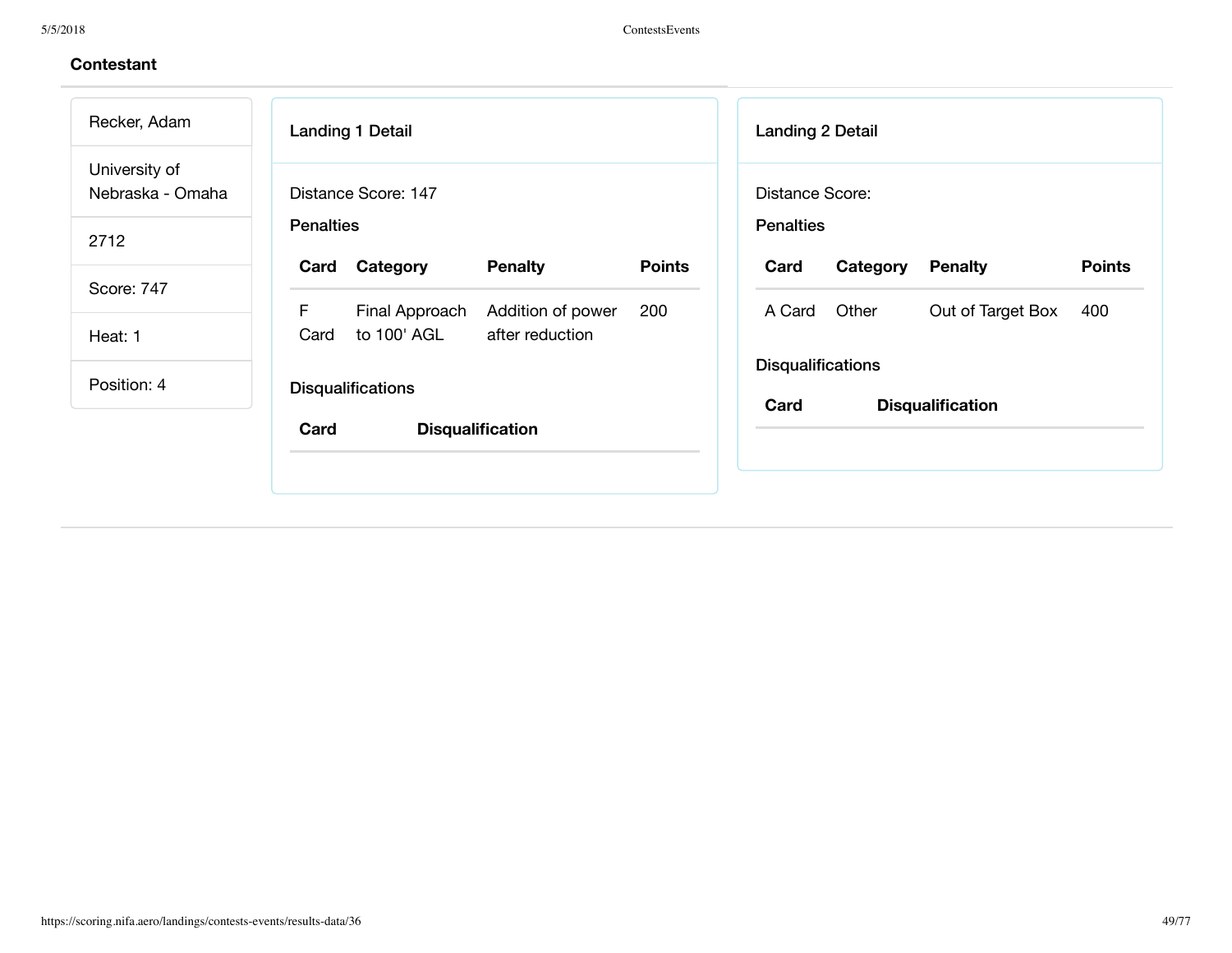**Contestant**

Recker, Adam

University of Nebraska - Omaha

2712

Score: 747

Heat: 1

Position: 4

### Landing 1 Detail

Distance Score: 147

**Penalties**

| Card | Category | Penalty | Points |
| --- | --- | --- | --- |
| F Card | Final Approach to 100' AGL | Addition of power after reduction | 200 |

**Disqualifications**

| Card | Disqualification |
| --- | --- |

### Landing 2 Detail

Distance Score:

**Penalties**

| Card | Category | Penalty | Points |
| --- | --- | --- | --- |
| A Card | Other | Out of Target Box | 400 |

**Disqualifications**

| Card | Disqualification |
| --- | --- |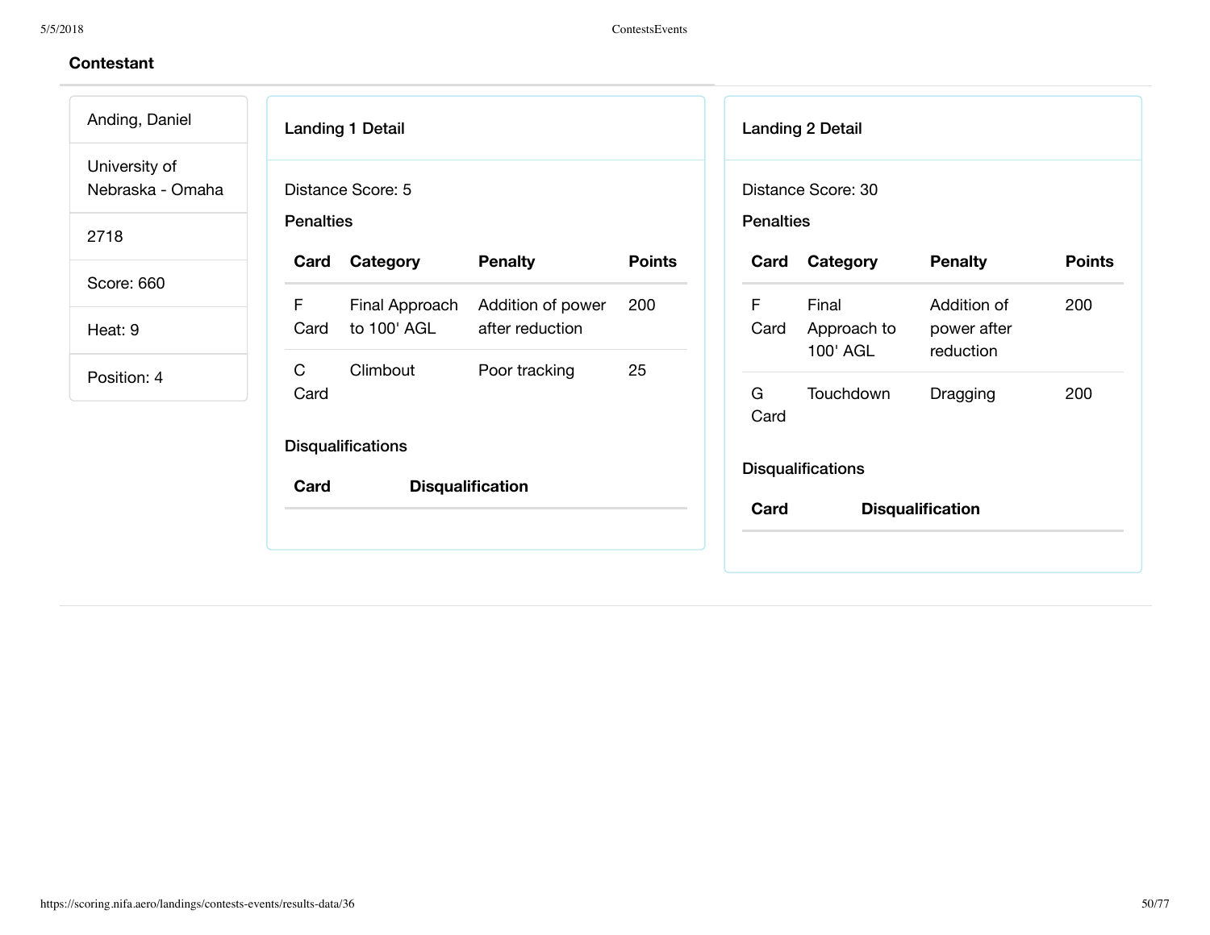## Contestant

Anding, Daniel

University of Nebraska - Omaha

2718

Score: 660

Heat: 9

Position: 4

### Landing 1 Detail

Distance Score: 5

**Penalties**

| Card | Category | Penalty | Points |
|---|---|---|---|
| F Card | Final Approach to 100' AGL | Addition of power after reduction | 200 |
| C Card | Climbout | Poor tracking | 25 |

**Disqualifications**

| Card | Disqualification |
|---|---|

### Landing 2 Detail

Distance Score: 30

**Penalties**

| Card | Category | Penalty | Points |
|---|---|---|---|
| F Card | Final Approach to 100' AGL | Addition of power after reduction | 200 |
| G Card | Touchdown | Dragging | 200 |

**Disqualifications**

| Card | Disqualification |
|---|---|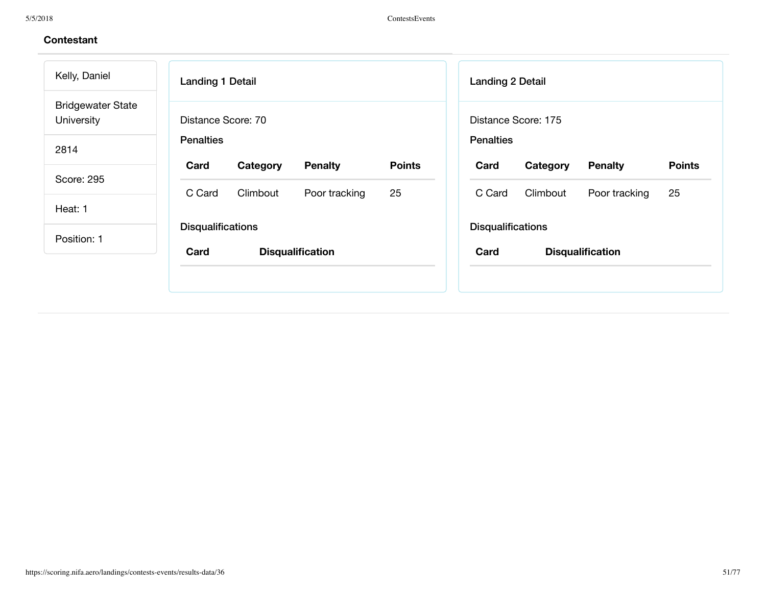## Contestant

Kelly, Daniel

Bridgewater State University

2814

Score: 295

Heat: 1

Position: 1

### Landing 1 Detail

Distance Score: 70

**Penalties**

| Card | Category | Penalty | Points |
|---|---|---|---|
| C Card | Climbout | Poor tracking | 25 |

**Disqualifications**

| Card | Disqualification |
|---|---|

### Landing 2 Detail

Distance Score: 175

**Penalties**

| Card | Category | Penalty | Points |
|---|---|---|---|
| C Card | Climbout | Poor tracking | 25 |

**Disqualifications**

| Card | Disqualification |
|---|---|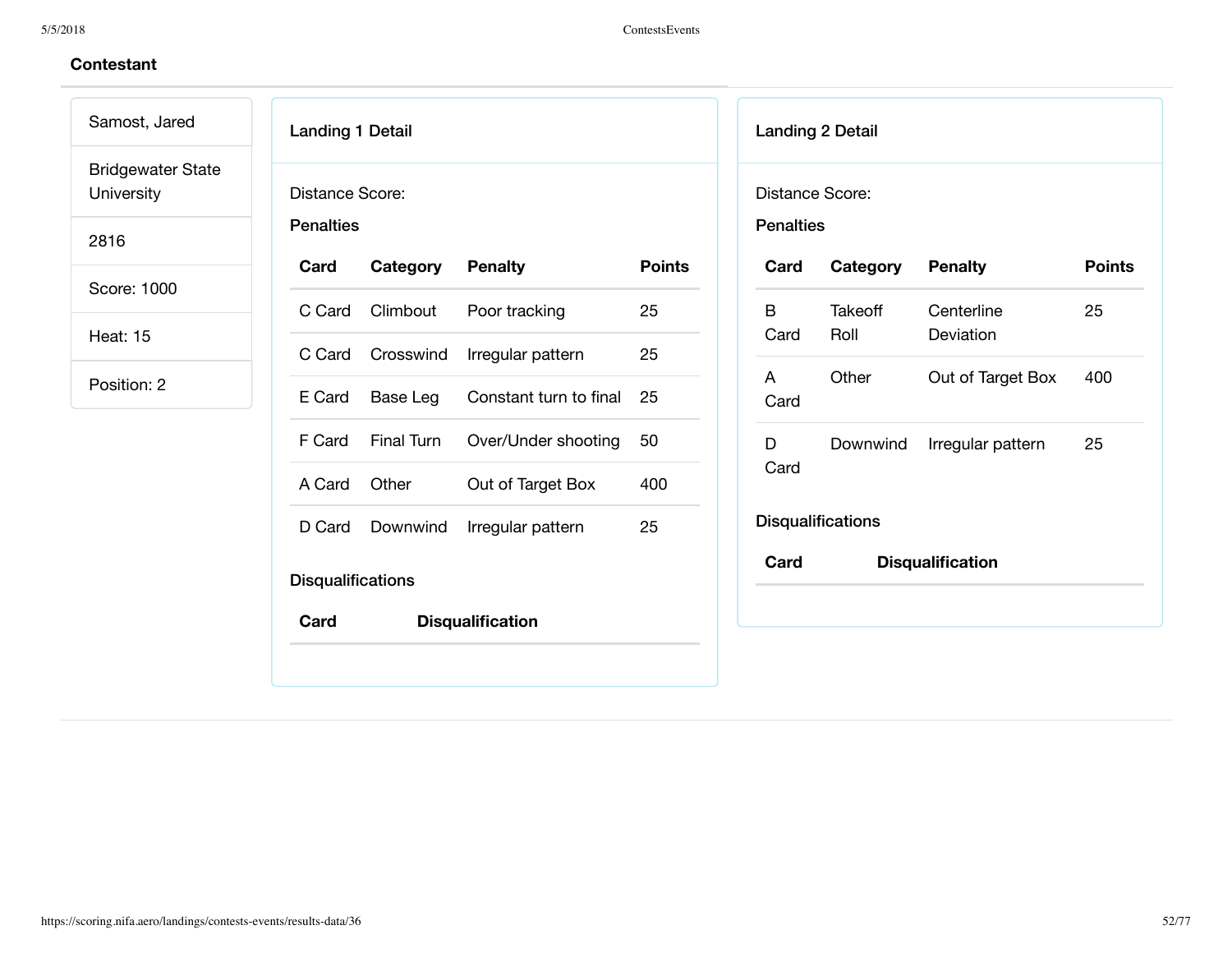## Contestant

Samost, Jared

Bridgewater State University

2816

Score: 1000

Heat: 15

Position: 2

### Landing 1 Detail

Distance Score:

**Penalties**

| Card | Category | Penalty | Points |
|---|---|---|---|
| C Card | Climbout | Poor tracking | 25 |
| C Card | Crosswind | Irregular pattern | 25 |
| E Card | Base Leg | Constant turn to final | 25 |
| F Card | Final Turn | Over/Under shooting | 50 |
| A Card | Other | Out of Target Box | 400 |
| D Card | Downwind | Irregular pattern | 25 |

**Disqualifications**

| Card | Disqualification |
|---|---|

### Landing 2 Detail

Distance Score:

**Penalties**

| Card | Category | Penalty | Points |
|---|---|---|---|
| B Card | Takeoff Roll | Centerline Deviation | 25 |
| A Card | Other | Out of Target Box | 400 |
| D Card | Downwind | Irregular pattern | 25 |

**Disqualifications**

| Card | Disqualification |
|---|---|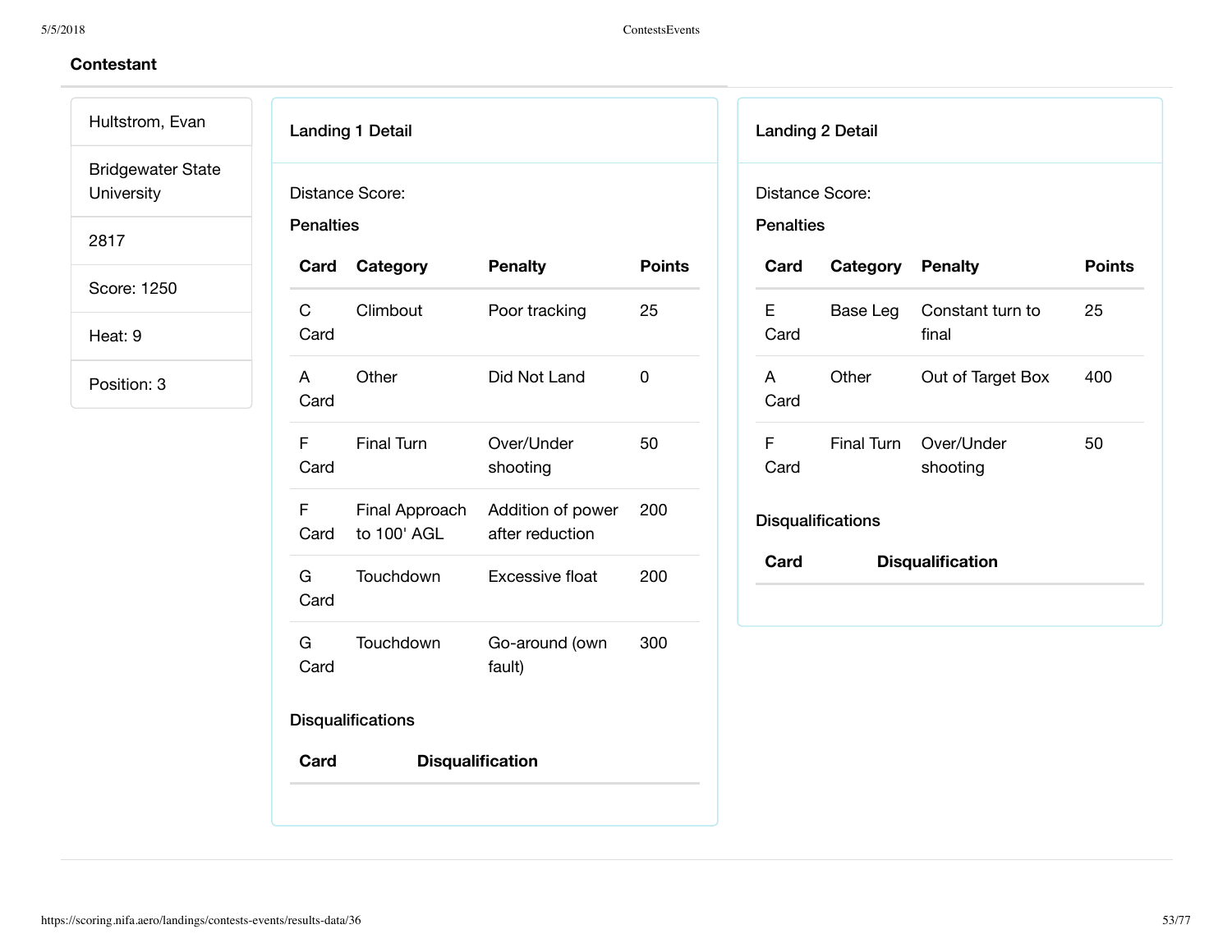## Contestant

Hultstrom, Evan

Bridgewater State University

2817

Score: 1250

Heat: 9

Position: 3

### Landing 1 Detail

Distance Score:

**Penalties**

| Card | Category | Penalty | Points |
|---|---|---|---|
| C Card | Climbout | Poor tracking | 25 |
| A Card | Other | Did Not Land | 0 |
| F Card | Final Turn | Over/Under shooting | 50 |
| F Card | Final Approach to 100' AGL | Addition of power after reduction | 200 |
| G Card | Touchdown | Excessive float | 200 |
| G Card | Touchdown | Go-around (own fault) | 300 |

**Disqualifications**

| Card | Disqualification |
|---|---|

### Landing 2 Detail

Distance Score:

**Penalties**

| Card | Category | Penalty | Points |
|---|---|---|---|
| E Card | Base Leg | Constant turn to final | 25 |
| A Card | Other | Out of Target Box | 400 |
| F Card | Final Turn | Over/Under shooting | 50 |

**Disqualifications**

| Card | Disqualification |
|---|---|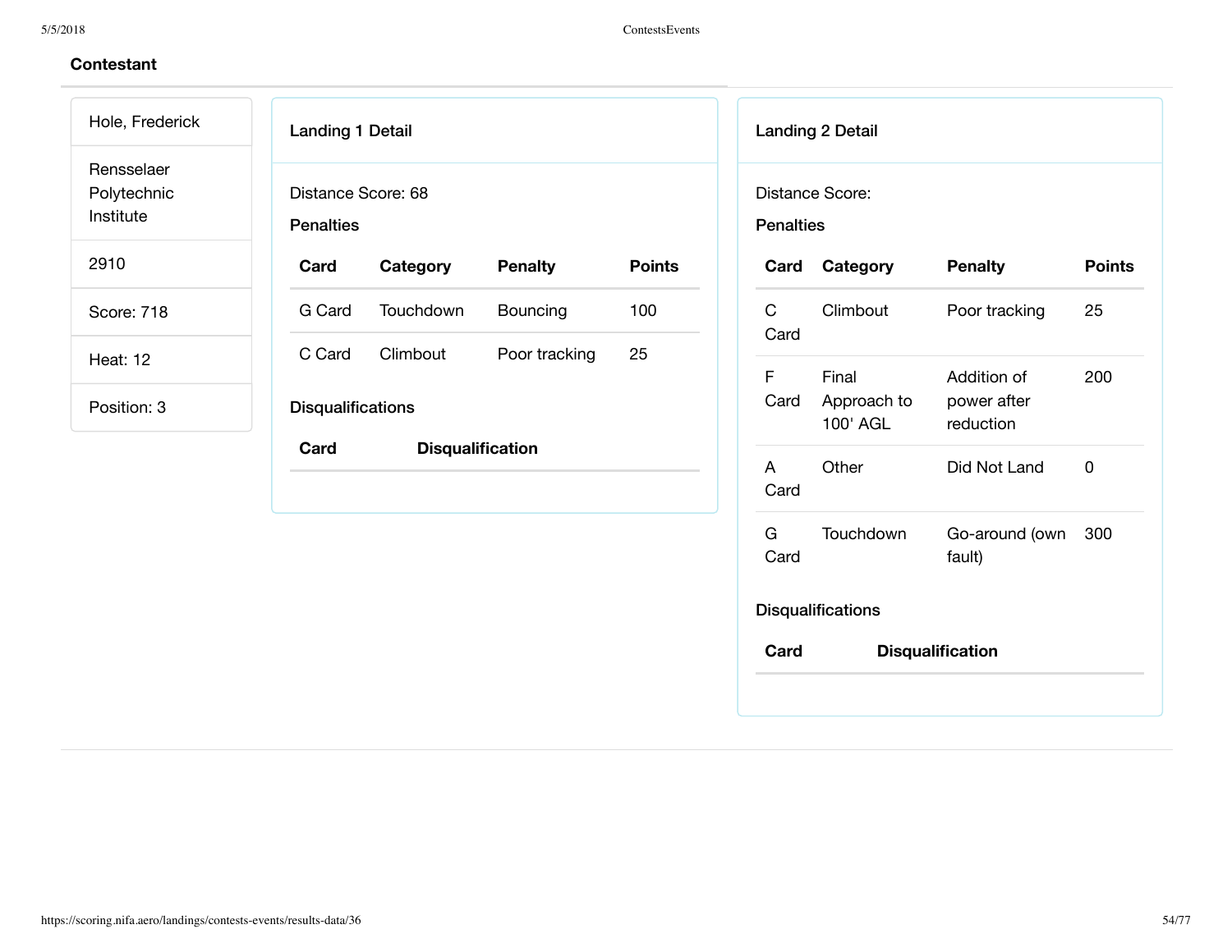## Contestant

Hole, Frederick

Rensselaer Polytechnic Institute

2910

Score: 718

Heat: 12

Position: 3

### Landing 1 Detail

Distance Score: 68

**Penalties**

| Card | Category | Penalty | Points |
| --- | --- | --- | --- |
| G Card | Touchdown | Bouncing | 100 |
| C Card | Climbout | Poor tracking | 25 |

**Disqualifications**

| Card | Disqualification |
| --- | --- |

### Landing 2 Detail

Distance Score:

**Penalties**

| Card | Category | Penalty | Points |
| --- | --- | --- | --- |
| C Card | Climbout | Poor tracking | 25 |
| F Card | Final Approach to 100' AGL | Addition of power after reduction | 200 |
| A Card | Other | Did Not Land | 0 |
| G Card | Touchdown | Go-around (own fault) | 300 |

**Disqualifications**

| Card | Disqualification |
| --- | --- |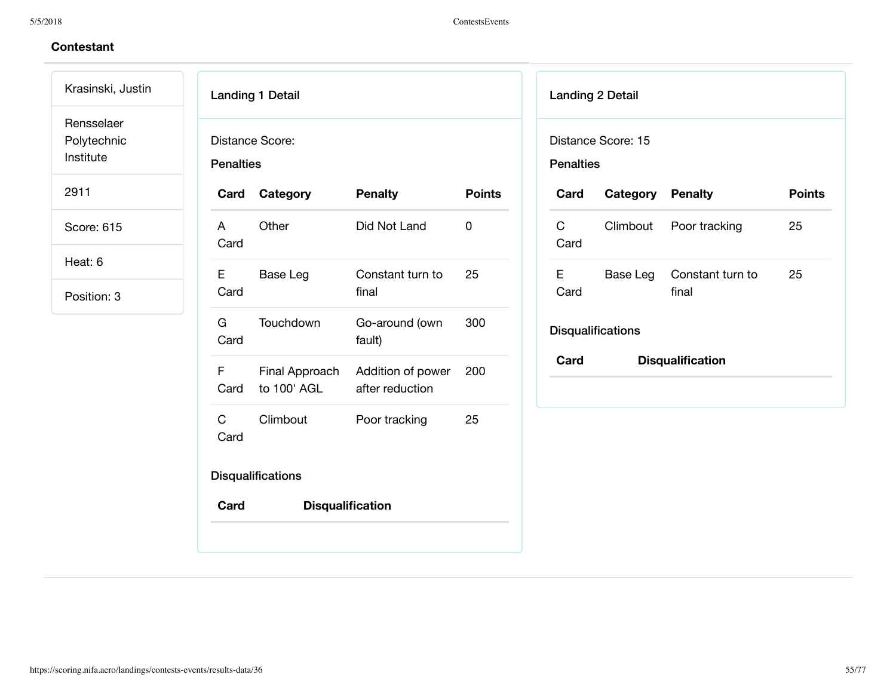**Contestant**

Krasinski, Justin

Rensselaer Polytechnic Institute

2911

Score: 615

Heat: 6

Position: 3

### Landing 1 Detail

Distance Score:

**Penalties**

| Card | Category | Penalty | Points |
|---|---|---|---|
| A Card | Other | Did Not Land | 0 |
| E Card | Base Leg | Constant turn to final | 25 |
| G Card | Touchdown | Go-around (own fault) | 300 |
| F Card | Final Approach to 100' AGL | Addition of power after reduction | 200 |
| C Card | Climbout | Poor tracking | 25 |

**Disqualifications**

| Card | Disqualification |
|---|---|

### Landing 2 Detail

Distance Score: 15

**Penalties**

| Card | Category | Penalty | Points |
|---|---|---|---|
| C Card | Climbout | Poor tracking | 25 |
| E Card | Base Leg | Constant turn to final | 25 |

**Disqualifications**

| Card | Disqualification |
|---|---|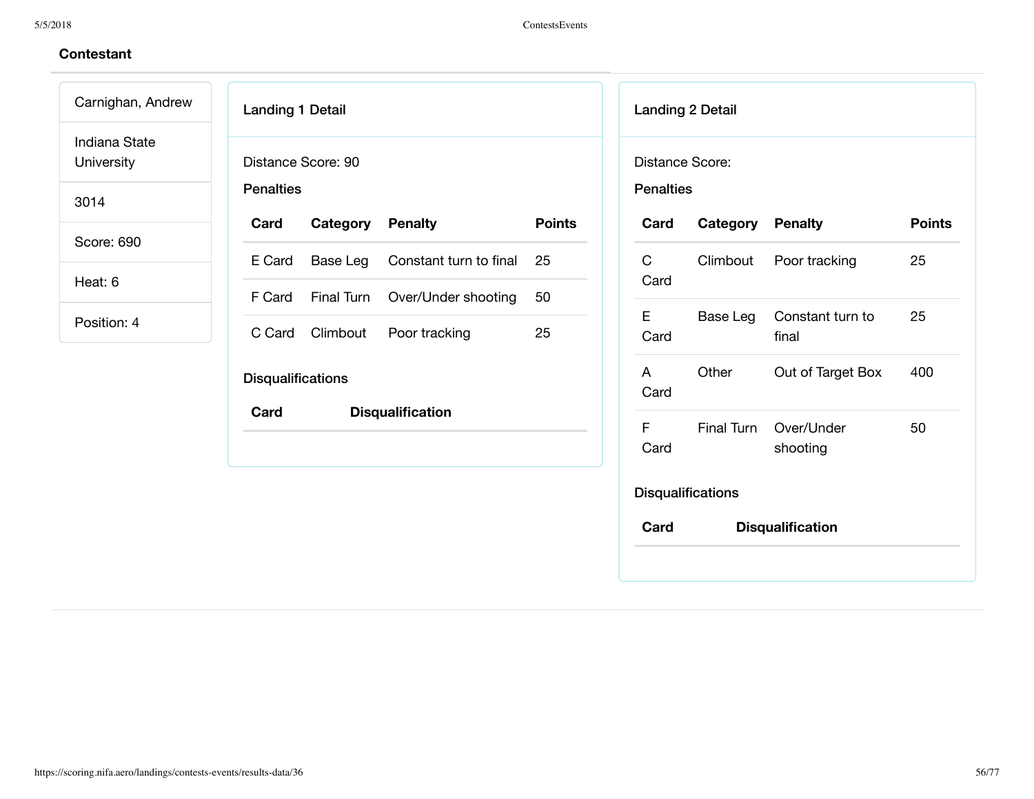## Contestant

- Carnighan, Andrew
- Indiana State University
- 3014
- Score: 690
- Heat: 6
- Position: 4

### Landing 1 Detail

Distance Score: 90

**Penalties**

| Card | Category | Penalty | Points |
| --- | --- | --- | --- |
| E Card | Base Leg | Constant turn to final | 25 |
| F Card | Final Turn | Over/Under shooting | 50 |
| C Card | Climbout | Poor tracking | 25 |

**Disqualifications**

| Card | Disqualification |
| --- | --- |

### Landing 2 Detail

Distance Score:

**Penalties**

| Card | Category | Penalty | Points |
| --- | --- | --- | --- |
| C Card | Climbout | Poor tracking | 25 |
| E Card | Base Leg | Constant turn to final | 25 |
| A Card | Other | Out of Target Box | 400 |
| F Card | Final Turn | Over/Under shooting | 50 |

**Disqualifications**

| Card | Disqualification |
| --- | --- |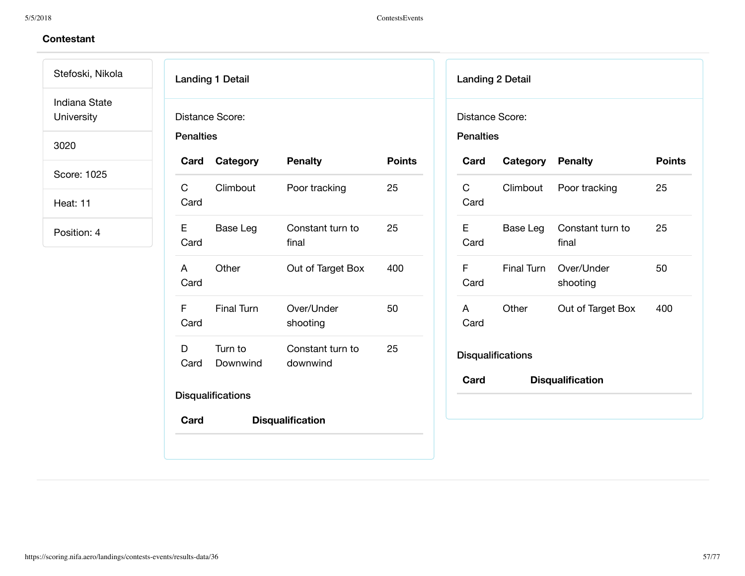## Contestant

Stefoski, Nikola

Indiana State University

3020

Score: 1025

Heat: 11

Position: 4

### Landing 1 Detail

Distance Score:

**Penalties**

| Card | Category | Penalty | Points |
|---|---|---|---|
| C Card | Climbout | Poor tracking | 25 |
| E Card | Base Leg | Constant turn to final | 25 |
| A Card | Other | Out of Target Box | 400 |
| F Card | Final Turn | Over/Under shooting | 50 |
| D Card | Turn to Downwind | Constant turn to downwind | 25 |

**Disqualifications**

| Card | Disqualification |
|---|---|

### Landing 2 Detail

Distance Score:

**Penalties**

| Card | Category | Penalty | Points |
|---|---|---|---|
| C Card | Climbout | Poor tracking | 25 |
| E Card | Base Leg | Constant turn to final | 25 |
| F Card | Final Turn | Over/Under shooting | 50 |
| A Card | Other | Out of Target Box | 400 |

**Disqualifications**

| Card | Disqualification |
|---|---|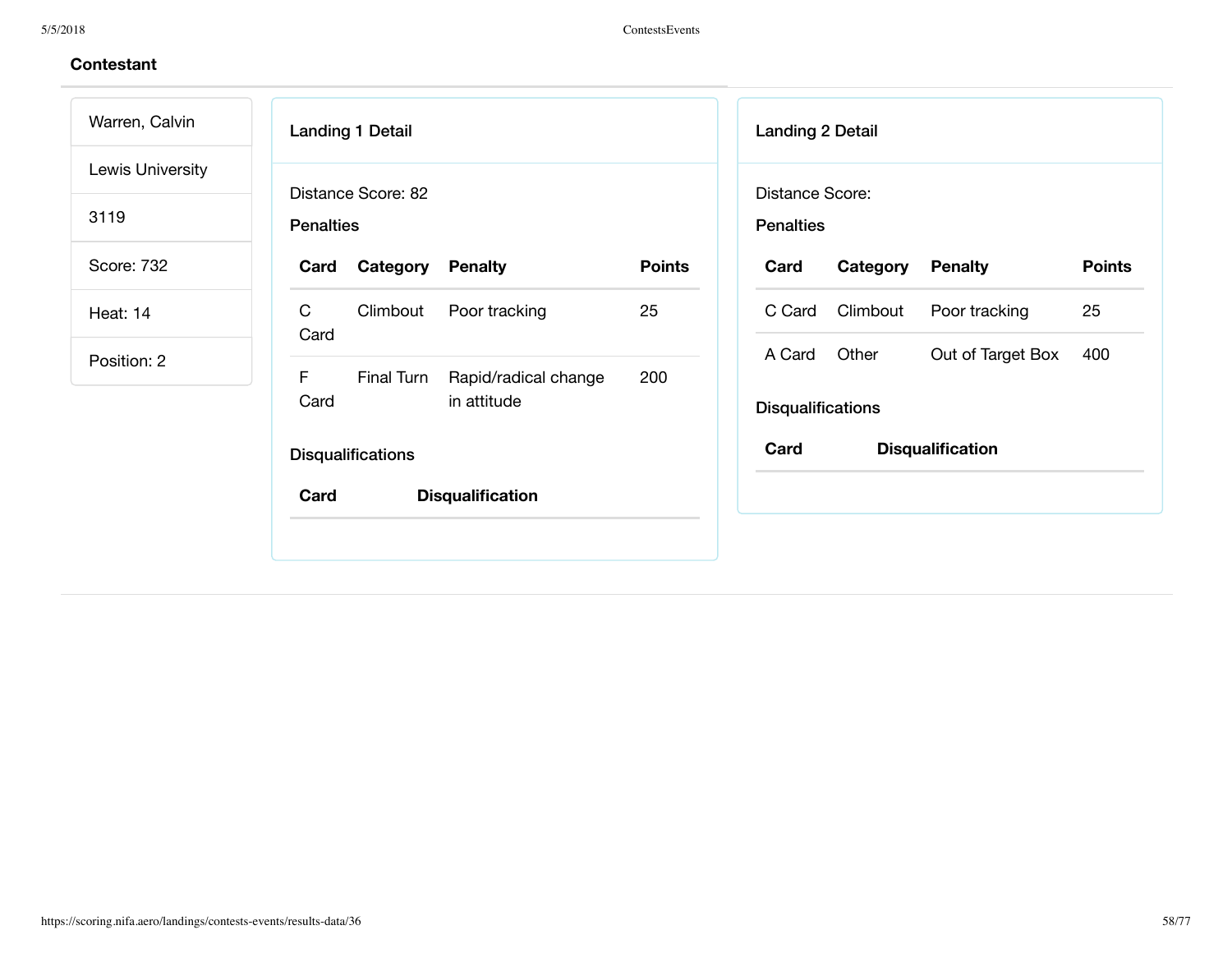**Contestant**

- Warren, Calvin
- Lewis University
- 3119
- Score: 732
- Heat: 14
- Position: 2

### Landing 1 Detail

Distance Score: 82

**Penalties**

| Card | Category | Penalty | Points |
|---|---|---|---|
| C Card | Climbout | Poor tracking | 25 |
| F Card | Final Turn | Rapid/radical change in attitude | 200 |

**Disqualifications**

| Card | Disqualification |
|---|---|

### Landing 2 Detail

Distance Score:

**Penalties**

| Card | Category | Penalty | Points |
|---|---|---|---|
| C Card | Climbout | Poor tracking | 25 |
| A Card | Other | Out of Target Box | 400 |

**Disqualifications**

| Card | Disqualification |
|---|---|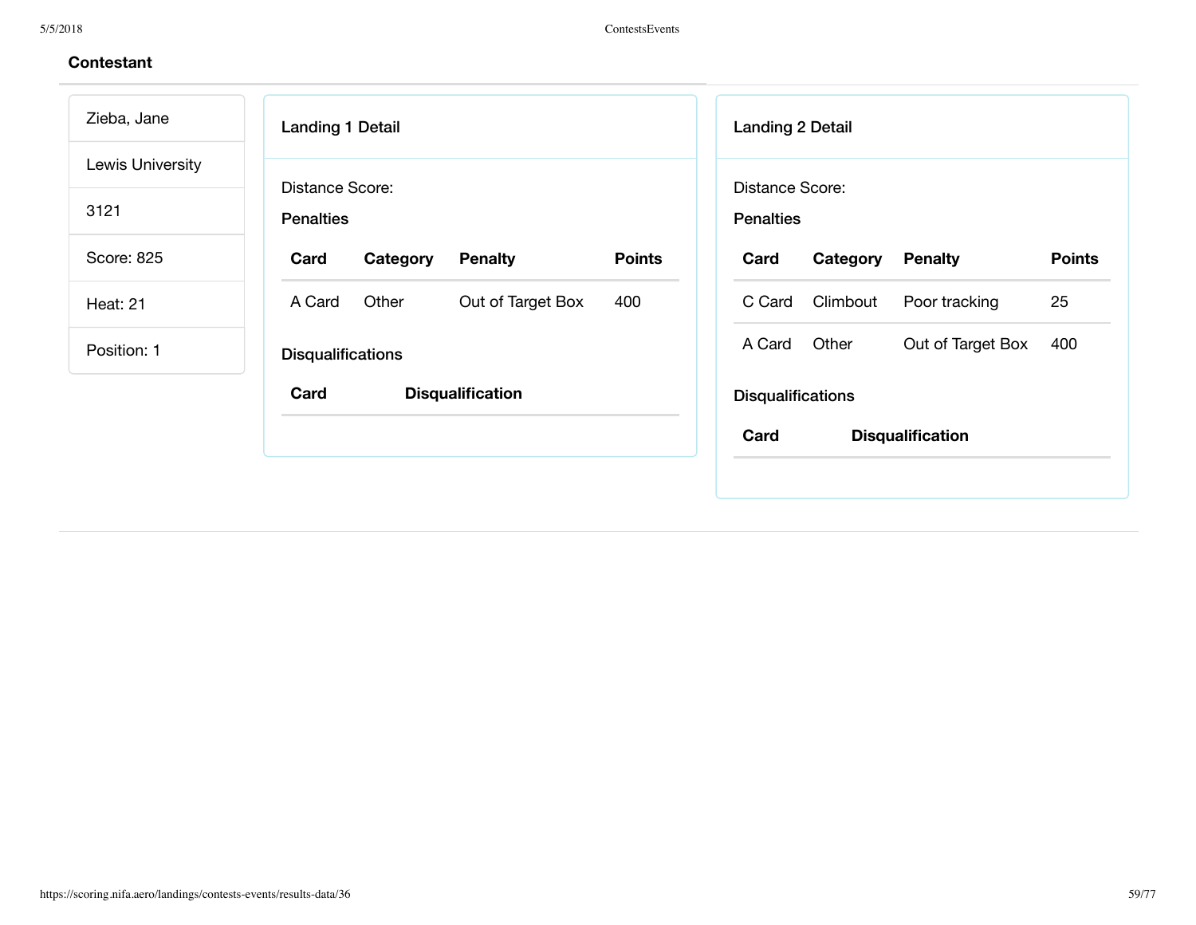**Contestant**

Zieba, Jane

Lewis University

3121

Score: 825

Heat: 21

Position: 1

**Landing 1 Detail**

Distance Score:

**Penalties**

| Card | Category | Penalty | Points |
| --- | --- | --- | --- |
| A Card | Other | Out of Target Box | 400 |

**Disqualifications**

| Card | Disqualification |
| --- | --- |

**Landing 2 Detail**

Distance Score:

**Penalties**

| Card | Category | Penalty | Points |
| --- | --- | --- | --- |
| C Card | Climbout | Poor tracking | 25 |
| A Card | Other | Out of Target Box | 400 |

**Disqualifications**

| Card | Disqualification |
| --- | --- |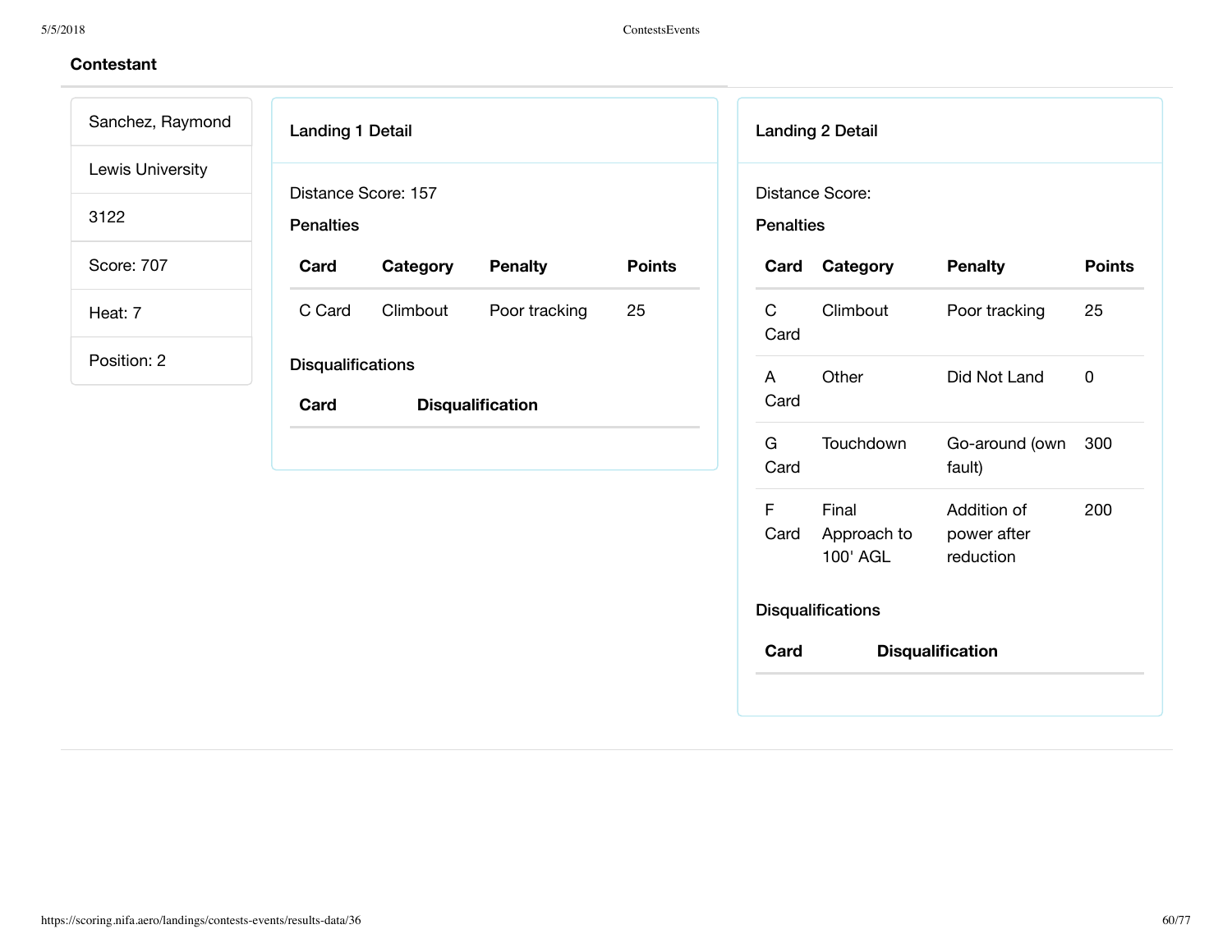## Contestant

Sanchez, Raymond

Lewis University

3122

Score: 707

Heat: 7

Position: 2

### Landing 1 Detail

Distance Score: 157

**Penalties**

| Card | Category | Penalty | Points |
|---|---|---|---|
| C Card | Climbout | Poor tracking | 25 |

**Disqualifications**

| Card | Disqualification |
|---|---|

### Landing 2 Detail

Distance Score:

**Penalties**

| Card | Category | Penalty | Points |
|---|---|---|---|
| C Card | Climbout | Poor tracking | 25 |
| A Card | Other | Did Not Land | 0 |
| G Card | Touchdown | Go-around (own fault) | 300 |
| F Card | Final Approach to 100' AGL | Addition of power after reduction | 200 |

**Disqualifications**

| Card | Disqualification |
|---|---|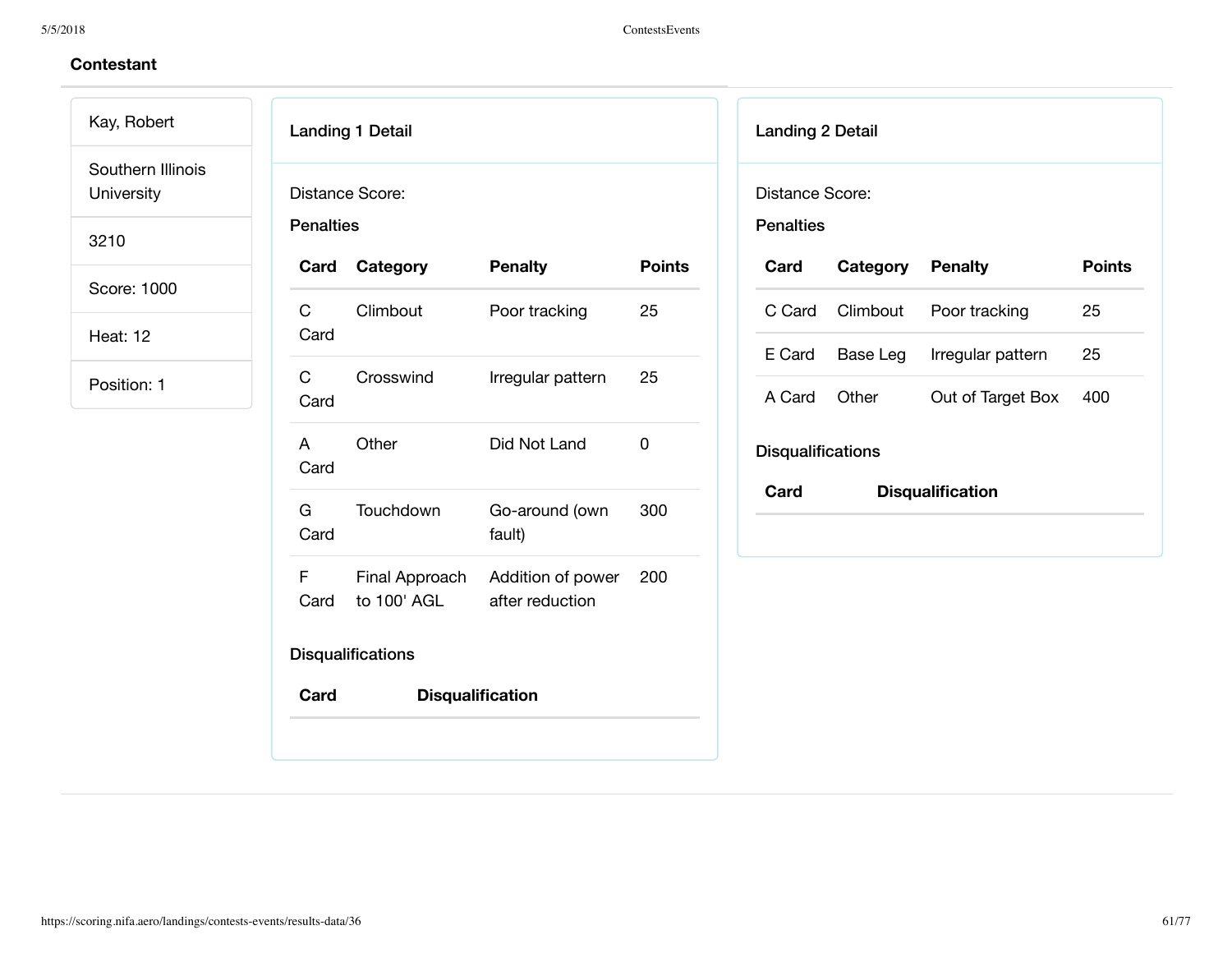## Contestant

Kay, Robert

Southern Illinois University

3210

Score: 1000

Heat: 12

Position: 1

### Landing 1 Detail

Distance Score:

**Penalties**

| Card | Category | Penalty | Points |
|---|---|---|---|
| C Card | Climbout | Poor tracking | 25 |
| C Card | Crosswind | Irregular pattern | 25 |
| A Card | Other | Did Not Land | 0 |
| G Card | Touchdown | Go-around (own fault) | 300 |
| F Card | Final Approach to 100' AGL | Addition of power after reduction | 200 |

**Disqualifications**

| Card | Disqualification |
|---|---|

### Landing 2 Detail

Distance Score:

**Penalties**

| Card | Category | Penalty | Points |
|---|---|---|---|
| C Card | Climbout | Poor tracking | 25 |
| E Card | Base Leg | Irregular pattern | 25 |
| A Card | Other | Out of Target Box | 400 |

**Disqualifications**

| Card | Disqualification |
|---|---|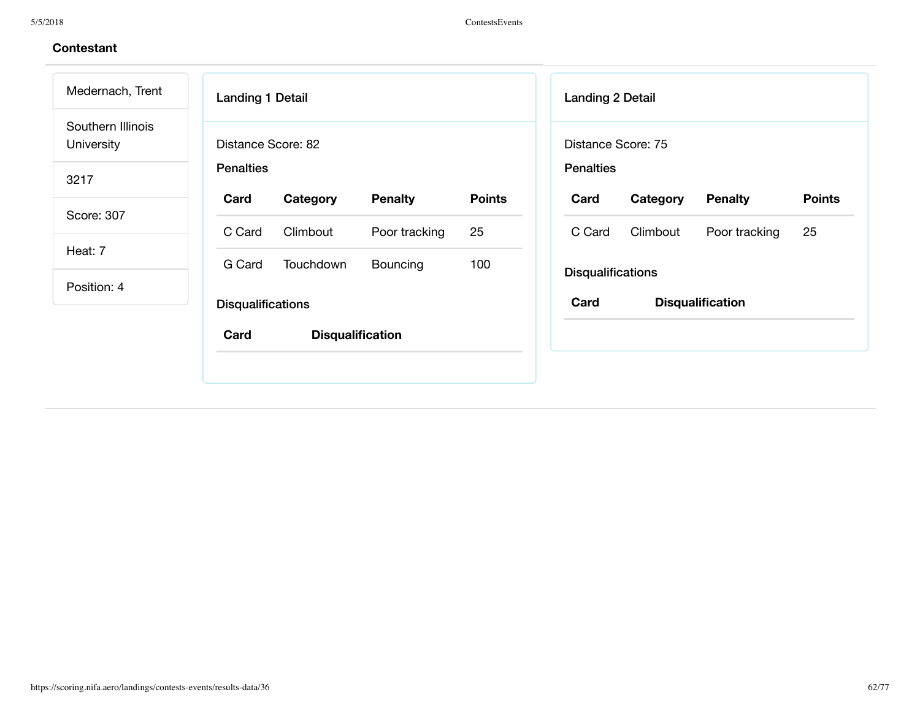## Contestant

Medernach, Trent

Southern Illinois University

3217

Score: 307

Heat: 7

Position: 4

### Landing 1 Detail

Distance Score: 82

**Penalties**

| Card | Category | Penalty | Points |
|---|---|---|---|
| C Card | Climbout | Poor tracking | 25 |
| G Card | Touchdown | Bouncing | 100 |

**Disqualifications**

| Card | Disqualification |
|---|---|

### Landing 2 Detail

Distance Score: 75

**Penalties**

| Card | Category | Penalty | Points |
|---|---|---|---|
| C Card | Climbout | Poor tracking | 25 |

**Disqualifications**

| Card | Disqualification |
|---|---|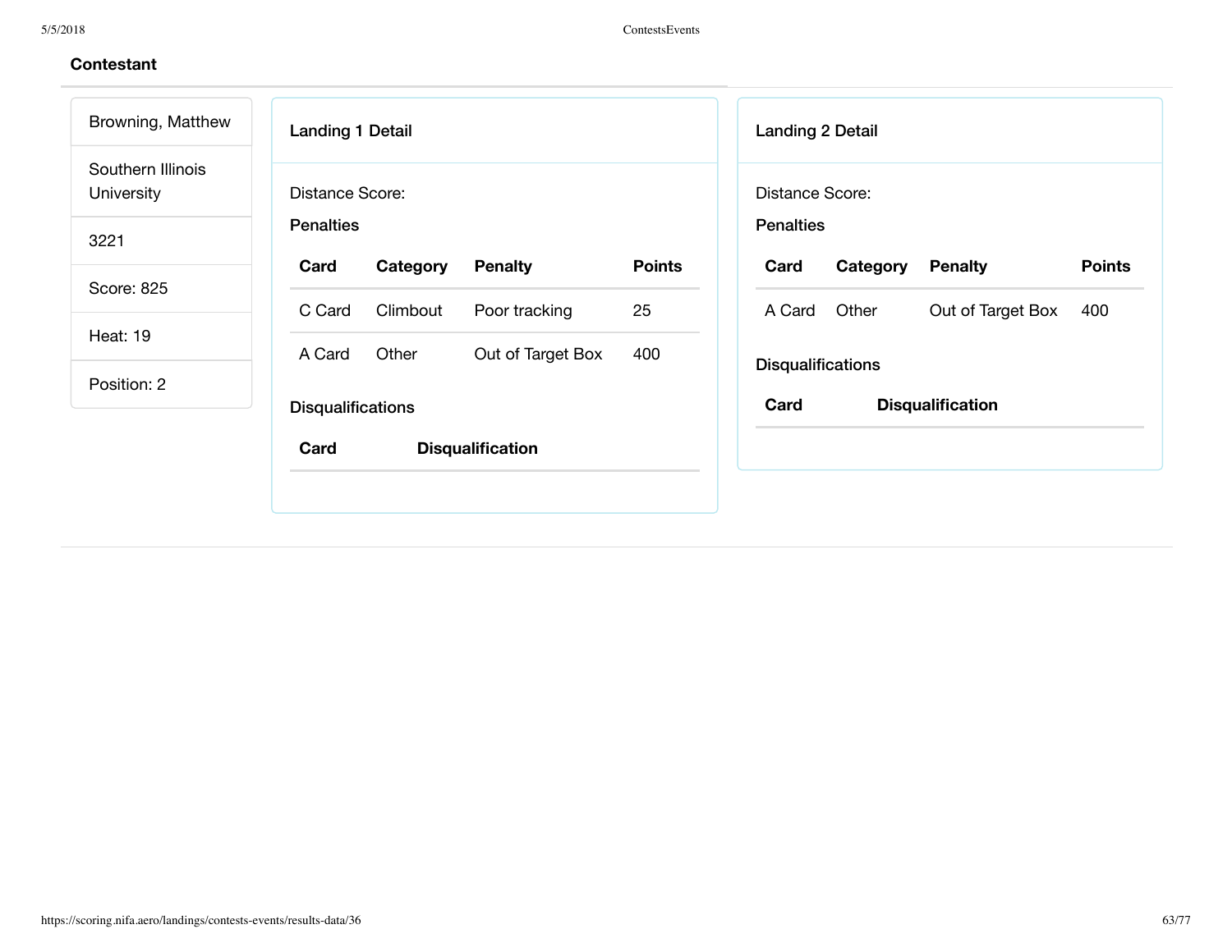**Contestant**

Browning, Matthew

Southern Illinois University

3221

Score: 825

Heat: 19

Position: 2

### Landing 1 Detail

Distance Score:

**Penalties**

| Card | Category | Penalty | Points |
|---|---|---|---|
| C Card | Climbout | Poor tracking | 25 |
| A Card | Other | Out of Target Box | 400 |

**Disqualifications**

| Card | Disqualification |
|---|---|

### Landing 2 Detail

Distance Score:

**Penalties**

| Card | Category | Penalty | Points |
|---|---|---|---|
| A Card | Other | Out of Target Box | 400 |

**Disqualifications**

| Card | Disqualification |
|---|---|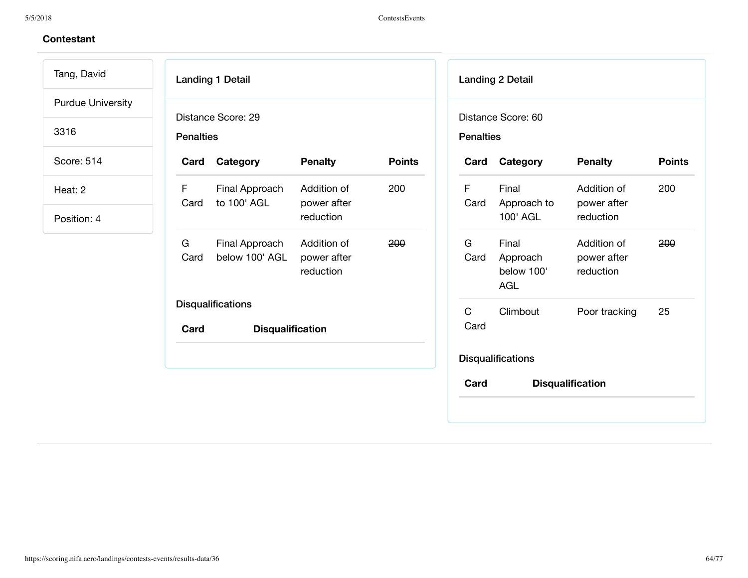### Contestant

- Tang, David
- Purdue University
- 3316
- Score: 514
- Heat: 2
- Position: 4

#### Landing 1 Detail

Distance Score: 29

**Penalties**

| Card | Category | Penalty | Points |
|---|---|---|---|
| F Card | Final Approach to 100' AGL | Addition of power after reduction | 200 |
| G Card | Final Approach below 100' AGL | Addition of power after reduction | ~~200~~ |

**Disqualifications**

| Card | Disqualification |
|---|---|

#### Landing 2 Detail

Distance Score: 60

**Penalties**

| Card | Category | Penalty | Points |
|---|---|---|---|
| F Card | Final Approach to 100' AGL | Addition of power after reduction | 200 |
| G Card | Final Approach below 100' AGL | Addition of power after reduction | ~~200~~ |
| C Card | Climbout | Poor tracking | 25 |

**Disqualifications**

| Card | Disqualification |
|---|---|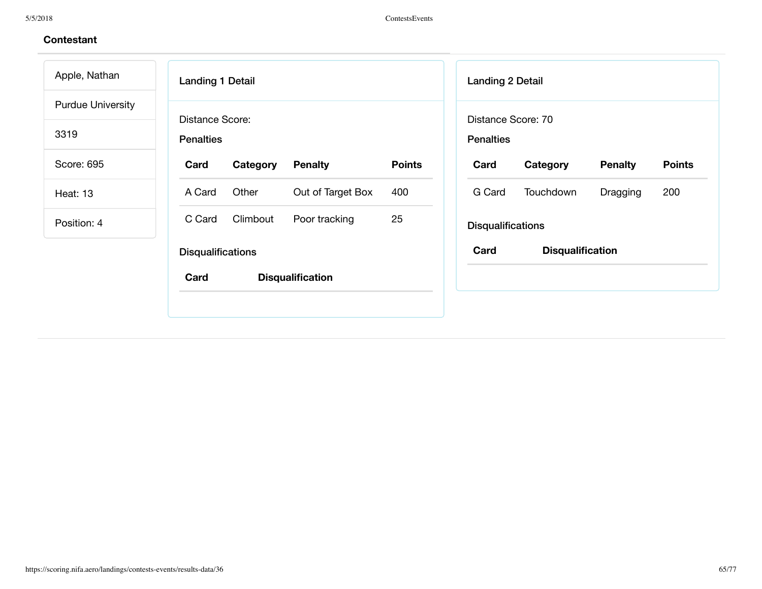## Contestant

- Apple, Nathan
- Purdue University
- 3319
- Score: 695
- Heat: 13
- Position: 4

### Landing 1 Detail

Distance Score:

**Penalties**

| Card | Category | Penalty | Points |
|---|---|---|---|
| A Card | Other | Out of Target Box | 400 |
| C Card | Climbout | Poor tracking | 25 |

**Disqualifications**

| Card | Disqualification |
|---|---|

### Landing 2 Detail

Distance Score: 70

**Penalties**

| Card | Category | Penalty | Points |
|---|---|---|---|
| G Card | Touchdown | Dragging | 200 |

**Disqualifications**

| Card | Disqualification |
|---|---|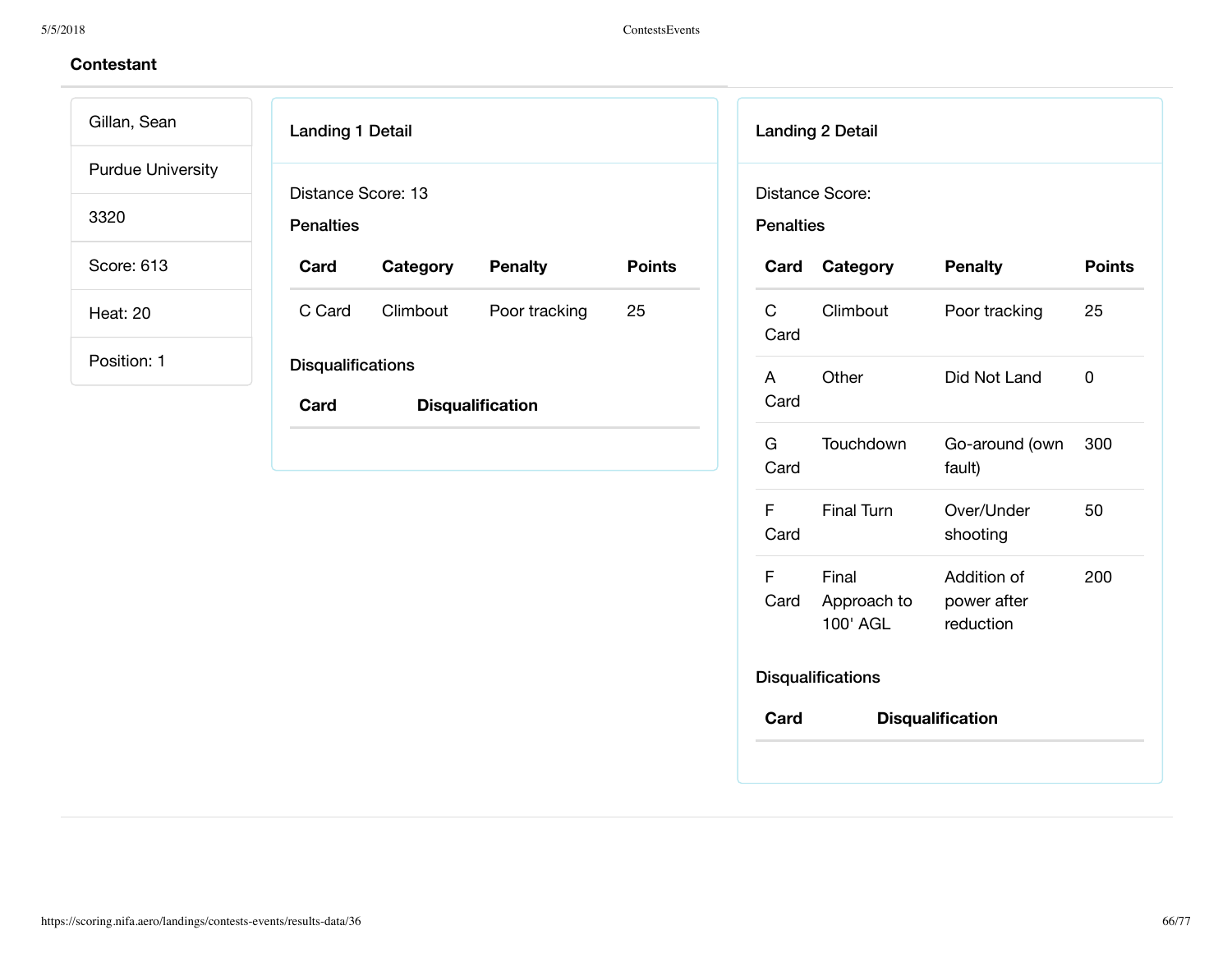### Contestant

Gillan, Sean

Purdue University

3320

Score: 613

Heat: 20

Position: 1

#### Landing 1 Detail

Distance Score: 13

**Penalties**

| Card | Category | Penalty | Points |
|---|---|---|---|
| C Card | Climbout | Poor tracking | 25 |

**Disqualifications**

| Card | Disqualification |
|---|---|

#### Landing 2 Detail

Distance Score:

**Penalties**

| Card | Category | Penalty | Points |
|---|---|---|---|
| C Card | Climbout | Poor tracking | 25 |
| A Card | Other | Did Not Land | 0 |
| G Card | Touchdown | Go-around (own fault) | 300 |
| F Card | Final Turn | Over/Under shooting | 50 |
| F Card | Final Approach to 100' AGL | Addition of power after reduction | 200 |

**Disqualifications**

| Card | Disqualification |
|---|---|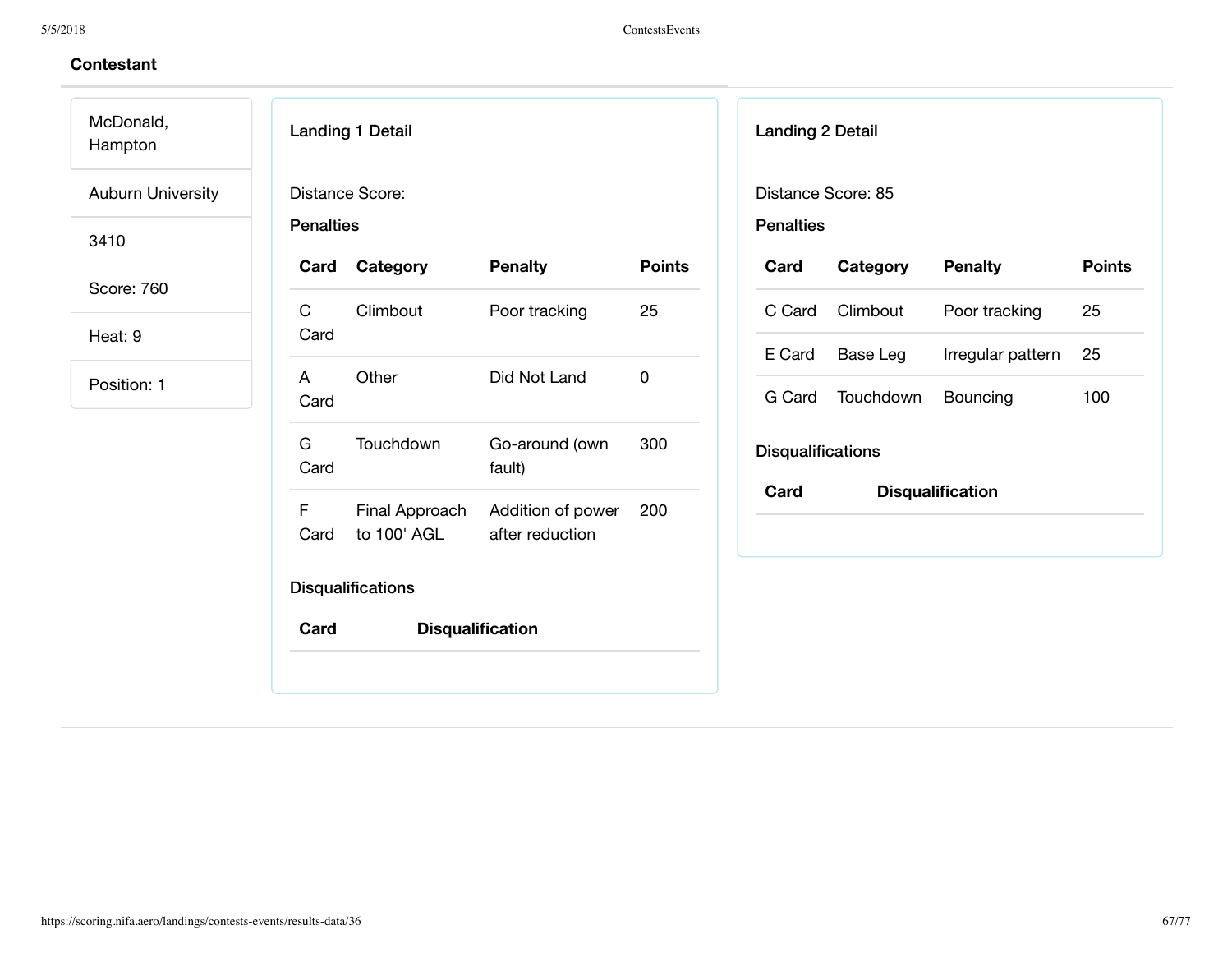## Contestant

McDonald, Hampton

Auburn University

3410

Score: 760

Heat: 9

Position: 1

### Landing 1 Detail

Distance Score:

**Penalties**

| Card | Category | Penalty | Points |
|---|---|---|---|
| C Card | Climbout | Poor tracking | 25 |
| A Card | Other | Did Not Land | 0 |
| G Card | Touchdown | Go-around (own fault) | 300 |
| F Card | Final Approach to 100' AGL | Addition of power after reduction | 200 |

**Disqualifications**

| Card | Disqualification |
|---|---|

### Landing 2 Detail

Distance Score: 85

**Penalties**

| Card | Category | Penalty | Points |
|---|---|---|---|
| C Card | Climbout | Poor tracking | 25 |
| E Card | Base Leg | Irregular pattern | 25 |
| G Card | Touchdown | Bouncing | 100 |

**Disqualifications**

| Card | Disqualification |
|---|---|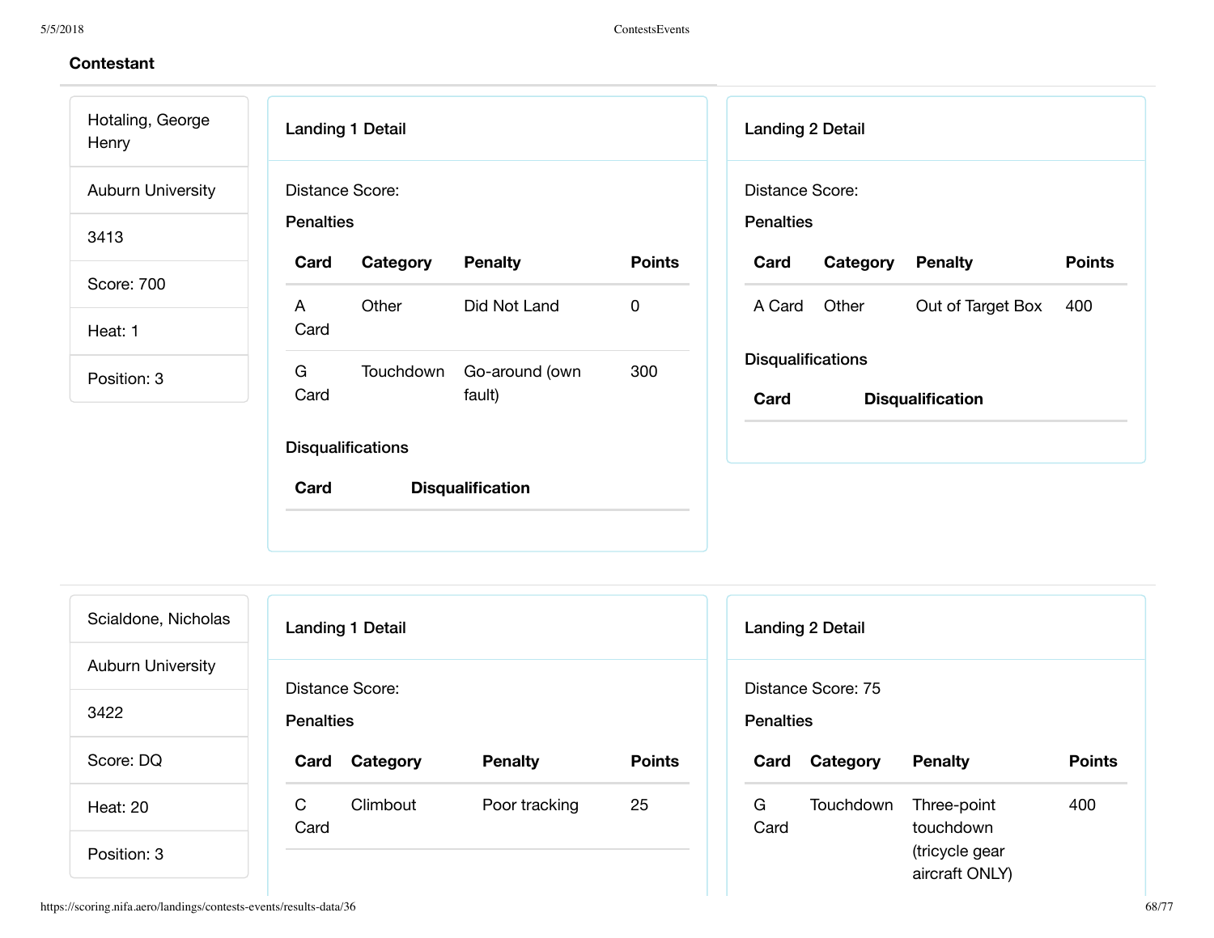**Contestant**

Hotaling, George Henry

Auburn University

3413

Score: 700

Heat: 1

Position: 3

**Landing 1 Detail**

Distance Score:

**Penalties**

| Card | Category | Penalty | Points |
|---|---|---|---|
| A Card | Other | Did Not Land | 0 |
| G Card | Touchdown | Go-around (own fault) | 300 |

**Disqualifications**

| Card | Disqualification |
|---|---|

**Landing 2 Detail**

Distance Score:

**Penalties**

| Card | Category | Penalty | Points |
|---|---|---|---|
| A Card | Other | Out of Target Box | 400 |

**Disqualifications**

| Card | Disqualification |
|---|---|

---

Scialdone, Nicholas

Auburn University

3422

Score: DQ

Heat: 20

Position: 3

**Landing 1 Detail**

Distance Score:

**Penalties**

| Card | Category | Penalty | Points |
|---|---|---|---|
| C Card | Climbout | Poor tracking | 25 |

**Landing 2 Detail**

Distance Score: 75

**Penalties**

| Card | Category | Penalty | Points |
|---|---|---|---|
| G Card | Touchdown | Three-point touchdown (tricycle gear aircraft ONLY) | 400 |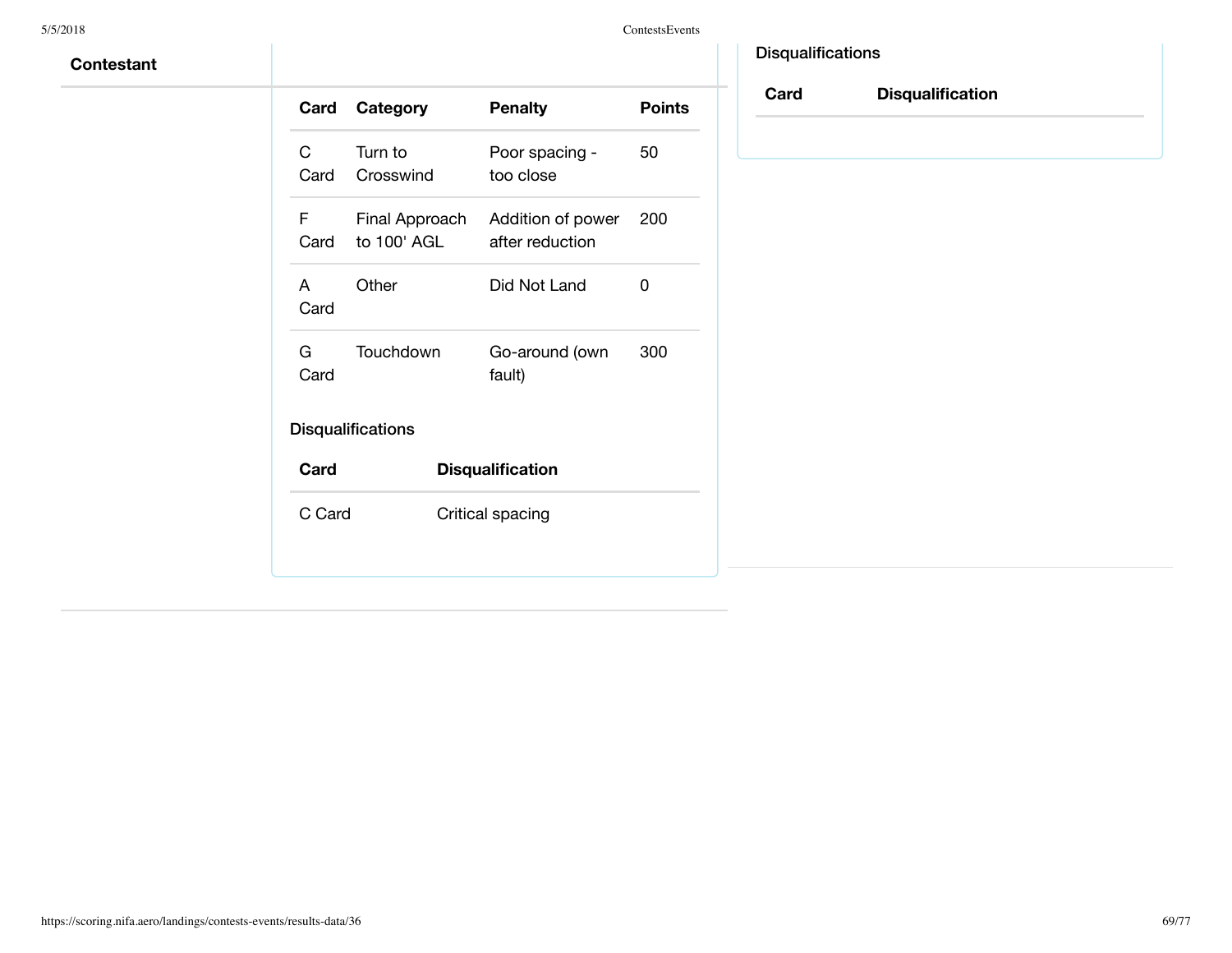**Contestant**

| Card | Category | Penalty | Points |
|---|---|---|---|
| C Card | Turn to Crosswind | Poor spacing - too close | 50 |
| F Card | Final Approach to 100' AGL | Addition of power after reduction | 200 |
| A Card | Other | Did Not Land | 0 |
| G Card | Touchdown | Go-around (own fault) | 300 |

Disqualifications

| Card | Disqualification |
|---|---|
| C Card | Critical spacing |

Disqualifications

| Card | Disqualification |
|---|---|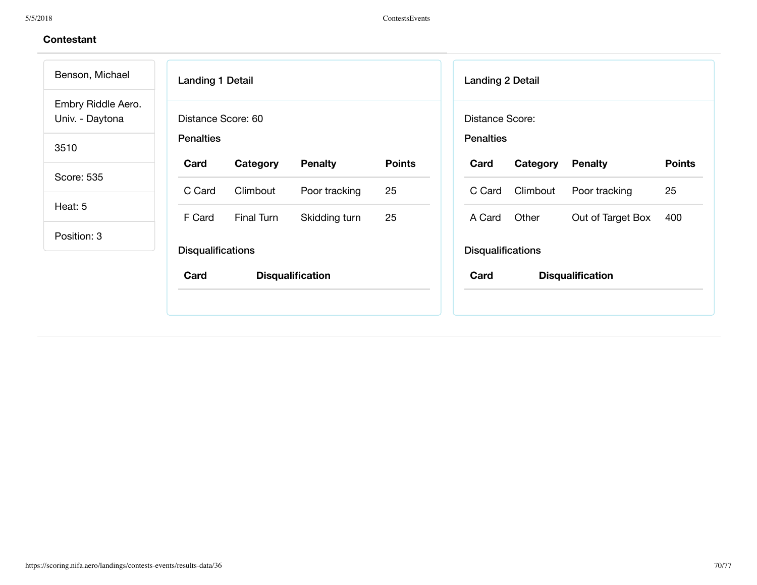**Contestant**

Benson, Michael

Embry Riddle Aero. Univ. - Daytona

3510

Score: 535

Heat: 5

Position: 3

### Landing 1 Detail

Distance Score: 60

**Penalties**

| Card | Category | Penalty | Points |
|---|---|---|---|
| C Card | Climbout | Poor tracking | 25 |
| F Card | Final Turn | Skidding turn | 25 |

**Disqualifications**

| Card | Disqualification |
|---|---|

### Landing 2 Detail

Distance Score:

**Penalties**

| Card | Category | Penalty | Points |
|---|---|---|---|
| C Card | Climbout | Poor tracking | 25 |
| A Card | Other | Out of Target Box | 400 |

**Disqualifications**

| Card | Disqualification |
|---|---|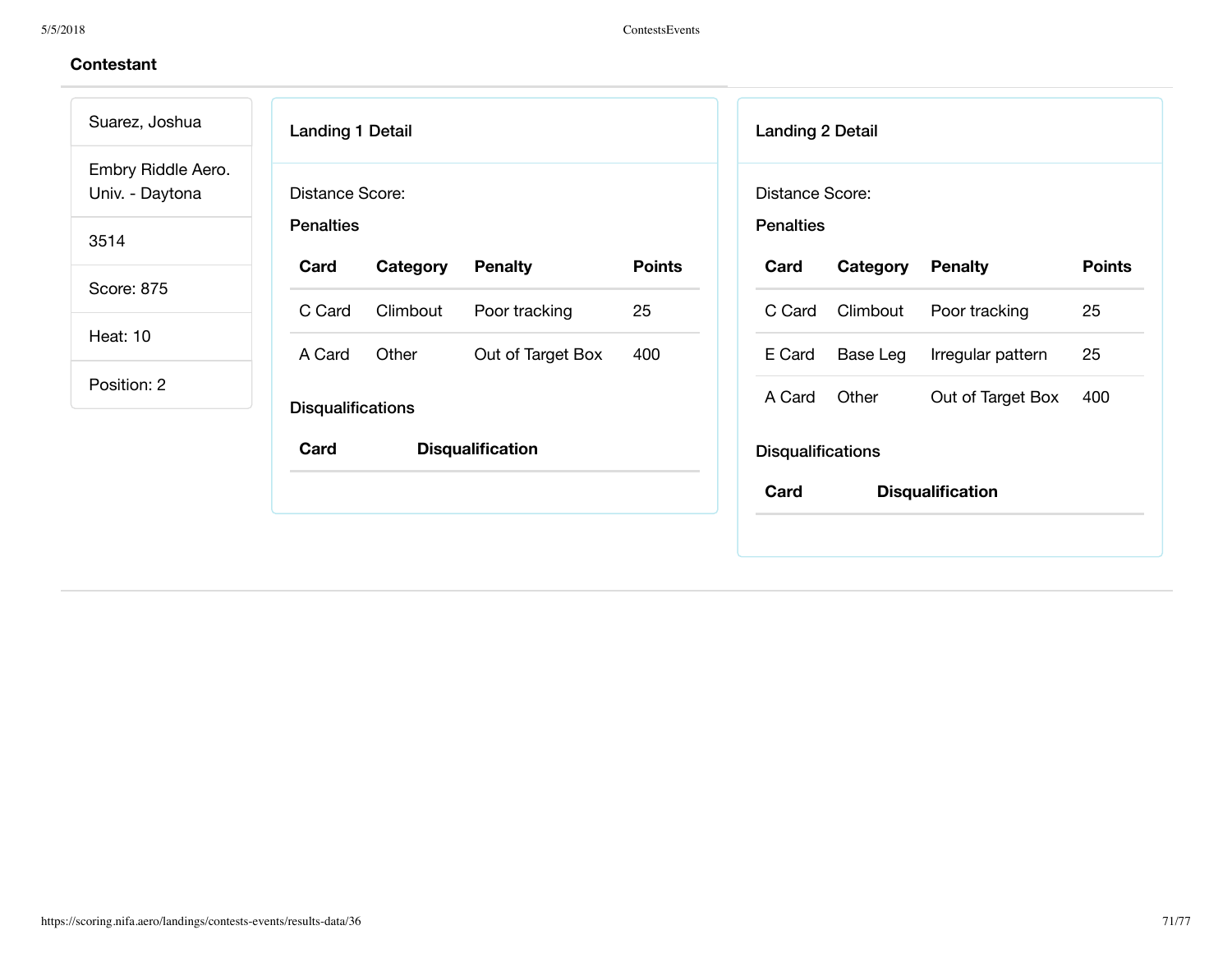## Contestant

Suarez, Joshua

Embry Riddle Aero. Univ. - Daytona

3514

Score: 875

Heat: 10

Position: 2

### Landing 1 Detail

Distance Score:

**Penalties**

| Card | Category | Penalty | Points |
|---|---|---|---|
| C Card | Climbout | Poor tracking | 25 |
| A Card | Other | Out of Target Box | 400 |

**Disqualifications**

| Card | Disqualification |
|---|---|

### Landing 2 Detail

Distance Score:

**Penalties**

| Card | Category | Penalty | Points |
|---|---|---|---|
| C Card | Climbout | Poor tracking | 25 |
| E Card | Base Leg | Irregular pattern | 25 |
| A Card | Other | Out of Target Box | 400 |

**Disqualifications**

| Card | Disqualification |
|---|---|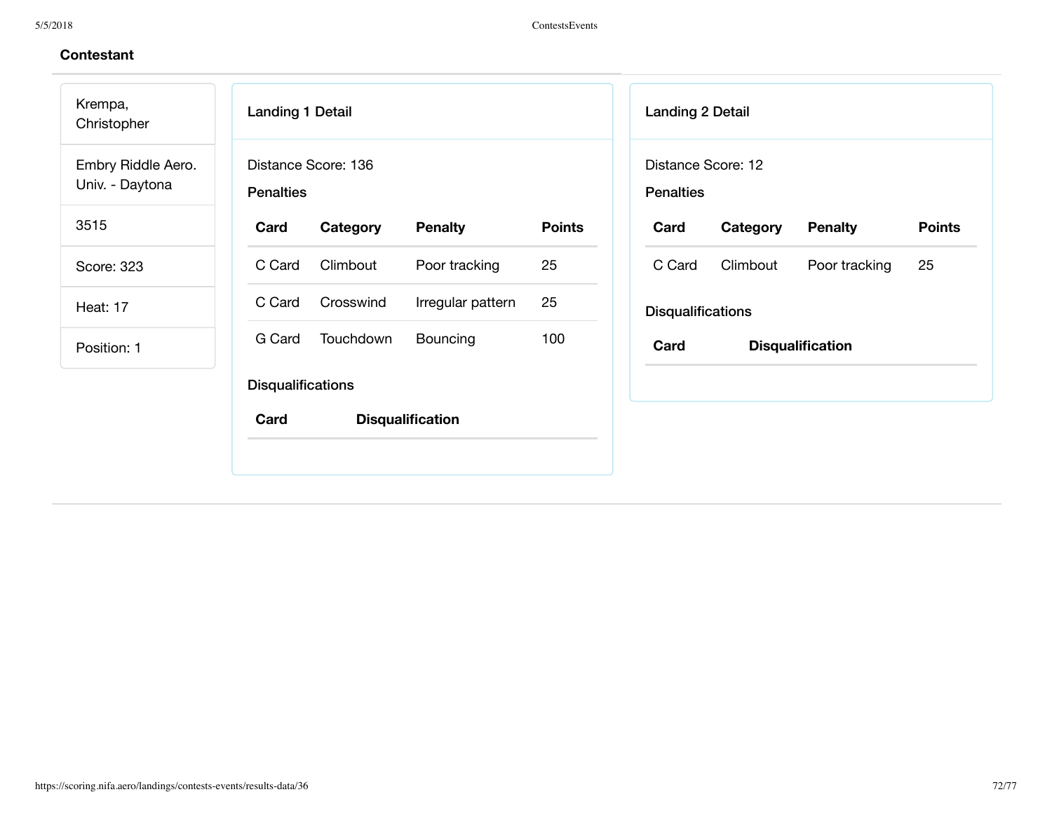## Contestant

Krempa, Christopher

Embry Riddle Aero. Univ. - Daytona

3515

Score: 323

Heat: 17

Position: 1

### Landing 1 Detail

Distance Score: 136

**Penalties**

| Card | Category | Penalty | Points |
|---|---|---|---|
| C Card | Climbout | Poor tracking | 25 |
| C Card | Crosswind | Irregular pattern | 25 |
| G Card | Touchdown | Bouncing | 100 |

**Disqualifications**

| Card | Disqualification |
|---|---|

### Landing 2 Detail

Distance Score: 12

**Penalties**

| Card | Category | Penalty | Points |
|---|---|---|---|
| C Card | Climbout | Poor tracking | 25 |

**Disqualifications**

| Card | Disqualification |
|---|---|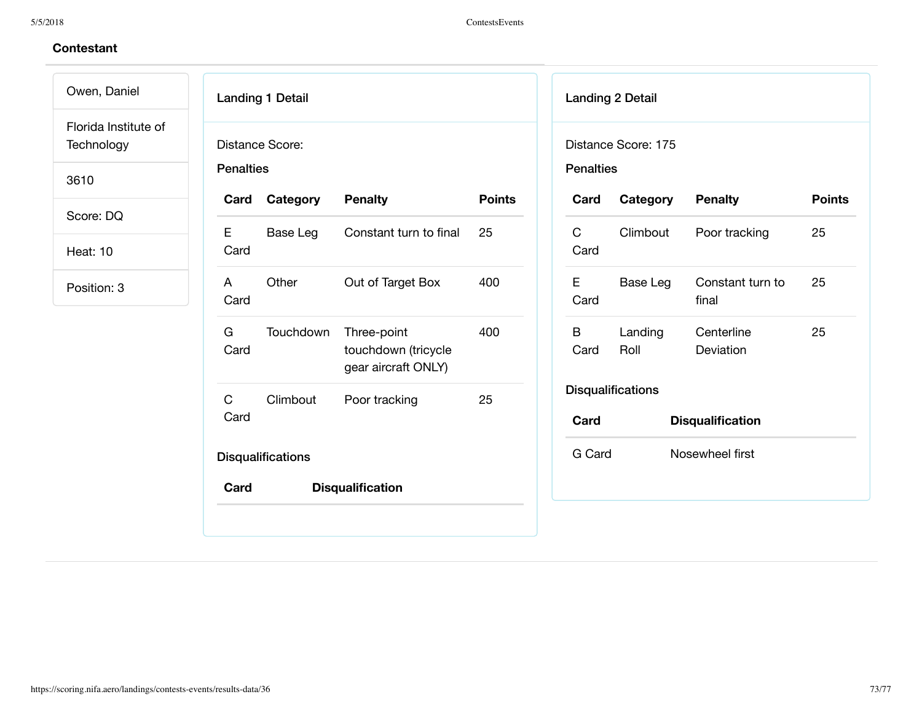## Contestant

Owen, Daniel

Florida Institute of Technology

3610

Score: DQ

Heat: 10

Position: 3

### Landing 1 Detail

Distance Score:

**Penalties**

| Card | Category | Penalty | Points |
|---|---|---|---|
| E Card | Base Leg | Constant turn to final | 25 |
| A Card | Other | Out of Target Box | 400 |
| G Card | Touchdown | Three-point touchdown (tricycle gear aircraft ONLY) | 400 |
| C Card | Climbout | Poor tracking | 25 |

**Disqualifications**

| Card | Disqualification |
|---|---|

### Landing 2 Detail

Distance Score: 175

**Penalties**

| Card | Category | Penalty | Points |
|---|---|---|---|
| C Card | Climbout | Poor tracking | 25 |
| E Card | Base Leg | Constant turn to final | 25 |
| B Card | Landing Roll | Centerline Deviation | 25 |

**Disqualifications**

| Card | Disqualification |
|---|---|
| G Card | Nosewheel first |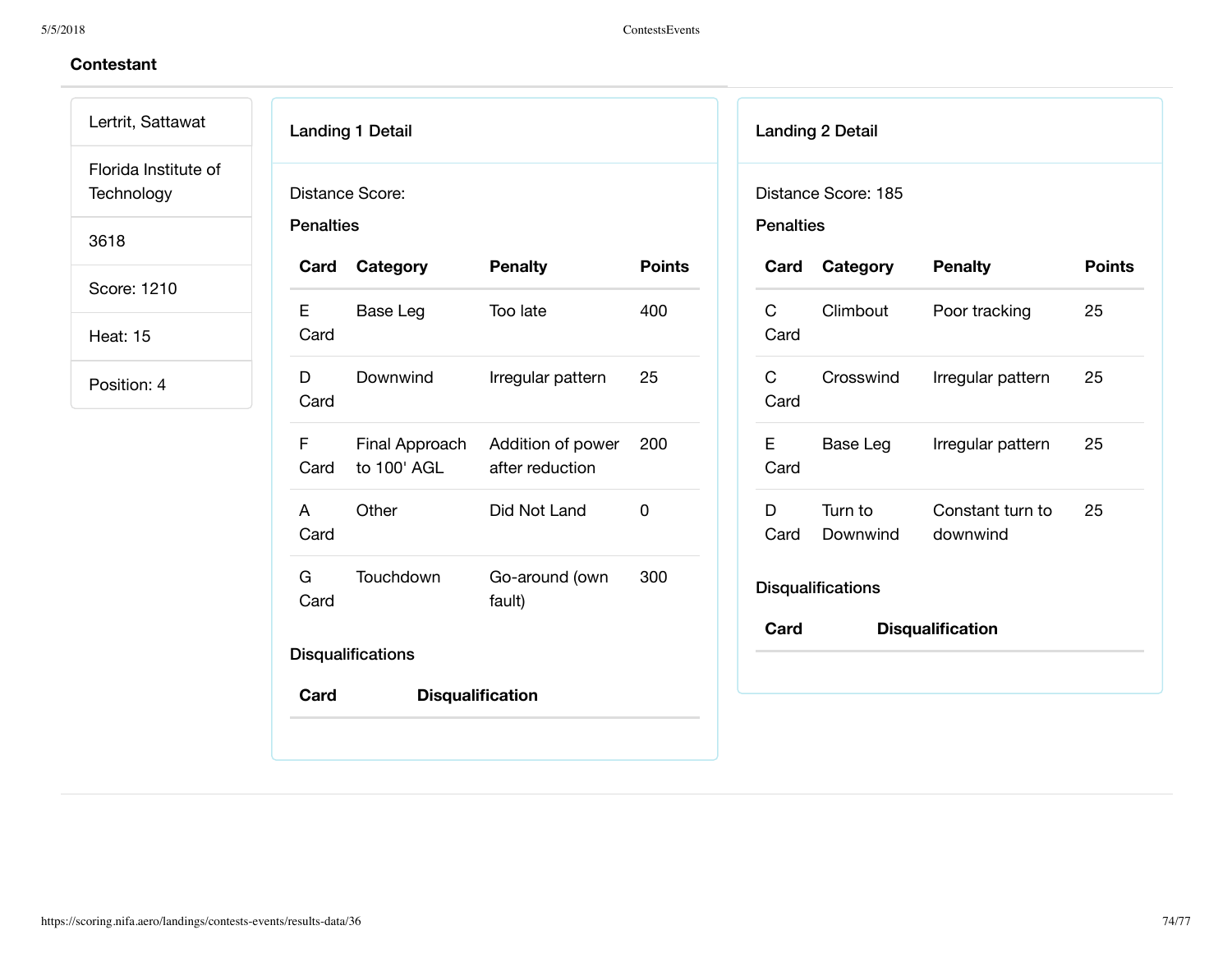## Contestant

Lertrit, Sattawat

Florida Institute of Technology

3618

Score: 1210

Heat: 15

Position: 4

### Landing 1 Detail

Distance Score:

**Penalties**

| Card | Category | Penalty | Points |
|---|---|---|---|
| E Card | Base Leg | Too late | 400 |
| D Card | Downwind | Irregular pattern | 25 |
| F Card | Final Approach to 100' AGL | Addition of power after reduction | 200 |
| A Card | Other | Did Not Land | 0 |
| G Card | Touchdown | Go-around (own fault) | 300 |

**Disqualifications**

| Card | Disqualification |
|---|---|

### Landing 2 Detail

Distance Score: 185

**Penalties**

| Card | Category | Penalty | Points |
|---|---|---|---|
| C Card | Climbout | Poor tracking | 25 |
| C Card | Crosswind | Irregular pattern | 25 |
| E Card | Base Leg | Irregular pattern | 25 |
| D Card | Turn to Downwind | Constant turn to downwind | 25 |

**Disqualifications**

| Card | Disqualification |
|---|---|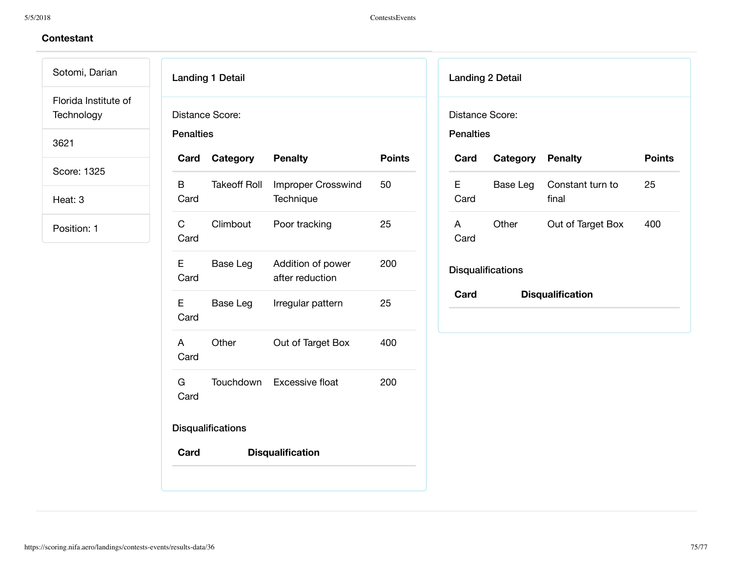**Contestant**

Sotomi, Darian

Florida Institute of Technology

3621

Score: 1325

Heat: 3

Position: 1

### Landing 1 Detail

Distance Score:

**Penalties**

| Card | Category | Penalty | Points |
|---|---|---|---|
| B Card | Takeoff Roll | Improper Crosswind Technique | 50 |
| C Card | Climbout | Poor tracking | 25 |
| E Card | Base Leg | Addition of power after reduction | 200 |
| E Card | Base Leg | Irregular pattern | 25 |
| A Card | Other | Out of Target Box | 400 |
| G Card | Touchdown | Excessive float | 200 |

**Disqualifications**

| Card | Disqualification |
|---|---|

### Landing 2 Detail

Distance Score:

**Penalties**

| Card | Category | Penalty | Points |
|---|---|---|---|
| E Card | Base Leg | Constant turn to final | 25 |
| A Card | Other | Out of Target Box | 400 |

**Disqualifications**

| Card | Disqualification |
|---|---|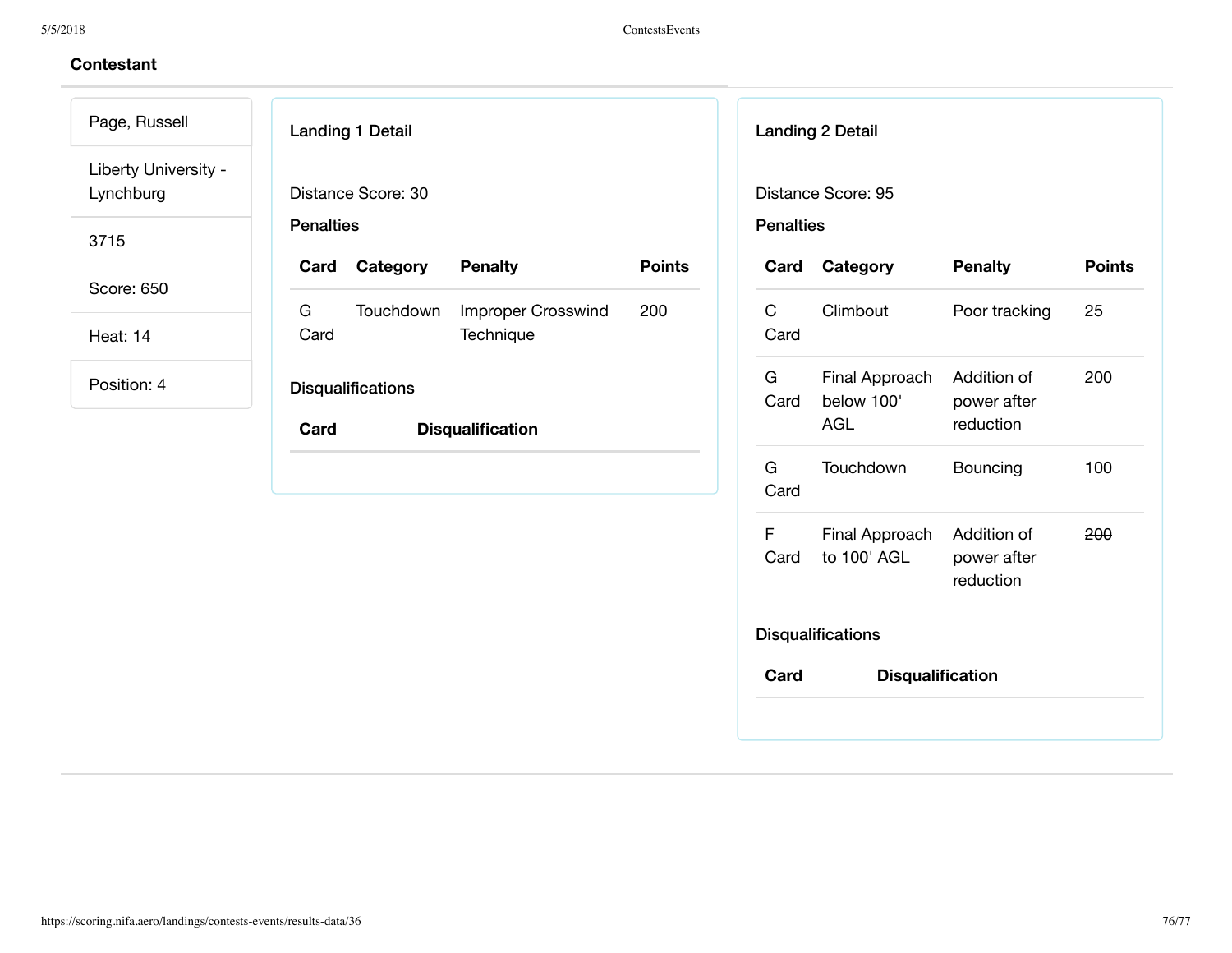### Contestant

Page, Russell

Liberty University - Lynchburg

3715

Score: 650

Heat: 14

Position: 4

#### Landing 1 Detail

Distance Score: 30

**Penalties**

| Card | Category | Penalty | Points |
|---|---|---|---|
| G Card | Touchdown | Improper Crosswind Technique | 200 |

**Disqualifications**

| Card | Disqualification |
|---|---|

#### Landing 2 Detail

Distance Score: 95

**Penalties**

| Card | Category | Penalty | Points |
|---|---|---|---|
| C Card | Climbout | Poor tracking | 25 |
| G Card | Final Approach below 100' AGL | Addition of power after reduction | 200 |
| G Card | Touchdown | Bouncing | 100 |
| F Card | Final Approach to 100' AGL | Addition of power after reduction | ~~200~~ |

**Disqualifications**

| Card | Disqualification |
|---|---|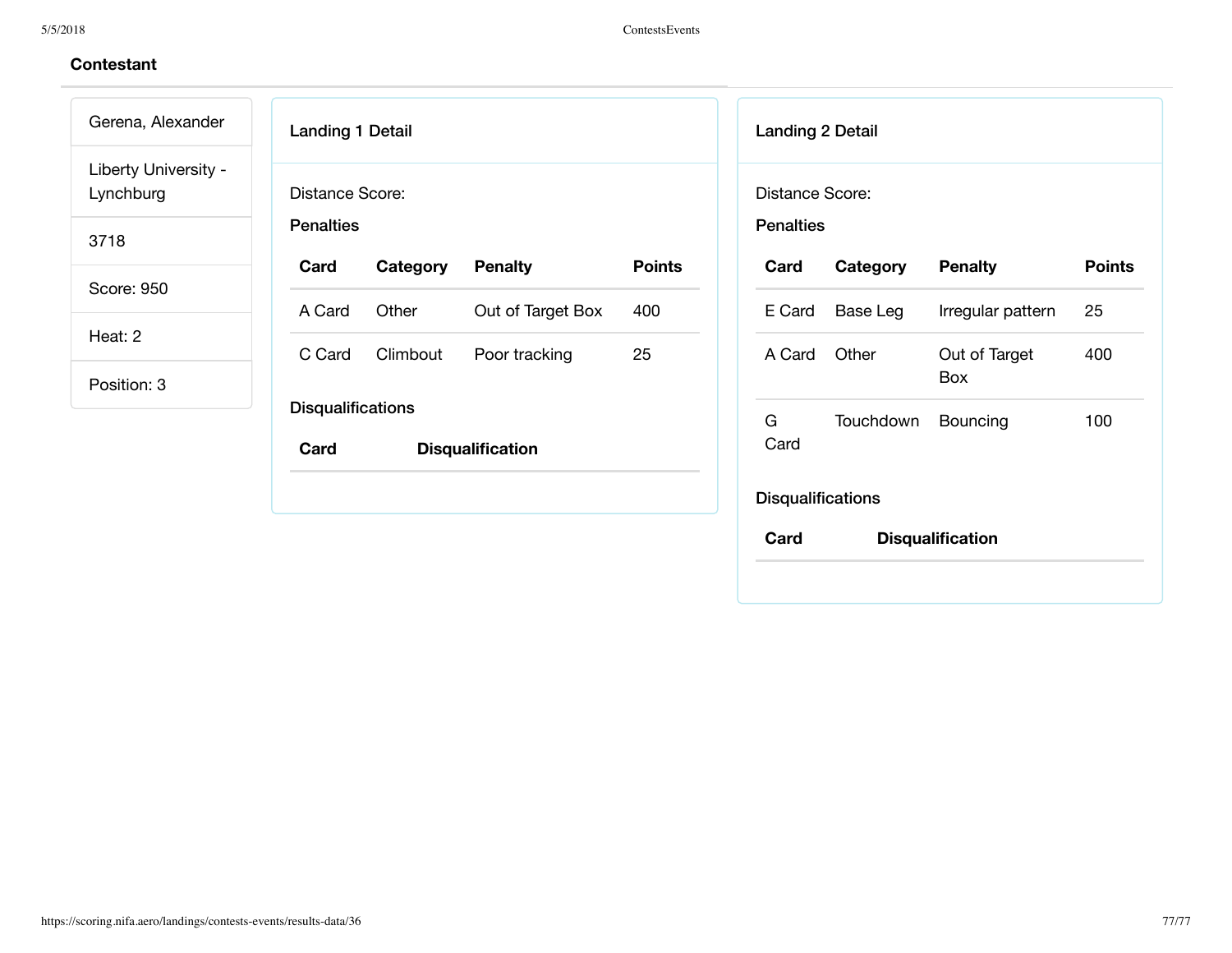### Contestant

Gerena, Alexander

Liberty University - Lynchburg

3718

Score: 950

Heat: 2

Position: 3

#### Landing 1 Detail

Distance Score:

**Penalties**

| Card | Category | Penalty | Points |
|---|---|---|---|
| A Card | Other | Out of Target Box | 400 |
| C Card | Climbout | Poor tracking | 25 |

**Disqualifications**

| Card | Disqualification |
|---|---|

#### Landing 2 Detail

Distance Score:

**Penalties**

| Card | Category | Penalty | Points |
|---|---|---|---|
| E Card | Base Leg | Irregular pattern | 25 |
| A Card | Other | Out of Target Box | 400 |
| G Card | Touchdown | Bouncing | 100 |

**Disqualifications**

| Card | Disqualification |
|---|---|